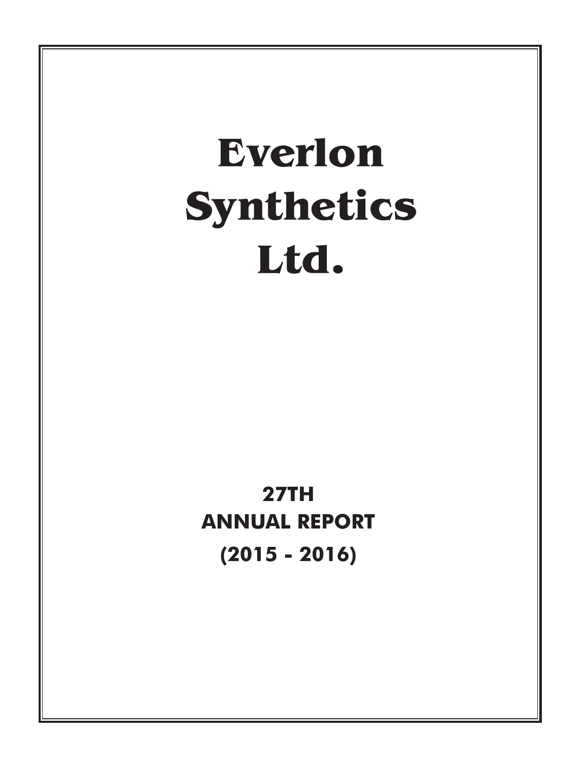# Everlon Synthetics Ltd.

**27TH**

**ANNUAL REPORT**

**(2015 - 2016)**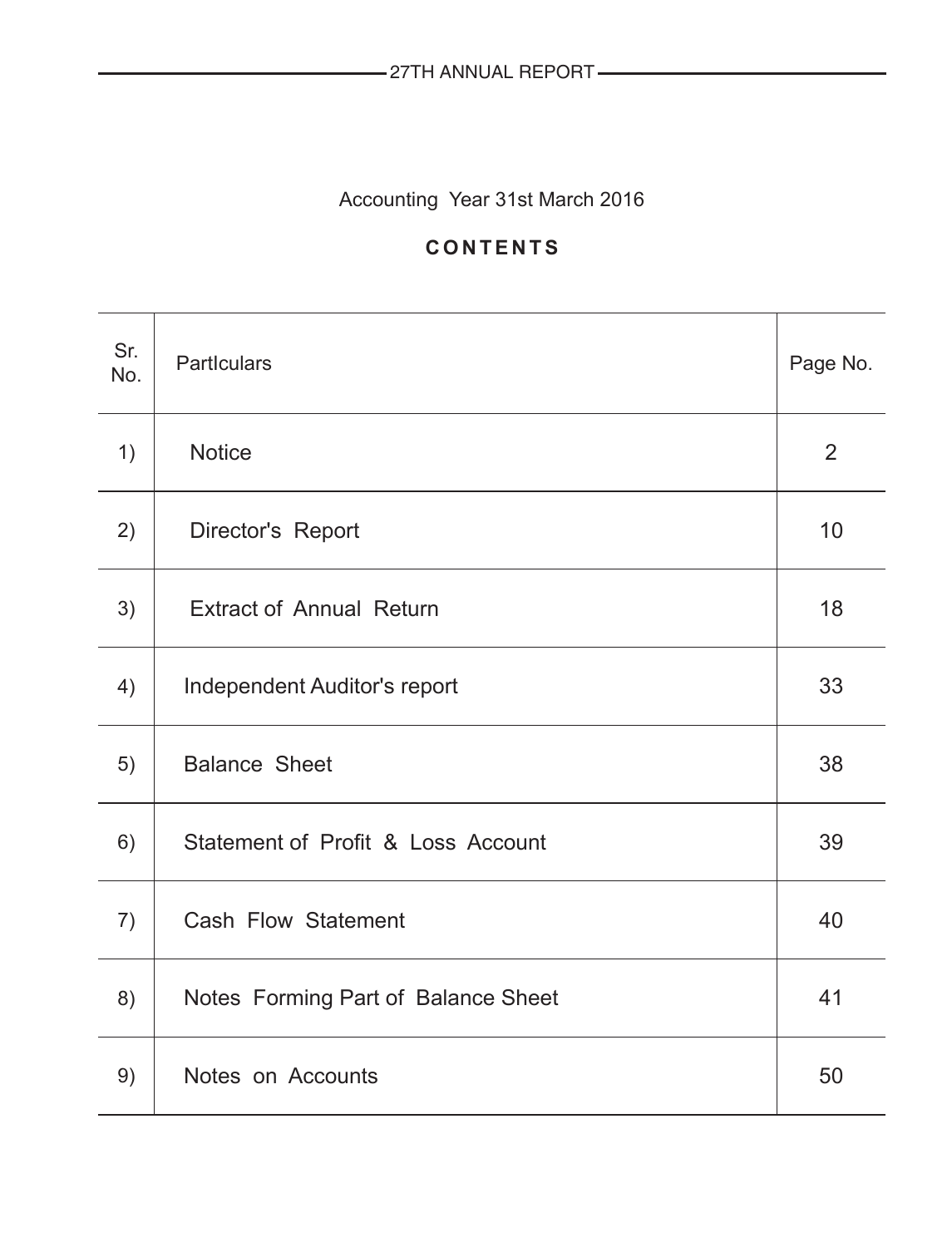Accounting Year 31st March 2016

## CONTENTS

| Sr. No. | Particulars | Page No. |
|---|---|---|
| 1) | Notice | 2 |
| 2) | Director's Report | 10 |
| 3) | Extract of Annual Return | 18 |
| 4) | Independent Auditor's report | 33 |
| 5) | Balance Sheet | 38 |
| 6) | Statement of Profit & Loss Account | 39 |
| 7) | Cash Flow Statement | 40 |
| 8) | Notes Forming Part of Balance Sheet | 41 |
| 9) | Notes on Accounts | 50 |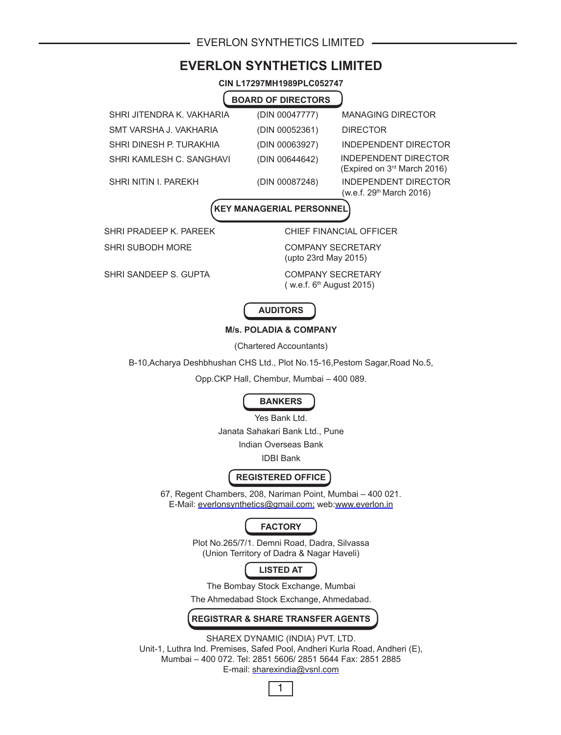# EVERLON SYNTHETICS LIMITED

**CIN L17297MH1989PLC052747**

## BOARD OF DIRECTORS

| | | |
|---|---|---|
| SHRI JITENDRA K. VAKHARIA | (DIN 00047777) | MANAGING DIRECTOR |
| SMT VARSHA J. VAKHARIA | (DIN 00052361) | DIRECTOR |
| SHRI DINESH P. TURAKHIA | (DIN 00063927) | INDEPENDENT DIRECTOR |
| SHRI KAMLESH C. SANGHAVI | (DIN 00644642) | INDEPENDENT DIRECTOR (Expired on 3rd March 2016) |
| SHRI NITIN I. PAREKH | (DIN 00087248) | INDEPENDENT DIRECTOR (w.e.f. 29th March 2016) |

## KEY MANAGERIAL PERSONNEL

| | |
|---|---|
| SHRI PRADEEP K. PAREEK | CHIEF FINANCIAL OFFICER |
| SHRI SUBODH MORE | COMPANY SECRETARY (upto 23rd May 2015) |
| SHRI SANDEEP S. GUPTA | COMPANY SECRETARY ( w.e.f. 6th August 2015) |

## AUDITORS

**M/s. POLADIA & COMPANY**

(Chartered Accountants)

B-10,Acharya Deshbhushan CHS Ltd., Plot No.15-16,Pestom Sagar,Road No.5,

Opp.CKP Hall, Chembur, Mumbai – 400 089.

## BANKERS

Yes Bank Ltd.

Janata Sahakari Bank Ltd., Pune

Indian Overseas Bank

IDBI Bank

## REGISTERED OFFICE

67, Regent Chambers, 208, Nariman Point, Mumbai – 400 021.
E-Mail: everlonsynthetics@gmail.com; web:www.everlon.in

## FACTORY

Plot No.265/7/1. Demni Road, Dadra, Silvassa
(Union Territory of Dadra & Nagar Haveli)

## LISTED AT

The Bombay Stock Exchange, Mumbai

The Ahmedabad Stock Exchange, Ahmedabad.

## REGISTRAR & SHARE TRANSFER AGENTS

SHAREX DYNAMIC (INDIA) PVT. LTD.
Unit-1, Luthra Ind. Premises, Safed Pool, Andheri Kurla Road, Andheri (E),
Mumbai – 400 072. Tel: 2851 5606/ 2851 5644 Fax: 2851 2885
E-mail: sharexindia@vsnl.com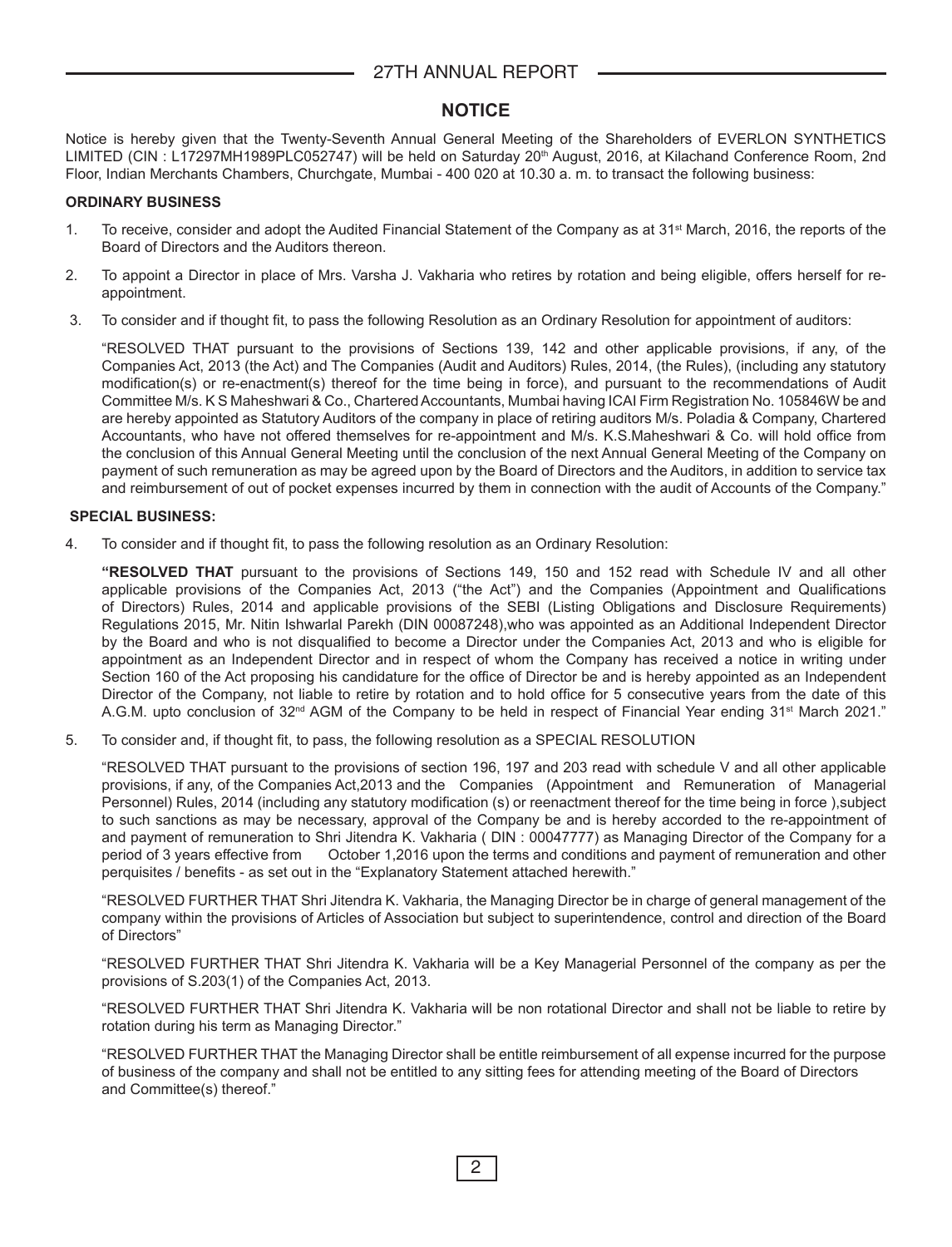## NOTICE

Notice is hereby given that the Twenty-Seventh Annual General Meeting of the Shareholders of EVERLON SYNTHETICS LIMITED (CIN : L17297MH1989PLC052747) will be held on Saturday 20th August, 2016, at Kilachand Conference Room, 2nd Floor, Indian Merchants Chambers, Churchgate, Mumbai - 400 020 at 10.30 a. m. to transact the following business:

**ORDINARY BUSINESS**

1. To receive, consider and adopt the Audited Financial Statement of the Company as at 31st March, 2016, the reports of the Board of Directors and the Auditors thereon.

2. To appoint a Director in place of Mrs. Varsha J. Vakharia who retires by rotation and being eligible, offers herself for re-appointment.

3. To consider and if thought fit, to pass the following Resolution as an Ordinary Resolution for appointment of auditors:

   "RESOLVED THAT pursuant to the provisions of Sections 139, 142 and other applicable provisions, if any, of the Companies Act, 2013 (the Act) and The Companies (Audit and Auditors) Rules, 2014, (the Rules), (including any statutory modification(s) or re-enactment(s) thereof for the time being in force), and pursuant to the recommendations of Audit Committee M/s. K S Maheshwari & Co., Chartered Accountants, Mumbai having ICAI Firm Registration No. 105846W be and are hereby appointed as Statutory Auditors of the company in place of retiring auditors M/s. Poladia & Company, Chartered Accountants, who have not offered themselves for re-appointment and M/s. K.S.Maheshwari & Co. will hold office from the conclusion of this Annual General Meeting until the conclusion of the next Annual General Meeting of the Company on payment of such remuneration as may be agreed upon by the Board of Directors and the Auditors, in addition to service tax and reimbursement of out of pocket expenses incurred by them in connection with the audit of Accounts of the Company."

**SPECIAL BUSINESS:**

4. To consider and if thought fit, to pass the following resolution as an Ordinary Resolution:

   **"RESOLVED THAT** pursuant to the provisions of Sections 149, 150 and 152 read with Schedule IV and all other applicable provisions of the Companies Act, 2013 ("the Act") and the Companies (Appointment and Qualifications of Directors) Rules, 2014 and applicable provisions of the SEBI (Listing Obligations and Disclosure Requirements) Regulations 2015, Mr. Nitin Ishwarlal Parekh (DIN 00087248),who was appointed as an Additional Independent Director by the Board and who is not disqualified to become a Director under the Companies Act, 2013 and who is eligible for appointment as an Independent Director and in respect of whom the Company has received a notice in writing under Section 160 of the Act proposing his candidature for the office of Director be and is hereby appointed as an Independent Director of the Company, not liable to retire by rotation and to hold office for 5 consecutive years from the date of this A.G.M. upto conclusion of 32nd AGM of the Company to be held in respect of Financial Year ending 31st March 2021."

5. To consider and, if thought fit, to pass, the following resolution as a SPECIAL RESOLUTION

   "RESOLVED THAT pursuant to the provisions of section 196, 197 and 203 read with schedule V and all other applicable provisions, if any, of the Companies Act,2013 and the Companies (Appointment and Remuneration of Managerial Personnel) Rules, 2014 (including any statutory modification (s) or reenactment thereof for the time being in force ),subject to such sanctions as may be necessary, approval of the Company be and is hereby accorded to the re-appointment of and payment of remuneration to Shri Jitendra K. Vakharia ( DIN : 00047777) as Managing Director of the Company for a period of 3 years effective from October 1,2016 upon the terms and conditions and payment of remuneration and other perquisites / benefits - as set out in the "Explanatory Statement attached herewith."

   "RESOLVED FURTHER THAT Shri Jitendra K. Vakharia, the Managing Director be in charge of general management of the company within the provisions of Articles of Association but subject to superintendence, control and direction of the Board of Directors"

   "RESOLVED FURTHER THAT Shri Jitendra K. Vakharia will be a Key Managerial Personnel of the company as per the provisions of S.203(1) of the Companies Act, 2013.

   "RESOLVED FURTHER THAT Shri Jitendra K. Vakharia will be non rotational Director and shall not be liable to retire by rotation during his term as Managing Director."

   "RESOLVED FURTHER THAT the Managing Director shall be entitle reimbursement of all expense incurred for the purpose of business of the company and shall not be entitled to any sitting fees for attending meeting of the Board of Directors and Committee(s) thereof."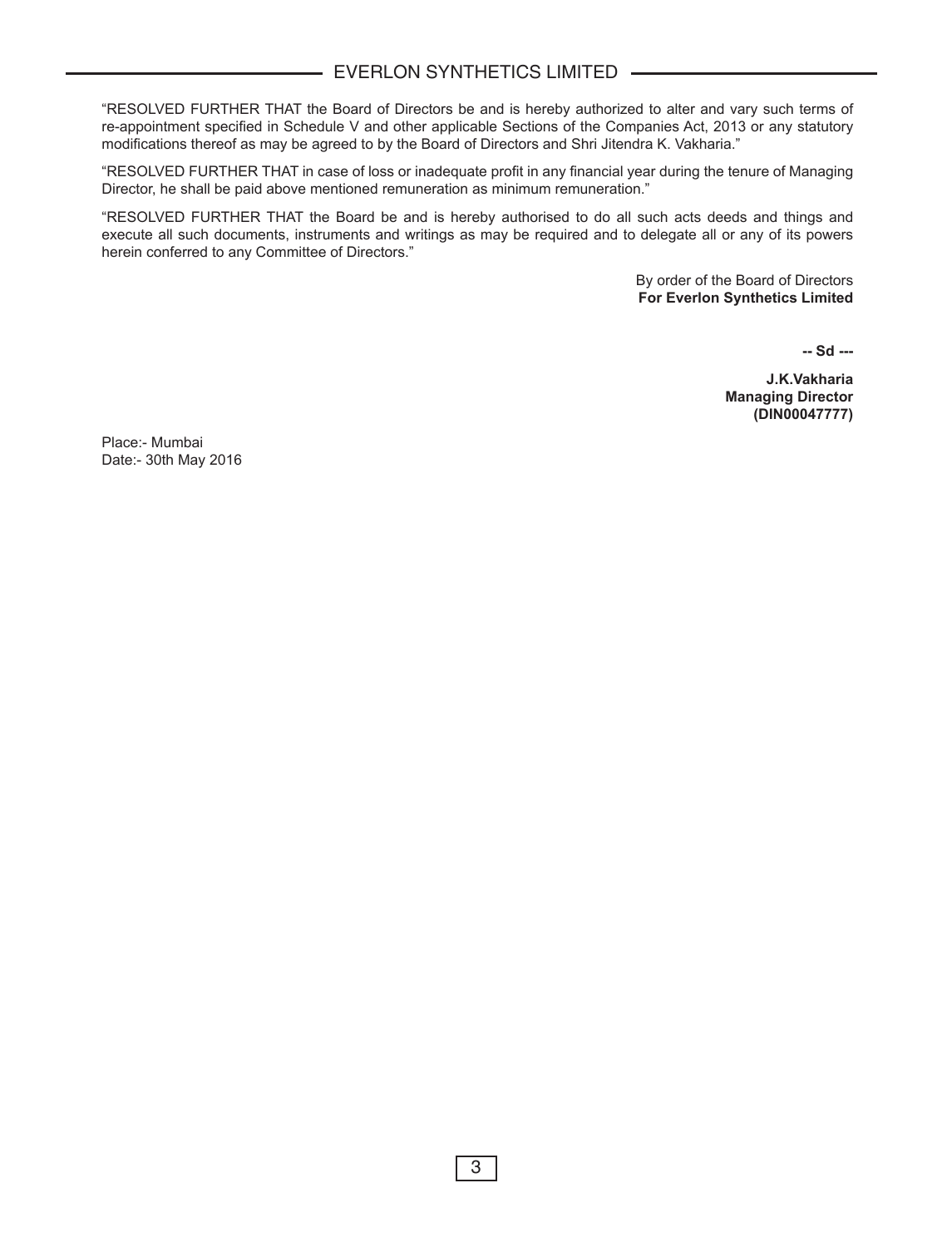"RESOLVED FURTHER THAT the Board of Directors be and is hereby authorized to alter and vary such terms of re-appointment specified in Schedule V and other applicable Sections of the Companies Act, 2013 or any statutory modifications thereof as may be agreed to by the Board of Directors and Shri Jitendra K. Vakharia."

"RESOLVED FURTHER THAT in case of loss or inadequate profit in any financial year during the tenure of Managing Director, he shall be paid above mentioned remuneration as minimum remuneration."

"RESOLVED FURTHER THAT the Board be and is hereby authorised to do all such acts deeds and things and execute all such documents, instruments and writings as may be required and to delegate all or any of its powers herein conferred to any Committee of Directors."

By order of the Board of Directors
**For Everlon Synthetics Limited**

**-- Sd ---**

**J.K.Vakharia**
**Managing Director**
**(DIN00047777)**

Place:- Mumbai
Date:- 30th May 2016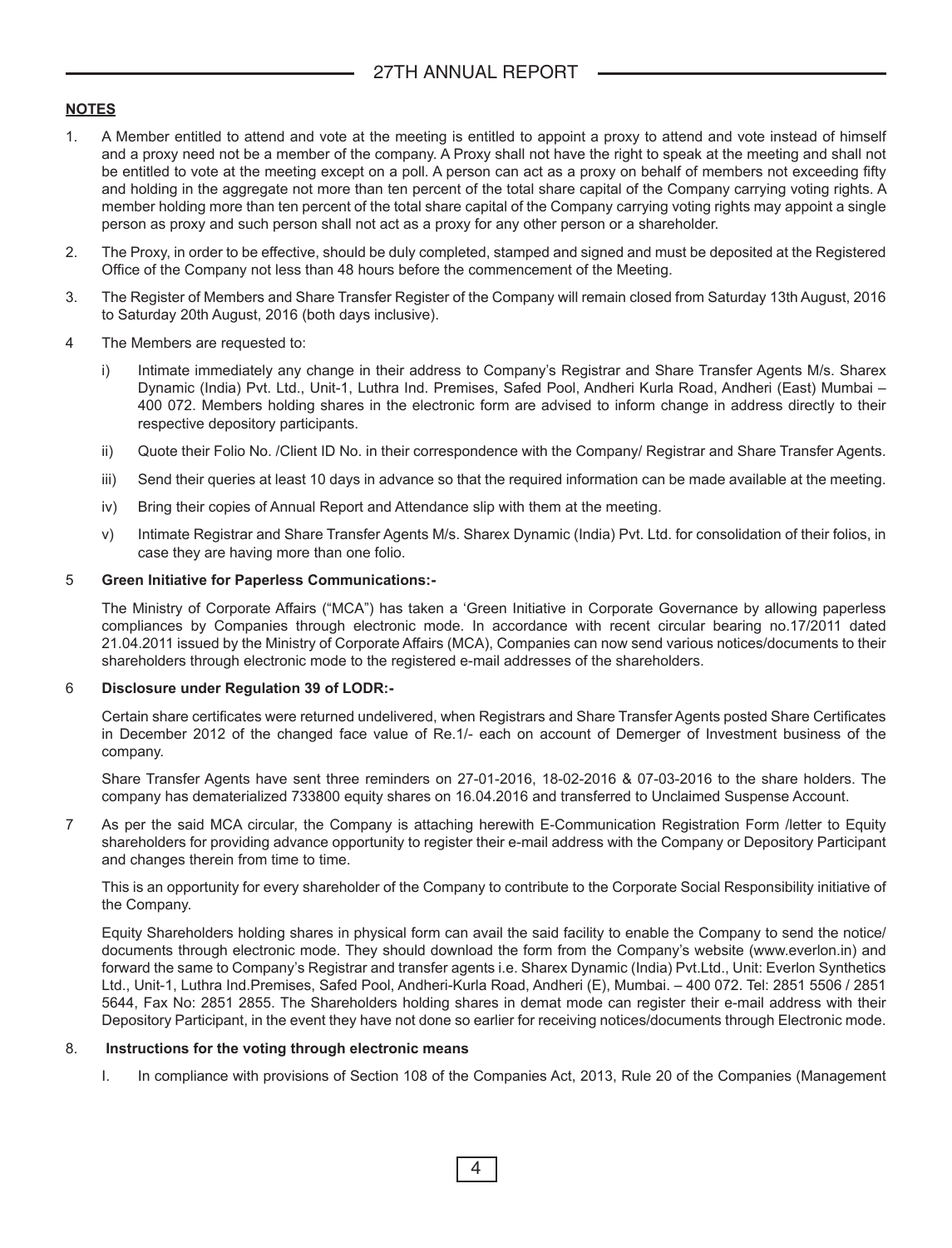## NOTES

1. A Member entitled to attend and vote at the meeting is entitled to appoint a proxy to attend and vote instead of himself and a proxy need not be a member of the company. A Proxy shall not have the right to speak at the meeting and shall not be entitled to vote at the meeting except on a poll. A person can act as a proxy on behalf of members not exceeding fifty and holding in the aggregate not more than ten percent of the total share capital of the Company carrying voting rights. A member holding more than ten percent of the total share capital of the Company carrying voting rights may appoint a single person as proxy and such person shall not act as a proxy for any other person or a shareholder.

2. The Proxy, in order to be effective, should be duly completed, stamped and signed and must be deposited at the Registered Office of the Company not less than 48 hours before the commencement of the Meeting.

3. The Register of Members and Share Transfer Register of the Company will remain closed from Saturday 13th August, 2016 to Saturday 20th August, 2016 (both days inclusive).

4 The Members are requested to:

   i) Intimate immediately any change in their address to Company's Registrar and Share Transfer Agents M/s. Sharex Dynamic (India) Pvt. Ltd., Unit-1, Luthra Ind. Premises, Safed Pool, Andheri Kurla Road, Andheri (East) Mumbai – 400 072. Members holding shares in the electronic form are advised to inform change in address directly to their respective depository participants.

   ii) Quote their Folio No. /Client ID No. in their correspondence with the Company/ Registrar and Share Transfer Agents.

   iii) Send their queries at least 10 days in advance so that the required information can be made available at the meeting.

   iv) Bring their copies of Annual Report and Attendance slip with them at the meeting.

   v) Intimate Registrar and Share Transfer Agents M/s. Sharex Dynamic (India) Pvt. Ltd. for consolidation of their folios, in case they are having more than one folio.

5 **Green Initiative for Paperless Communications:-**

   The Ministry of Corporate Affairs ("MCA") has taken a 'Green Initiative in Corporate Governance by allowing paperless compliances by Companies through electronic mode. In accordance with recent circular bearing no.17/2011 dated 21.04.2011 issued by the Ministry of Corporate Affairs (MCA), Companies can now send various notices/documents to their shareholders through electronic mode to the registered e-mail addresses of the shareholders.

6 **Disclosure under Regulation 39 of LODR:-**

   Certain share certificates were returned undelivered, when Registrars and Share Transfer Agents posted Share Certificates in December 2012 of the changed face value of Re.1/- each on account of Demerger of Investment business of the company.

   Share Transfer Agents have sent three reminders on 27-01-2016, 18-02-2016 & 07-03-2016 to the share holders. The company has dematerialized 733800 equity shares on 16.04.2016 and transferred to Unclaimed Suspense Account.

7 As per the said MCA circular, the Company is attaching herewith E-Communication Registration Form /letter to Equity shareholders for providing advance opportunity to register their e-mail address with the Company or Depository Participant and changes therein from time to time.

   This is an opportunity for every shareholder of the Company to contribute to the Corporate Social Responsibility initiative of the Company.

   Equity Shareholders holding shares in physical form can avail the said facility to enable the Company to send the notice/ documents through electronic mode. They should download the form from the Company's website (www.everlon.in) and forward the same to Company's Registrar and transfer agents i.e. Sharex Dynamic (India) Pvt.Ltd., Unit: Everlon Synthetics Ltd., Unit-1, Luthra Ind.Premises, Safed Pool, Andheri-Kurla Road, Andheri (E), Mumbai. – 400 072. Tel: 2851 5506 / 2851 5644, Fax No: 2851 2855. The Shareholders holding shares in demat mode can register their e-mail address with their Depository Participant, in the event they have not done so earlier for receiving notices/documents through Electronic mode.

8. **Instructions for the voting through electronic means**

   I. In compliance with provisions of Section 108 of the Companies Act, 2013, Rule 20 of the Companies (Management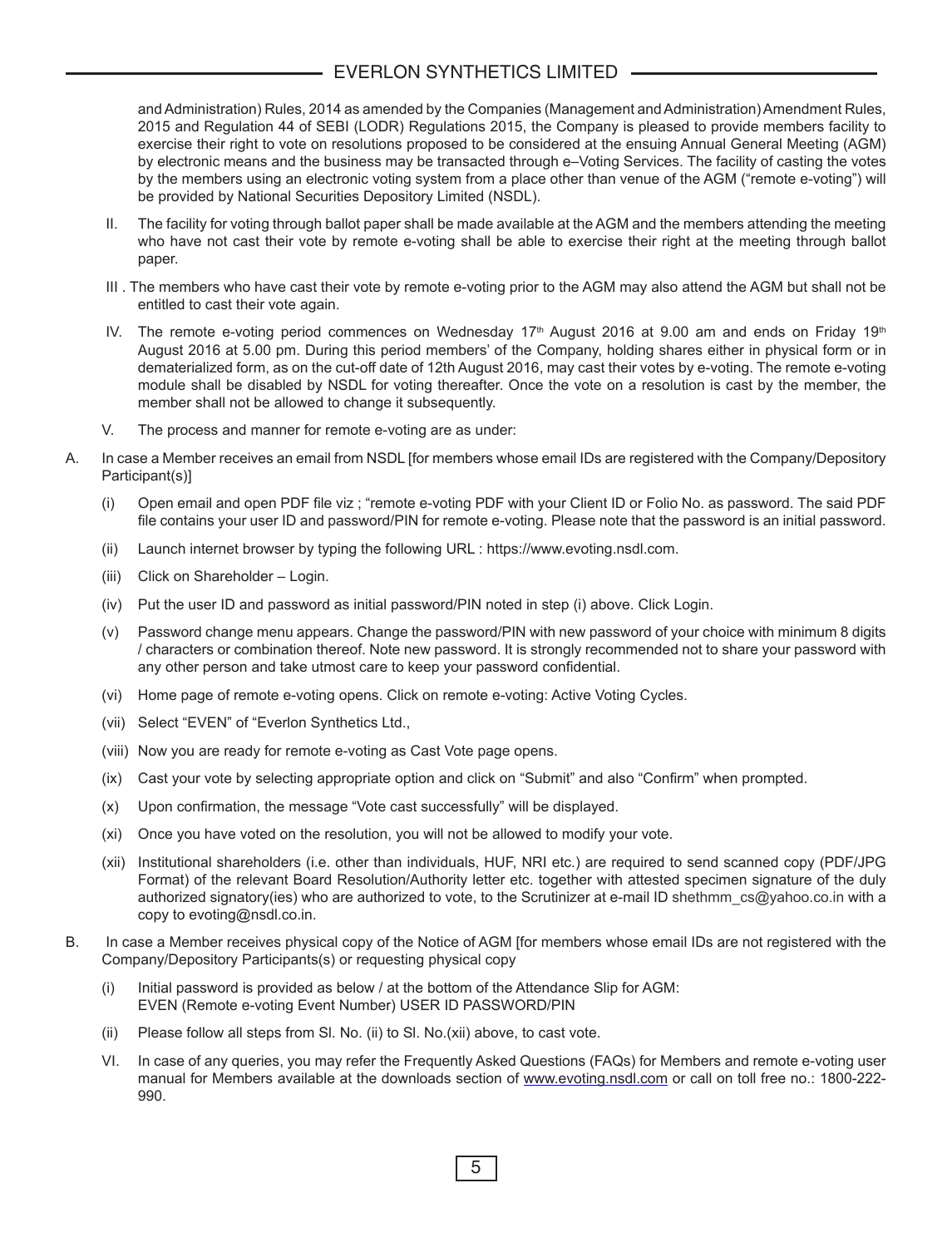and Administration) Rules, 2014 as amended by the Companies (Management and Administration) Amendment Rules, 2015 and Regulation 44 of SEBI (LODR) Regulations 2015, the Company is pleased to provide members facility to exercise their right to vote on resolutions proposed to be considered at the ensuing Annual General Meeting (AGM) by electronic means and the business may be transacted through e–Voting Services. The facility of casting the votes by the members using an electronic voting system from a place other than venue of the AGM ("remote e-voting") will be provided by National Securities Depository Limited (NSDL).

II. The facility for voting through ballot paper shall be made available at the AGM and the members attending the meeting who have not cast their vote by remote e-voting shall be able to exercise their right at the meeting through ballot paper.

III . The members who have cast their vote by remote e-voting prior to the AGM may also attend the AGM but shall not be entitled to cast their vote again.

IV. The remote e-voting period commences on Wednesday 17th August 2016 at 9.00 am and ends on Friday 19th August 2016 at 5.00 pm. During this period members' of the Company, holding shares either in physical form or in dematerialized form, as on the cut-off date of 12th August 2016, may cast their votes by e-voting. The remote e-voting module shall be disabled by NSDL for voting thereafter. Once the vote on a resolution is cast by the member, the member shall not be allowed to change it subsequently.

V. The process and manner for remote e-voting are as under:

A. In case a Member receives an email from NSDL [for members whose email IDs are registered with the Company/Depository Participant(s)]

(i) Open email and open PDF file viz ; "remote e-voting PDF with your Client ID or Folio No. as password. The said PDF file contains your user ID and password/PIN for remote e-voting. Please note that the password is an initial password.

(ii) Launch internet browser by typing the following URL : https://www.evoting.nsdl.com.

(iii) Click on Shareholder – Login.

(iv) Put the user ID and password as initial password/PIN noted in step (i) above. Click Login.

(v) Password change menu appears. Change the password/PIN with new password of your choice with minimum 8 digits / characters or combination thereof. Note new password. It is strongly recommended not to share your password with any other person and take utmost care to keep your password confidential.

(vi) Home page of remote e-voting opens. Click on remote e-voting: Active Voting Cycles.

(vii) Select "EVEN" of "Everlon Synthetics Ltd.,

(viii) Now you are ready for remote e-voting as Cast Vote page opens.

(ix) Cast your vote by selecting appropriate option and click on "Submit" and also "Confirm" when prompted.

(x) Upon confirmation, the message "Vote cast successfully" will be displayed.

(xi) Once you have voted on the resolution, you will not be allowed to modify your vote.

(xii) Institutional shareholders (i.e. other than individuals, HUF, NRI etc.) are required to send scanned copy (PDF/JPG Format) of the relevant Board Resolution/Authority letter etc. together with attested specimen signature of the duly authorized signatory(ies) who are authorized to vote, to the Scrutinizer at e-mail ID shethmm_cs@yahoo.co.in with a copy to evoting@nsdl.co.in.

B. In case a Member receives physical copy of the Notice of AGM [for members whose email IDs are not registered with the Company/Depository Participants(s) or requesting physical copy

(i) Initial password is provided as below / at the bottom of the Attendance Slip for AGM:
EVEN (Remote e-voting Event Number) USER ID PASSWORD/PIN

(ii) Please follow all steps from Sl. No. (ii) to Sl. No.(xii) above, to cast vote.

VI. In case of any queries, you may refer the Frequently Asked Questions (FAQs) for Members and remote e-voting user manual for Members available at the downloads section of www.evoting.nsdl.com or call on toll free no.: 1800-222-990.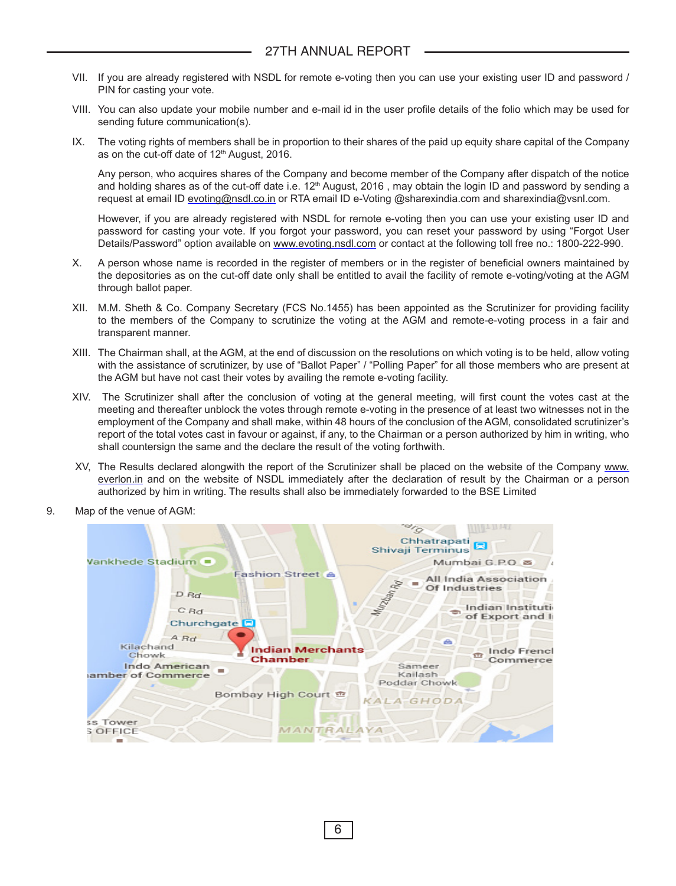VII. If you are already registered with NSDL for remote e-voting then you can use your existing user ID and password / PIN for casting your vote.

VIII. You can also update your mobile number and e-mail id in the user profile details of the folio which may be used for sending future communication(s).

IX. The voting rights of members shall be in proportion to their shares of the paid up equity share capital of the Company as on the cut-off date of 12th August, 2016.

Any person, who acquires shares of the Company and become member of the Company after dispatch of the notice and holding shares as of the cut-off date i.e. 12th August, 2016 , may obtain the login ID and password by sending a request at email ID evoting@nsdl.co.in or RTA email ID e-Voting @sharexindia.com and sharexindia@vsnl.com.

However, if you are already registered with NSDL for remote e-voting then you can use your existing user ID and password for casting your vote. If you forgot your password, you can reset your password by using "Forgot User Details/Password" option available on www.evoting.nsdl.com or contact at the following toll free no.: 1800-222-990.

X. A person whose name is recorded in the register of members or in the register of beneficial owners maintained by the depositories as on the cut-off date only shall be entitled to avail the facility of remote e-voting/voting at the AGM through ballot paper.

XII. M.M. Sheth & Co. Company Secretary (FCS No.1455) has been appointed as the Scrutinizer for providing facility to the members of the Company to scrutinize the voting at the AGM and remote-e-voting process in a fair and transparent manner.

XIII. The Chairman shall, at the AGM, at the end of discussion on the resolutions on which voting is to be held, allow voting with the assistance of scrutinizer, by use of "Ballot Paper" / "Polling Paper" for all those members who are present at the AGM but have not cast their votes by availing the remote e-voting facility.

XIV. The Scrutinizer shall after the conclusion of voting at the general meeting, will first count the votes cast at the meeting and thereafter unblock the votes through remote e-voting in the presence of at least two witnesses not in the employment of the Company and shall make, within 48 hours of the conclusion of the AGM, consolidated scrutinizer's report of the total votes cast in favour or against, if any, to the Chairman or a person authorized by him in writing, who shall countersign the same and the declare the result of the voting forthwith.

XV, The Results declared alongwith the report of the Scrutinizer shall be placed on the website of the Company www.everlon.in and on the website of NSDL immediately after the declaration of result by the Chairman or a person authorized by him in writing. The results shall also be immediately forwarded to the BSE Limited

9. Map of the venue of AGM: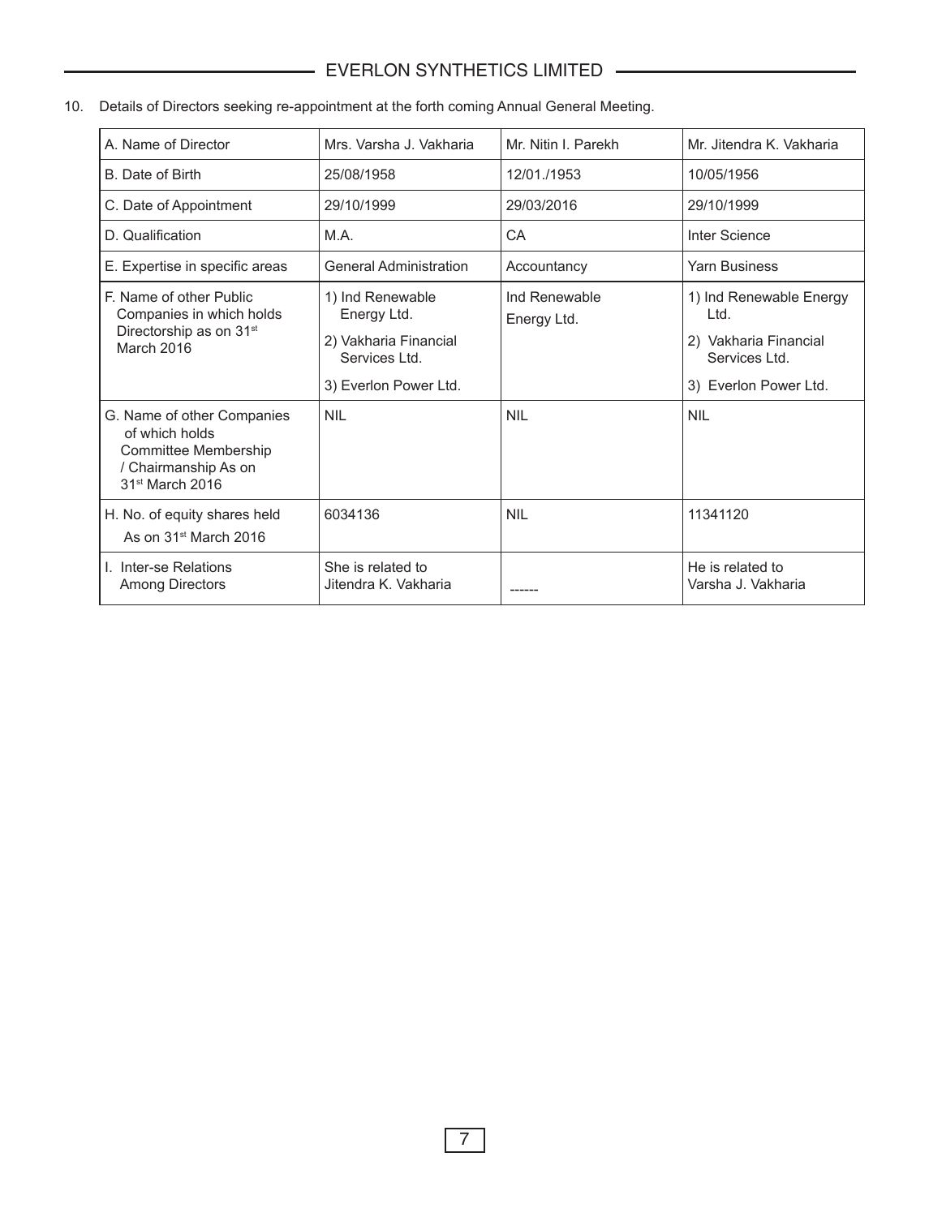10. Details of Directors seeking re-appointment at the forth coming Annual General Meeting.

| A. Name of Director | Mrs. Varsha J. Vakharia | Mr. Nitin I. Parekh | Mr. Jitendra K. Vakharia |
|---|---|---|---|
| B. Date of Birth | 25/08/1958 | 12/01./1953 | 10/05/1956 |
| C. Date of Appointment | 29/10/1999 | 29/03/2016 | 29/10/1999 |
| D. Qualification | M.A. | CA | Inter Science |
| E. Expertise in specific areas | General Administration | Accountancy | Yarn Business |
| F. Name of other Public Companies in which holds Directorship as on 31st March 2016 | 1) Ind Renewable Energy Ltd.<br>2) Vakharia Financial Services Ltd.<br>3) Everlon Power Ltd. | Ind Renewable Energy Ltd. | 1) Ind Renewable Energy Ltd.<br>2) Vakharia Financial Services Ltd.<br>3) Everlon Power Ltd. |
| G. Name of other Companies of which holds Committee Membership / Chairmanship As on 31st March 2016 | NIL | NIL | NIL |
| H. No. of equity shares held As on 31st March 2016 | 6034136 | NIL | 11341120 |
| I. Inter-se Relations Among Directors | She is related to Jitendra K. Vakharia | ------ | He is related to Varsha J. Vakharia |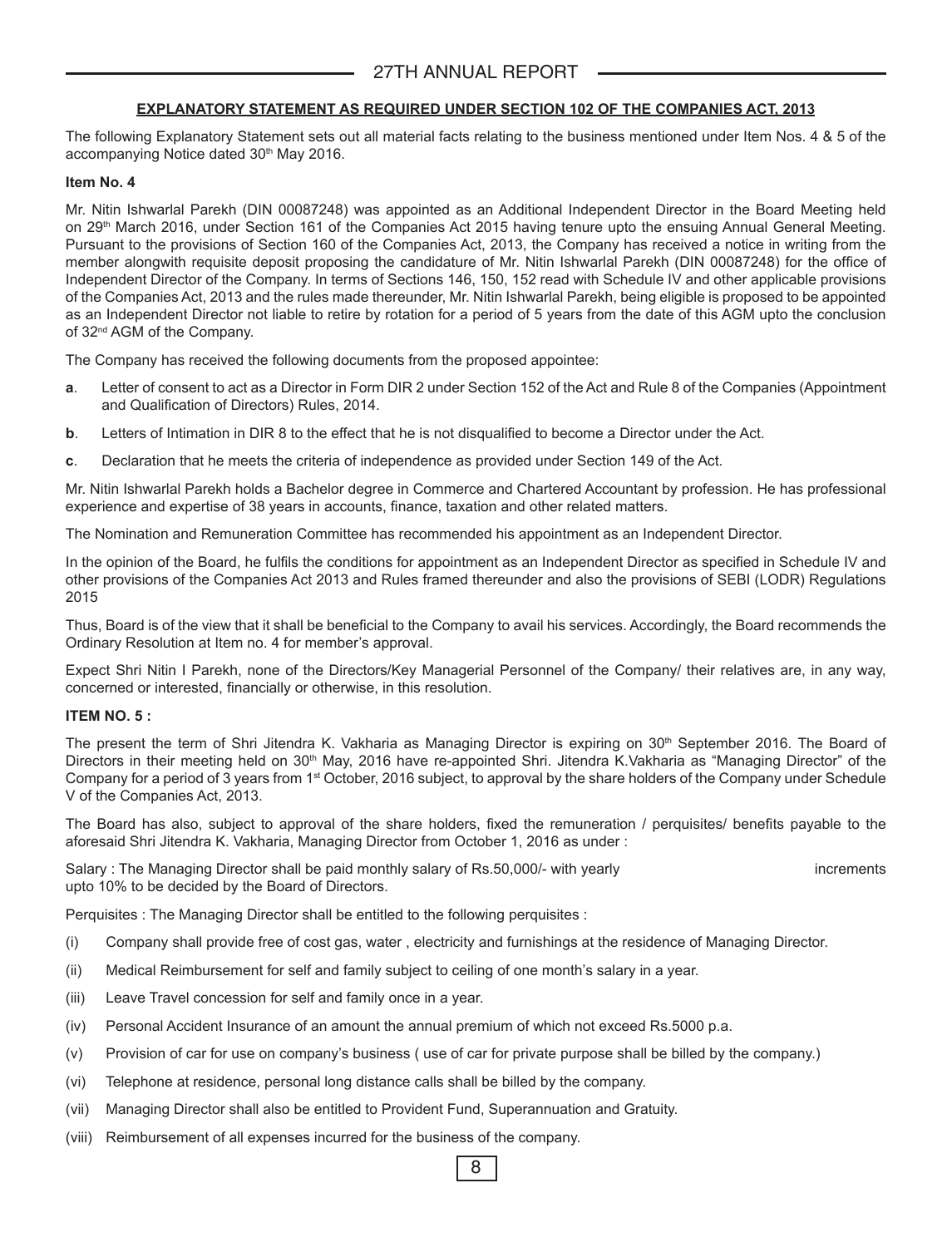## EXPLANATORY STATEMENT AS REQUIRED UNDER SECTION 102 OF THE COMPANIES ACT, 2013

The following Explanatory Statement sets out all material facts relating to the business mentioned under Item Nos. 4 & 5 of the accompanying Notice dated 30th May 2016.

**Item No. 4**

Mr. Nitin Ishwarlal Parekh (DIN 00087248) was appointed as an Additional Independent Director in the Board Meeting held on 29th March 2016, under Section 161 of the Companies Act 2015 having tenure upto the ensuing Annual General Meeting. Pursuant to the provisions of Section 160 of the Companies Act, 2013, the Company has received a notice in writing from the member alongwith requisite deposit proposing the candidature of Mr. Nitin Ishwarlal Parekh (DIN 00087248) for the office of Independent Director of the Company. In terms of Sections 146, 150, 152 read with Schedule IV and other applicable provisions of the Companies Act, 2013 and the rules made thereunder, Mr. Nitin Ishwarlal Parekh, being eligible is proposed to be appointed as an Independent Director not liable to retire by rotation for a period of 5 years from the date of this AGM upto the conclusion of 32nd AGM of the Company.

The Company has received the following documents from the proposed appointee:

**a**. Letter of consent to act as a Director in Form DIR 2 under Section 152 of the Act and Rule 8 of the Companies (Appointment and Qualification of Directors) Rules, 2014.

**b**. Letters of Intimation in DIR 8 to the effect that he is not disqualified to become a Director under the Act.

**c**. Declaration that he meets the criteria of independence as provided under Section 149 of the Act.

Mr. Nitin Ishwarlal Parekh holds a Bachelor degree in Commerce and Chartered Accountant by profession. He has professional experience and expertise of 38 years in accounts, finance, taxation and other related matters.

The Nomination and Remuneration Committee has recommended his appointment as an Independent Director.

In the opinion of the Board, he fulfils the conditions for appointment as an Independent Director as specified in Schedule IV and other provisions of the Companies Act 2013 and Rules framed thereunder and also the provisions of SEBI (LODR) Regulations 2015

Thus, Board is of the view that it shall be beneficial to the Company to avail his services. Accordingly, the Board recommends the Ordinary Resolution at Item no. 4 for member's approval.

Expect Shri Nitin I Parekh, none of the Directors/Key Managerial Personnel of the Company/ their relatives are, in any way, concerned or interested, financially or otherwise, in this resolution.

**ITEM NO. 5 :**

The present term of Shri Jitendra K. Vakharia as Managing Director is expiring on 30th September 2016. The Board of Directors in their meeting held on 30th May, 2016 have re-appointed Shri. Jitendra K.Vakharia as "Managing Director" of the Company for a period of 3 years from 1st October, 2016 subject, to approval by the share holders of the Company under Schedule V of the Companies Act, 2013.

The Board has also, subject to approval of the share holders, fixed the remuneration / perquisites/ benefits payable to the aforesaid Shri Jitendra K. Vakharia, Managing Director from October 1, 2016 as under :

Salary : The Managing Director shall be paid monthly salary of Rs.50,000/- with yearly increments upto 10% to be decided by the Board of Directors.

Perquisites : The Managing Director shall be entitled to the following perquisites :

(i) Company shall provide free of cost gas, water , electricity and furnishings at the residence of Managing Director.

(ii) Medical Reimbursement for self and family subject to ceiling of one month's salary in a year.

(iii) Leave Travel concession for self and family once in a year.

(iv) Personal Accident Insurance of an amount the annual premium of which not exceed Rs.5000 p.a.

(v) Provision of car for use on company's business ( use of car for private purpose shall be billed by the company.)

(vi) Telephone at residence, personal long distance calls shall be billed by the company.

(vii) Managing Director shall also be entitled to Provident Fund, Superannuation and Gratuity.

(viii) Reimbursement of all expenses incurred for the business of the company.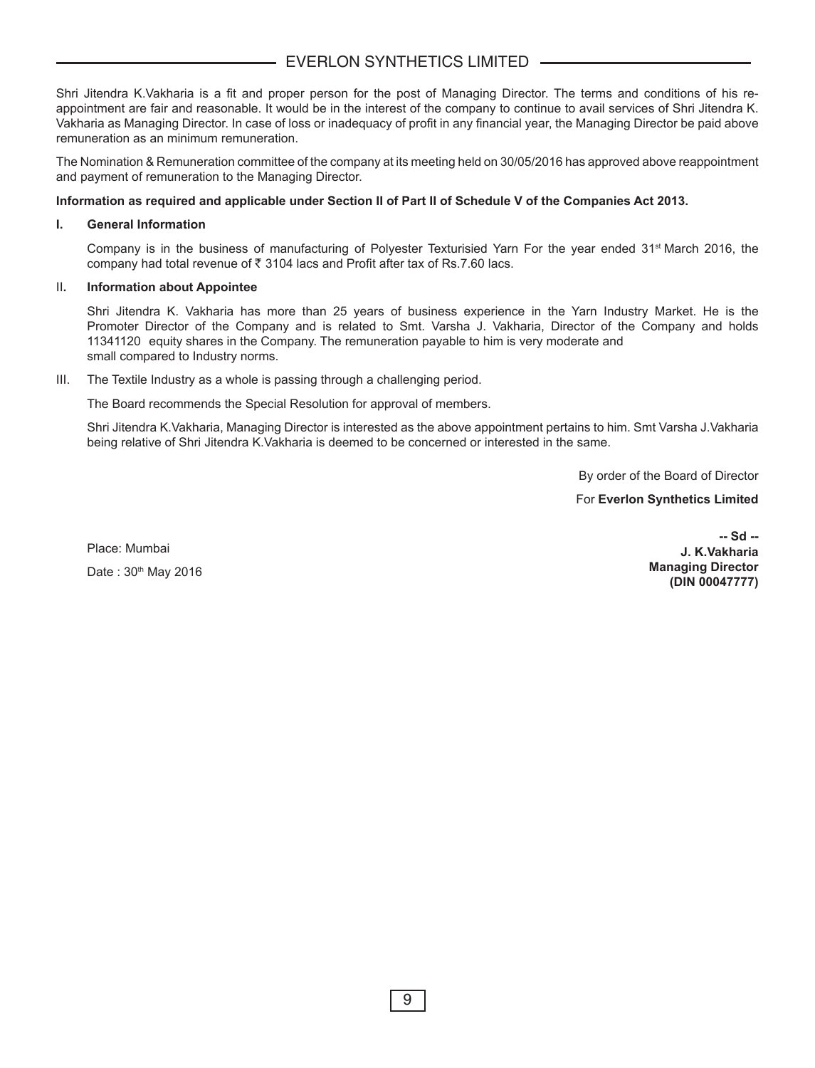Shri Jitendra K.Vakharia is a fit and proper person for the post of Managing Director. The terms and conditions of his re-appointment are fair and reasonable. It would be in the interest of the company to continue to avail services of Shri Jitendra K. Vakharia as Managing Director. In case of loss or inadequacy of profit in any financial year, the Managing Director be paid above remuneration as an minimum remuneration.

The Nomination & Remuneration committee of the company at its meeting held on 30/05/2016 has approved above reappointment and payment of remuneration to the Managing Director.

**Information as required and applicable under Section II of Part II of Schedule V of the Companies Act 2013.**

**I. General Information**

Company is in the business of manufacturing of Polyester Texturisied Yarn For the year ended 31st March 2016, the company had total revenue of ₹ 3104 lacs and Profit after tax of Rs.7.60 lacs.

**II. Information about Appointee**

Shri Jitendra K. Vakharia has more than 25 years of business experience in the Yarn Industry Market. He is the Promoter Director of the Company and is related to Smt. Varsha J. Vakharia, Director of the Company and holds 11341120 equity shares in the Company. The remuneration payable to him is very moderate and small compared to Industry norms.

III. The Textile Industry as a whole is passing through a challenging period.

The Board recommends the Special Resolution for approval of members.

Shri Jitendra K.Vakharia, Managing Director is interested as the above appointment pertains to him. Smt Varsha J.Vakharia being relative of Shri Jitendra K.Vakharia is deemed to be concerned or interested in the same.

By order of the Board of Director

For **Everlon Synthetics Limited**

**-- Sd --**
**J. K.Vakharia**
**Managing Director**
**(DIN 00047777)**

Place: Mumbai

Date : 30th May 2016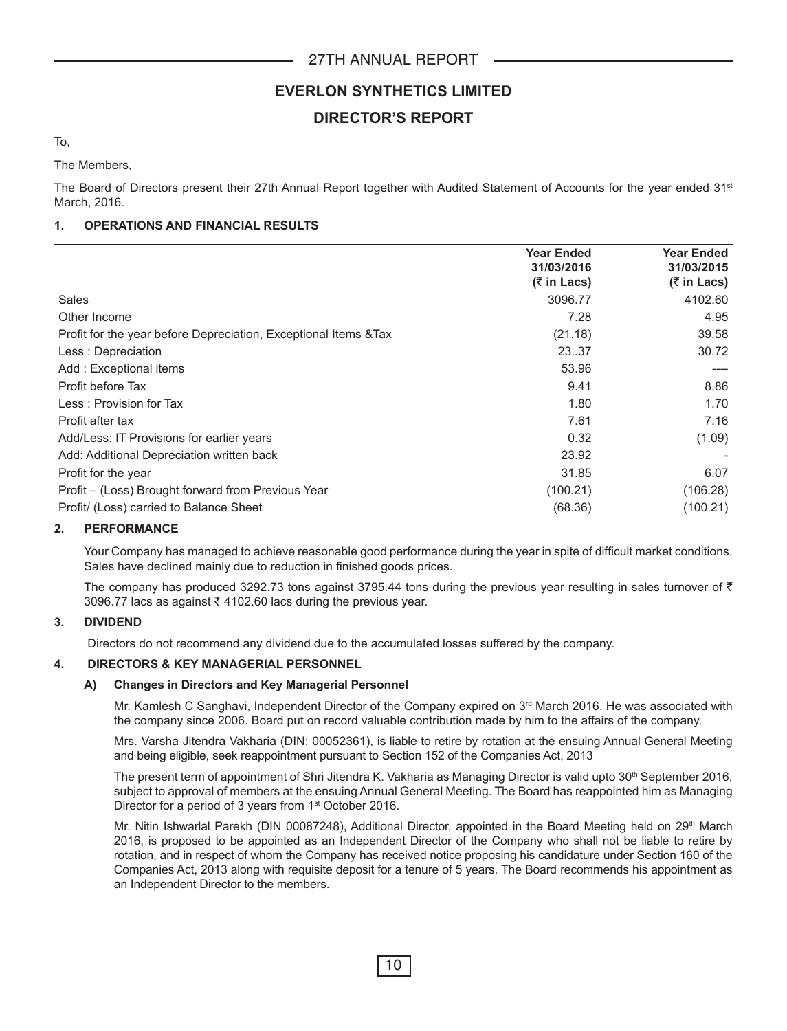# EVERLON SYNTHETICS LIMITED

## DIRECTOR'S REPORT

To,

The Members,

The Board of Directors present their 27th Annual Report together with Audited Statement of Accounts for the year ended 31st March, 2016.

### 1. OPERATIONS AND FINANCIAL RESULTS

| | Year Ended 31/03/2016 (₹ in Lacs) | Year Ended 31/03/2015 (₹ in Lacs) |
|---|---|---|
| Sales | 3096.77 | 4102.60 |
| Other Income | 7.28 | 4.95 |
| Profit for the year before Depreciation, Exceptional Items &Tax | (21.18) | 39.58 |
| Less : Depreciation | 23..37 | 30.72 |
| Add : Exceptional items | 53.96 | ---- |
| Profit before Tax | 9.41 | 8.86 |
| Less : Provision for Tax | 1.80 | 1.70 |
| Profit after tax | 7.61 | 7.16 |
| Add/Less: IT Provisions for earlier years | 0.32 | (1.09) |
| Add: Additional Depreciation written back | 23.92 | - |
| Profit for the year | 31.85 | 6.07 |
| Profit – (Loss) Brought forward from Previous Year | (100.21) | (106.28) |
| Profit/ (Loss) carried to Balance Sheet | (68.36) | (100.21) |

### 2. PERFORMANCE

Your Company has managed to achieve reasonable good performance during the year in spite of difficult market conditions. Sales have declined mainly due to reduction in finished goods prices.

The company has produced 3292.73 tons against 3795.44 tons during the previous year resulting in sales turnover of ₹ 3096.77 lacs as against ₹ 4102.60 lacs during the previous year.

### 3. DIVIDEND

Directors do not recommend any dividend due to the accumulated losses suffered by the company.

### 4. DIRECTORS & KEY MANAGERIAL PERSONNEL

#### A) Changes in Directors and Key Managerial Personnel

Mr. Kamlesh C Sanghavi, Independent Director of the Company expired on 3rd March 2016. He was associated with the company since 2006. Board put on record valuable contribution made by him to the affairs of the company.

Mrs. Varsha Jitendra Vakharia (DIN: 00052361), is liable to retire by rotation at the ensuing Annual General Meeting and being eligible, seek reappointment pursuant to Section 152 of the Companies Act, 2013

The present term of appointment of Shri Jitendra K. Vakharia as Managing Director is valid upto 30th September 2016, subject to approval of members at the ensuing Annual General Meeting. The Board has reappointed him as Managing Director for a period of 3 years from 1st October 2016.

Mr. Nitin Ishwarlal Parekh (DIN 00087248), Additional Director, appointed in the Board Meeting held on 29th March 2016, is proposed to be appointed as an Independent Director of the Company who shall not be liable to retire by rotation, and in respect of whom the Company has received notice proposing his candidature under Section 160 of the Companies Act, 2013 along with requisite deposit for a tenure of 5 years. The Board recommends his appointment as an Independent Director to the members.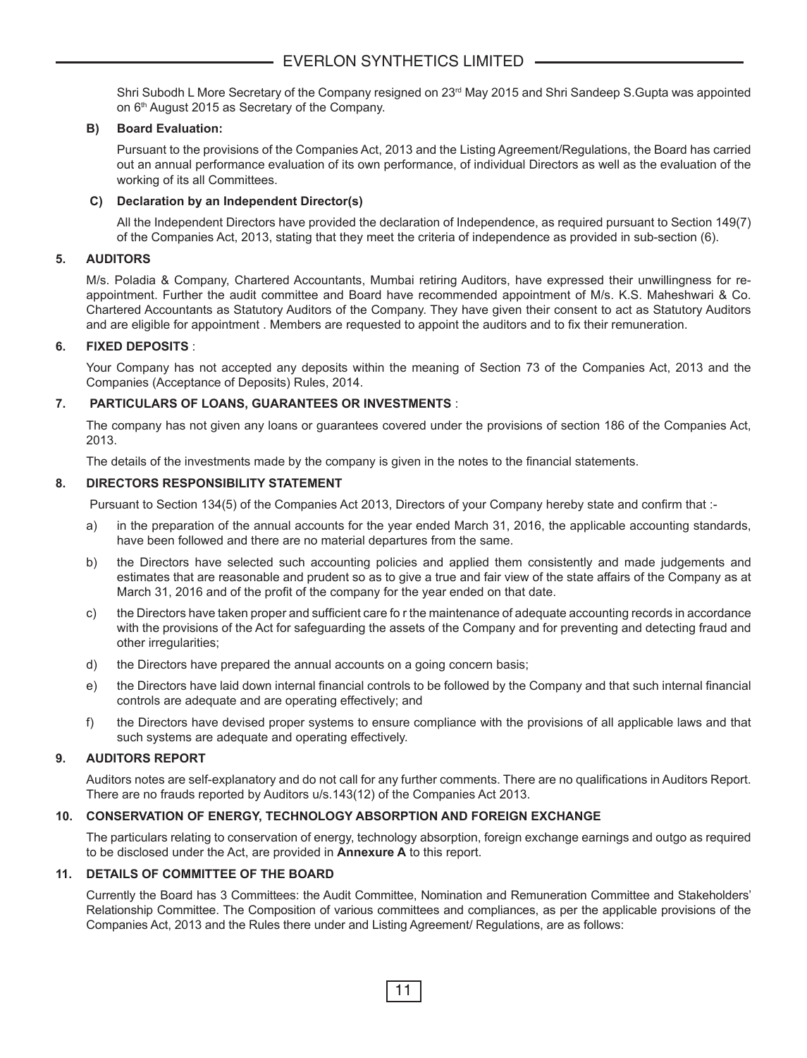Shri Subodh L More Secretary of the Company resigned on 23rd May 2015 and Shri Sandeep S.Gupta was appointed on 6th August 2015 as Secretary of the Company.

**B) Board Evaluation:**

Pursuant to the provisions of the Companies Act, 2013 and the Listing Agreement/Regulations, the Board has carried out an annual performance evaluation of its own performance, of individual Directors as well as the evaluation of the working of its all Committees.

**C) Declaration by an Independent Director(s)**

All the Independent Directors have provided the declaration of Independence, as required pursuant to Section 149(7) of the Companies Act, 2013, stating that they meet the criteria of independence as provided in sub-section (6).

**5. AUDITORS**

M/s. Poladia & Company, Chartered Accountants, Mumbai retiring Auditors, have expressed their unwillingness for re-appointment. Further the audit committee and Board have recommended appointment of M/s. K.S. Maheshwari & Co. Chartered Accountants as Statutory Auditors of the Company. They have given their consent to act as Statutory Auditors and are eligible for appointment . Members are requested to appoint the auditors and to fix their remuneration.

**6. FIXED DEPOSITS** :

Your Company has not accepted any deposits within the meaning of Section 73 of the Companies Act, 2013 and the Companies (Acceptance of Deposits) Rules, 2014.

**7. PARTICULARS OF LOANS, GUARANTEES OR INVESTMENTS** :

The company has not given any loans or guarantees covered under the provisions of section 186 of the Companies Act, 2013.

The details of the investments made by the company is given in the notes to the financial statements.

**8. DIRECTORS RESPONSIBILITY STATEMENT**

Pursuant to Section 134(5) of the Companies Act 2013, Directors of your Company hereby state and confirm that :-

a) in the preparation of the annual accounts for the year ended March 31, 2016, the applicable accounting standards, have been followed and there are no material departures from the same.

b) the Directors have selected such accounting policies and applied them consistently and made judgements and estimates that are reasonable and prudent so as to give a true and fair view of the state affairs of the Company as at March 31, 2016 and of the profit of the company for the year ended on that date.

c) the Directors have taken proper and sufficient care fo r the maintenance of adequate accounting records in accordance with the provisions of the Act for safeguarding the assets of the Company and for preventing and detecting fraud and other irregularities;

d) the Directors have prepared the annual accounts on a going concern basis;

e) the Directors have laid down internal financial controls to be followed by the Company and that such internal financial controls are adequate and are operating effectively; and

f) the Directors have devised proper systems to ensure compliance with the provisions of all applicable laws and that such systems are adequate and operating effectively.

**9. AUDITORS REPORT**

Auditors notes are self-explanatory and do not call for any further comments. There are no qualifications in Auditors Report. There are no frauds reported by Auditors u/s.143(12) of the Companies Act 2013.

**10. CONSERVATION OF ENERGY, TECHNOLOGY ABSORPTION AND FOREIGN EXCHANGE**

The particulars relating to conservation of energy, technology absorption, foreign exchange earnings and outgo as required to be disclosed under the Act, are provided in **Annexure A** to this report.

**11. DETAILS OF COMMITTEE OF THE BOARD**

Currently the Board has 3 Committees: the Audit Committee, Nomination and Remuneration Committee and Stakeholders' Relationship Committee. The Composition of various committees and compliances, as per the applicable provisions of the Companies Act, 2013 and the Rules there under and Listing Agreement/ Regulations, are as follows: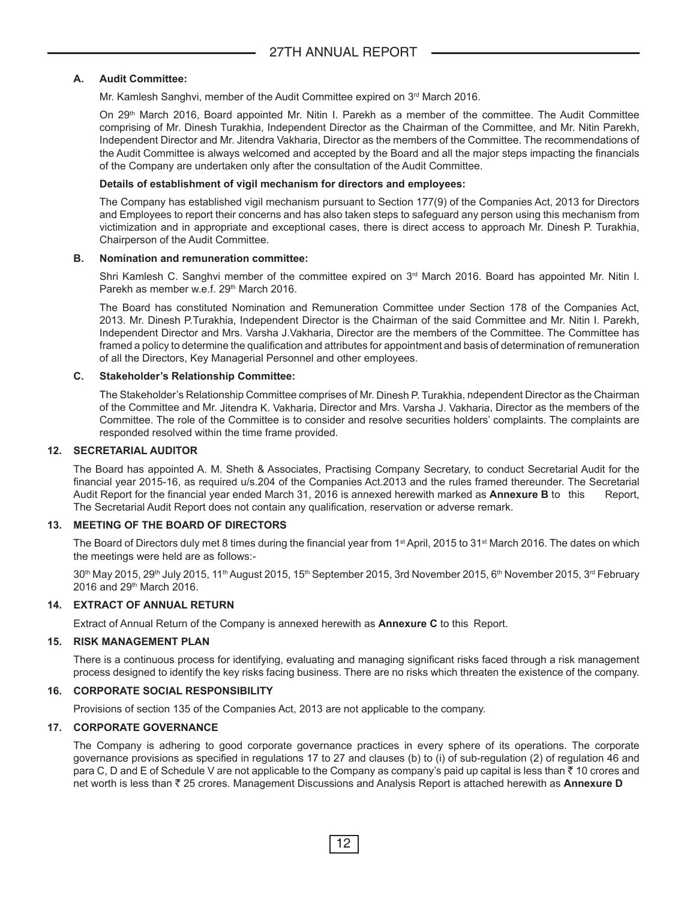### A. Audit Committee:

Mr. Kamlesh Sanghvi, member of the Audit Committee expired on 3rd March 2016.

On 29th March 2016, Board appointed Mr. Nitin I. Parekh as a member of the committee. The Audit Committee comprising of Mr. Dinesh Turakhia, Independent Director as the Chairman of the Committee, and Mr. Nitin Parekh, Independent Director and Mr. Jitendra Vakharia, Director as the members of the Committee. The recommendations of the Audit Committee is always welcomed and accepted by the Board and all the major steps impacting the financials of the Company are undertaken only after the consultation of the Audit Committee.

**Details of establishment of vigil mechanism for directors and employees:**

The Company has established vigil mechanism pursuant to Section 177(9) of the Companies Act, 2013 for Directors and Employees to report their concerns and has also taken steps to safeguard any person using this mechanism from victimization and in appropriate and exceptional cases, there is direct access to approach Mr. Dinesh P. Turakhia, Chairperson of the Audit Committee.

### B. Nomination and remuneration committee:

Shri Kamlesh C. Sanghvi member of the committee expired on 3rd March 2016. Board has appointed Mr. Nitin I. Parekh as member w.e.f. 29th March 2016.

The Board has constituted Nomination and Remuneration Committee under Section 178 of the Companies Act, 2013. Mr. Dinesh P.Turakhia, Independent Director is the Chairman of the said Committee and Mr. Nitin I. Parekh, Independent Director and Mrs. Varsha J.Vakharia, Director are the members of the Committee. The Committee has framed a policy to determine the qualification and attributes for appointment and basis of determination of remuneration of all the Directors, Key Managerial Personnel and other employees.

### C. Stakeholder's Relationship Committee:

The Stakeholder's Relationship Committee comprises of Mr. Dinesh P. Turakhia, ndependent Director as the Chairman of the Committee and Mr. Jitendra K. Vakharia, Director and Mrs. Varsha J. Vakharia, Director as the members of the Committee. The role of the Committee is to consider and resolve securities holders' complaints. The complaints are responded resolved within the time frame provided.

## 12. SECRETARIAL AUDITOR

The Board has appointed A. M. Sheth & Associates, Practising Company Secretary, to conduct Secretarial Audit for the financial year 2015-16, as required u/s.204 of the Companies Act.2013 and the rules framed thereunder. The Secretarial Audit Report for the financial year ended March 31, 2016 is annexed herewith marked as **Annexure B** to this Report, The Secretarial Audit Report does not contain any qualification, reservation or adverse remark.

## 13. MEETING OF THE BOARD OF DIRECTORS

The Board of Directors duly met 8 times during the financial year from 1st April, 2015 to 31st March 2016. The dates on which the meetings were held are as follows:-

30th May 2015, 29th July 2015, 11th August 2015, 15th September 2015, 3rd November 2015, 6th November 2015, 3rd February 2016 and 29th March 2016.

## 14. EXTRACT OF ANNUAL RETURN

Extract of Annual Return of the Company is annexed herewith as **Annexure C** to this Report.

## 15. RISK MANAGEMENT PLAN

There is a continuous process for identifying, evaluating and managing significant risks faced through a risk management process designed to identify the key risks facing business. There are no risks which threaten the existence of the company.

## 16. CORPORATE SOCIAL RESPONSIBILITY

Provisions of section 135 of the Companies Act, 2013 are not applicable to the company.

## 17. CORPORATE GOVERNANCE

The Company is adhering to good corporate governance practices in every sphere of its operations. The corporate governance provisions as specified in regulations 17 to 27 and clauses (b) to (i) of sub-regulation (2) of regulation 46 and para C, D and E of Schedule V are not applicable to the Company as company's paid up capital is less than ₹ 10 crores and net worth is less than ₹ 25 crores. Management Discussions and Analysis Report is attached herewith as **Annexure D**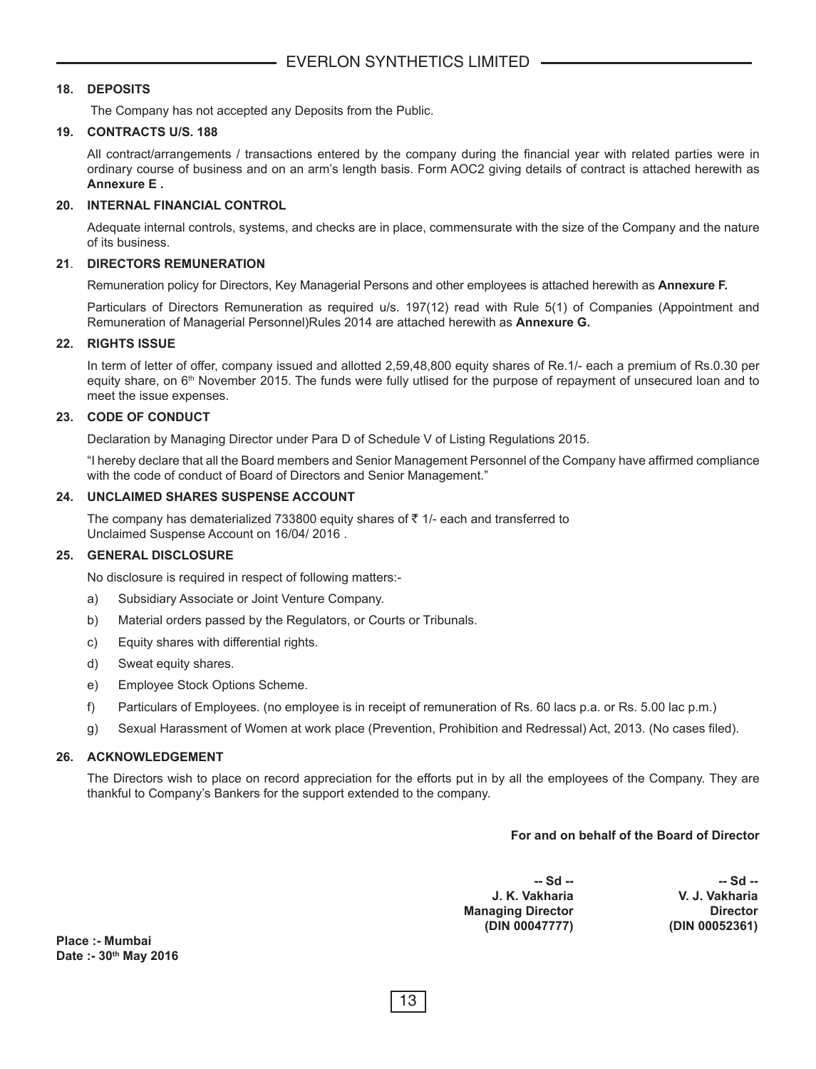### 18. DEPOSITS

The Company has not accepted any Deposits from the Public.

### 19. CONTRACTS U/S. 188

All contract/arrangements / transactions entered by the company during the financial year with related parties were in ordinary course of business and on an arm's length basis. Form AOC2 giving details of contract is attached herewith as **Annexure E .**

### 20. INTERNAL FINANCIAL CONTROL

Adequate internal controls, systems, and checks are in place, commensurate with the size of the Company and the nature of its business.

### 21. DIRECTORS REMUNERATION

Remuneration policy for Directors, Key Managerial Persons and other employees is attached herewith as **Annexure F.**

Particulars of Directors Remuneration as required u/s. 197(12) read with Rule 5(1) of Companies (Appointment and Remuneration of Managerial Personnel)Rules 2014 are attached herewith as **Annexure G.**

### 22. RIGHTS ISSUE

In term of letter of offer, company issued and allotted 2,59,48,800 equity shares of Re.1/- each a premium of Rs.0.30 per equity share, on 6th November 2015. The funds were fully utlised for the purpose of repayment of unsecured loan and to meet the issue expenses.

### 23. CODE OF CONDUCT

Declaration by Managing Director under Para D of Schedule V of Listing Regulations 2015.

"I hereby declare that all the Board members and Senior Management Personnel of the Company have affirmed compliance with the code of conduct of Board of Directors and Senior Management."

### 24. UNCLAIMED SHARES SUSPENSE ACCOUNT

The company has dematerialized 733800 equity shares of ₹ 1/- each and transferred to Unclaimed Suspense Account on 16/04/ 2016 .

### 25. GENERAL DISCLOSURE

No disclosure is required in respect of following matters:-

a) Subsidiary Associate or Joint Venture Company.

b) Material orders passed by the Regulators, or Courts or Tribunals.

c) Equity shares with differential rights.

d) Sweat equity shares.

e) Employee Stock Options Scheme.

f) Particulars of Employees. (no employee is in receipt of remuneration of Rs. 60 lacs p.a. or Rs. 5.00 lac p.m.)

g) Sexual Harassment of Women at work place (Prevention, Prohibition and Redressal) Act, 2013. (No cases filed).

### 26. ACKNOWLEDGEMENT

The Directors wish to place on record appreciation for the efforts put in by all the employees of the Company. They are thankful to Company's Bankers for the support extended to the company.

**For and on behalf of the Board of Director**

| | |
|---|---|
| **-- Sd --** | **-- Sd --** |
| **J. K. Vakharia** | **V. J. Vakharia** |
| **Managing Director** | **Director** |
| **(DIN 00047777)** | **(DIN 00052361)** |

**Place :- Mumbai**
**Date :- 30th May 2016**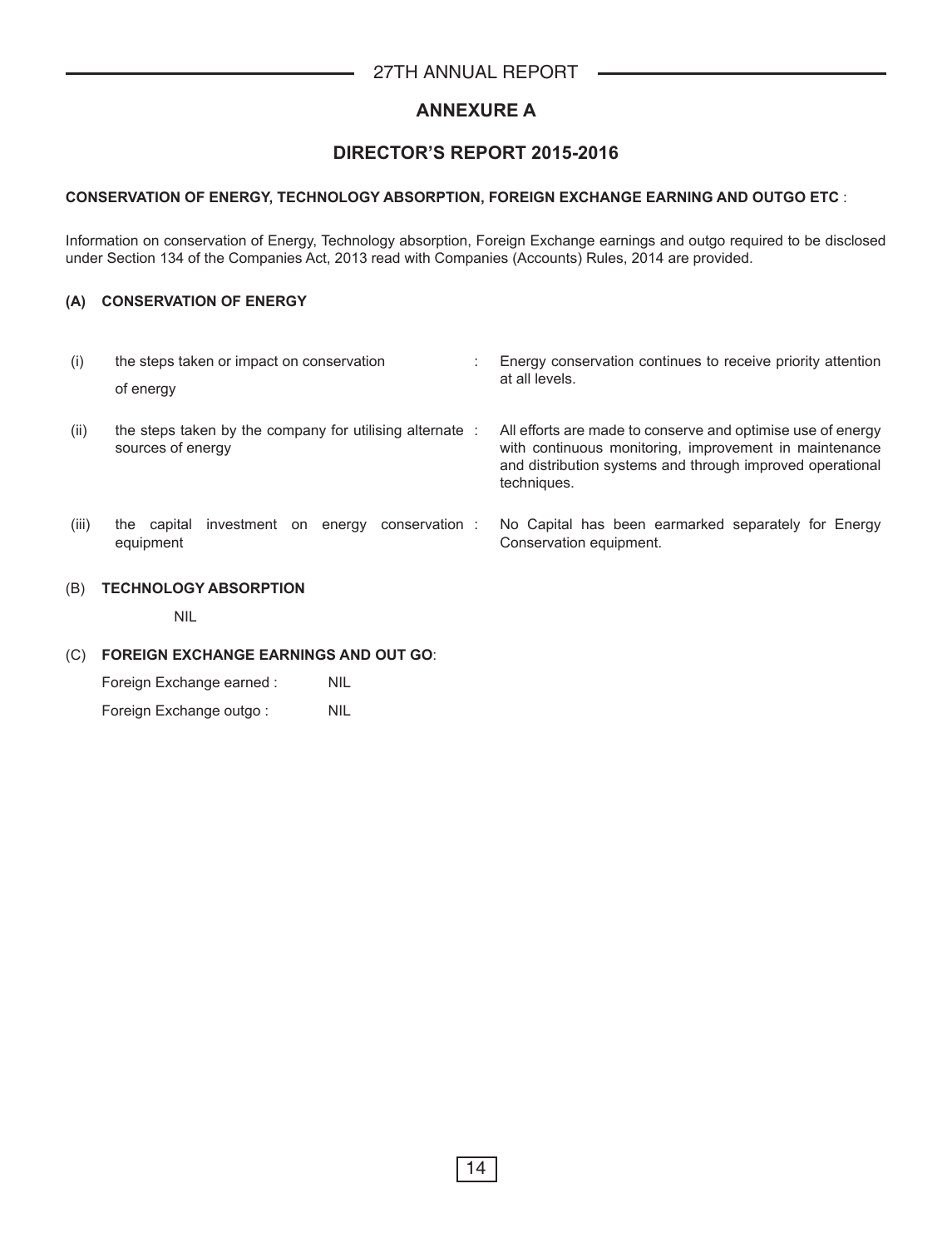# ANNEXURE A

## DIRECTOR'S REPORT 2015-2016

**CONSERVATION OF ENERGY, TECHNOLOGY ABSORPTION, FOREIGN EXCHANGE EARNING AND OUTGO ETC** :

Information on conservation of Energy, Technology absorption, Foreign Exchange earnings and outgo required to be disclosed under Section 134 of the Companies Act, 2013 read with Companies (Accounts) Rules, 2014 are provided.

### (A) CONSERVATION OF ENERGY

| | | | |
|---|---|---|---|
| (i) | the steps taken or impact on conservation of energy | : | Energy conservation continues to receive priority attention at all levels. |
| (ii) | the steps taken by the company for utilising alternate sources of energy | : | All efforts are made to conserve and optimise use of energy with continuous monitoring, improvement in maintenance and distribution systems and through improved operational techniques. |
| (iii) | the capital investment on energy conservation equipment | : | No Capital has been earmarked separately for Energy Conservation equipment. |

### (B) TECHNOLOGY ABSORPTION

NIL

### (C) FOREIGN EXCHANGE EARNINGS AND OUT GO:

Foreign Exchange earned : NIL

Foreign Exchange outgo : NIL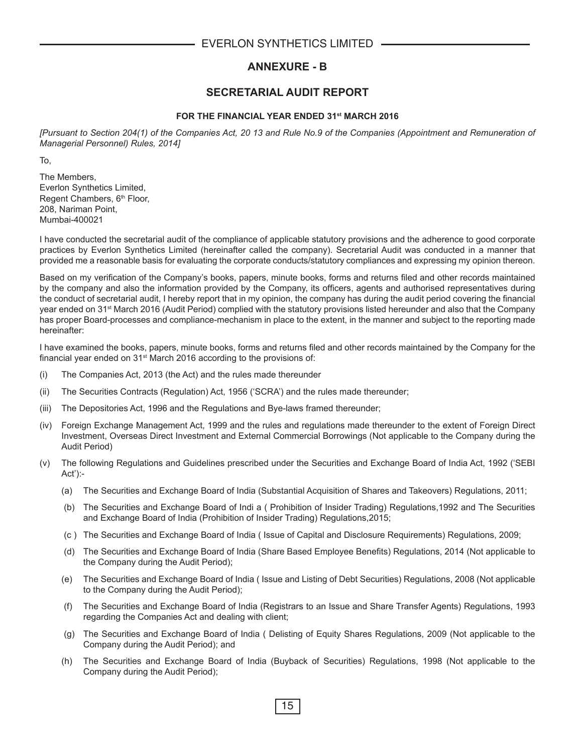## ANNEXURE - B

## SECRETARIAL AUDIT REPORT

#### FOR THE FINANCIAL YEAR ENDED 31st MARCH 2016

*[Pursuant to Section 204(1) of the Companies Act, 20 13 and Rule No.9 of the Companies (Appointment and Remuneration of Managerial Personnel) Rules, 2014]*

To,

The Members,
Everlon Synthetics Limited,
Regent Chambers, 6th Floor,
208, Nariman Point,
Mumbai-400021

I have conducted the secretarial audit of the compliance of applicable statutory provisions and the adherence to good corporate practices by Everlon Synthetics Limited (hereinafter called the company). Secretarial Audit was conducted in a manner that provided me a reasonable basis for evaluating the corporate conducts/statutory compliances and expressing my opinion thereon.

Based on my verification of the Company's books, papers, minute books, forms and returns filed and other records maintained by the company and also the information provided by the Company, its officers, agents and authorised representatives during the conduct of secretarial audit, I hereby report that in my opinion, the company has during the audit period covering the financial year ended on 31st March 2016 (Audit Period) complied with the statutory provisions listed hereunder and also that the Company has proper Board-processes and compliance-mechanism in place to the extent, in the manner and subject to the reporting made hereinafter:

I have examined the books, papers, minute books, forms and returns filed and other records maintained by the Company for the financial year ended on 31st March 2016 according to the provisions of:

(i) The Companies Act, 2013 (the Act) and the rules made thereunder

(ii) The Securities Contracts (Regulation) Act, 1956 ('SCRA') and the rules made thereunder;

(iii) The Depositories Act, 1996 and the Regulations and Bye-laws framed thereunder;

(iv) Foreign Exchange Management Act, 1999 and the rules and regulations made thereunder to the extent of Foreign Direct Investment, Overseas Direct Investment and External Commercial Borrowings (Not applicable to the Company during the Audit Period)

(v) The following Regulations and Guidelines prescribed under the Securities and Exchange Board of India Act, 1992 ('SEBI Act'):-

(a) The Securities and Exchange Board of India (Substantial Acquisition of Shares and Takeovers) Regulations, 2011;

(b) The Securities and Exchange Board of Indi a ( Prohibition of Insider Trading) Regulations,1992 and The Securities and Exchange Board of India (Prohibition of Insider Trading) Regulations,2015;

(c ) The Securities and Exchange Board of India ( Issue of Capital and Disclosure Requirements) Regulations, 2009;

(d) The Securities and Exchange Board of India (Share Based Employee Benefits) Regulations, 2014 (Not applicable to the Company during the Audit Period);

(e) The Securities and Exchange Board of India ( Issue and Listing of Debt Securities) Regulations, 2008 (Not applicable to the Company during the Audit Period);

(f) The Securities and Exchange Board of India (Registrars to an Issue and Share Transfer Agents) Regulations, 1993 regarding the Companies Act and dealing with client;

(g) The Securities and Exchange Board of India ( Delisting of Equity Shares Regulations, 2009 (Not applicable to the Company during the Audit Period); and

(h) The Securities and Exchange Board of India (Buyback of Securities) Regulations, 1998 (Not applicable to the Company during the Audit Period);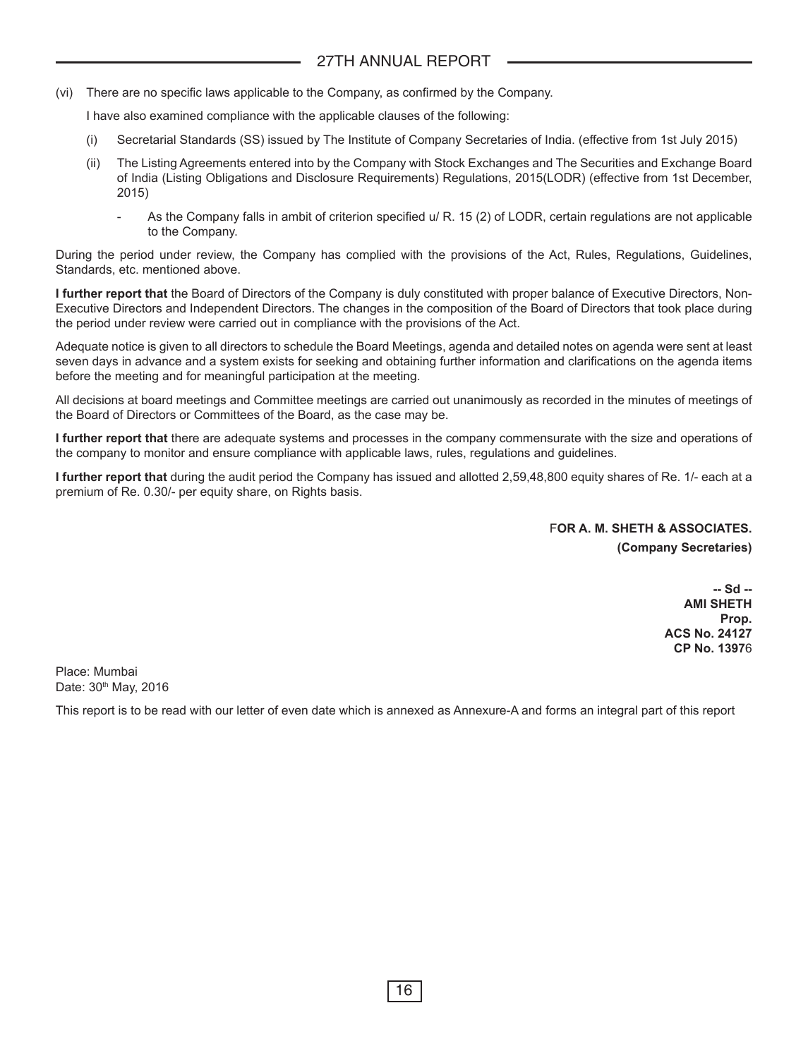(vi) There are no specific laws applicable to the Company, as confirmed by the Company.

I have also examined compliance with the applicable clauses of the following:

(i) Secretarial Standards (SS) issued by The Institute of Company Secretaries of India. (effective from 1st July 2015)

(ii) The Listing Agreements entered into by the Company with Stock Exchanges and The Securities and Exchange Board of India (Listing Obligations and Disclosure Requirements) Regulations, 2015(LODR) (effective from 1st December, 2015)

- As the Company falls in ambit of criterion specified u/ R. 15 (2) of LODR, certain regulations are not applicable to the Company.

During the period under review, the Company has complied with the provisions of the Act, Rules, Regulations, Guidelines, Standards, etc. mentioned above.

**I further report that** the Board of Directors of the Company is duly constituted with proper balance of Executive Directors, Non-Executive Directors and Independent Directors. The changes in the composition of the Board of Directors that took place during the period under review were carried out in compliance with the provisions of the Act.

Adequate notice is given to all directors to schedule the Board Meetings, agenda and detailed notes on agenda were sent at least seven days in advance and a system exists for seeking and obtaining further information and clarifications on the agenda items before the meeting and for meaningful participation at the meeting.

All decisions at board meetings and Committee meetings are carried out unanimously as recorded in the minutes of meetings of the Board of Directors or Committees of the Board, as the case may be.

**I further report that** there are adequate systems and processes in the company commensurate with the size and operations of the company to monitor and ensure compliance with applicable laws, rules, regulations and guidelines.

**I further report that** during the audit period the Company has issued and allotted 2,59,48,800 equity shares of Re. 1/- each at a premium of Re. 0.30/- per equity share, on Rights basis.

**FOR A. M. SHETH & ASSOCIATES.**
**(Company Secretaries)**

**-- Sd --**
**AMI SHETH**
**Prop.**
**ACS No. 24127**
**CP No. 13976**

Place: Mumbai
Date: 30th May, 2016

This report is to be read with our letter of even date which is annexed as Annexure-A and forms an integral part of this report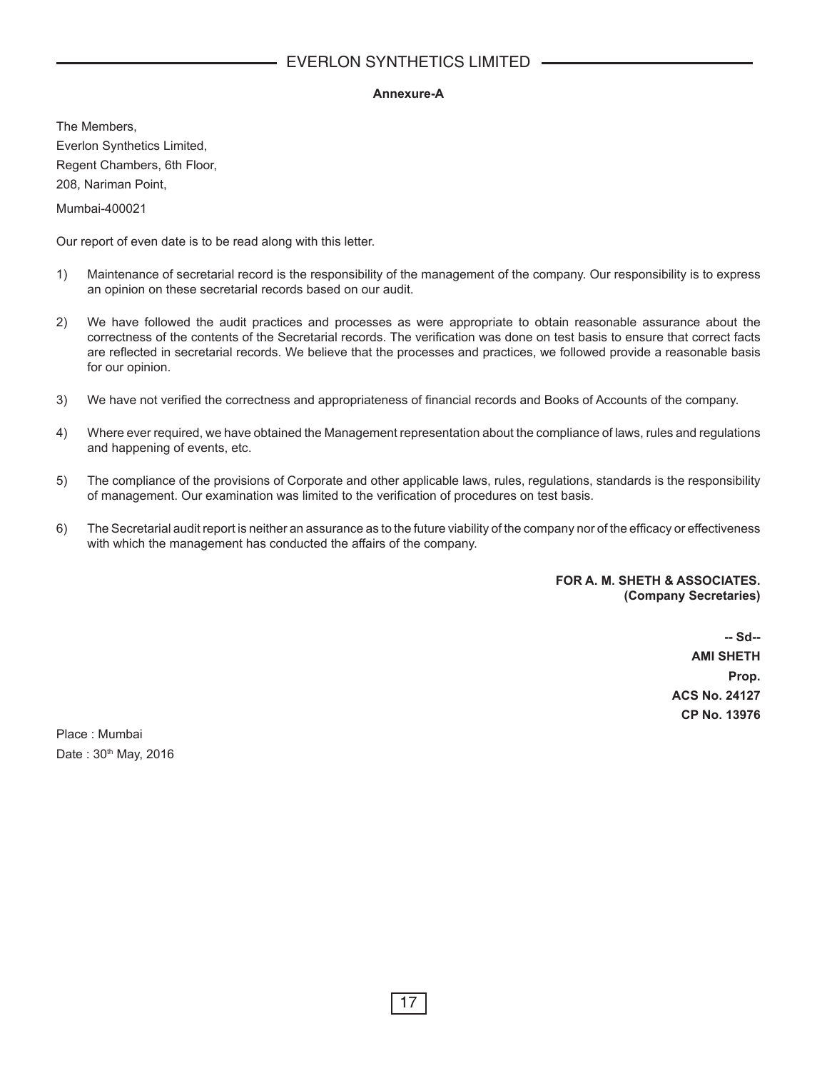**Annexure-A**

The Members,
Everlon Synthetics Limited,
Regent Chambers, 6th Floor,
208, Nariman Point,
Mumbai-400021

Our report of even date is to be read along with this letter.

1) Maintenance of secretarial record is the responsibility of the management of the company. Our responsibility is to express an opinion on these secretarial records based on our audit.

2) We have followed the audit practices and processes as were appropriate to obtain reasonable assurance about the correctness of the contents of the Secretarial records. The verification was done on test basis to ensure that correct facts are reflected in secretarial records. We believe that the processes and practices, we followed provide a reasonable basis for our opinion.

3) We have not verified the correctness and appropriateness of financial records and Books of Accounts of the company.

4) Where ever required, we have obtained the Management representation about the compliance of laws, rules and regulations and happening of events, etc.

5) The compliance of the provisions of Corporate and other applicable laws, rules, regulations, standards is the responsibility of management. Our examination was limited to the verification of procedures on test basis.

6) The Secretarial audit report is neither an assurance as to the future viability of the company nor of the efficacy or effectiveness with which the management has conducted the affairs of the company.

**FOR A. M. SHETH & ASSOCIATES.**
**(Company Secretaries)**

**-- Sd--**
**AMI SHETH**
**Prop.**
**ACS No. 24127**
**CP No. 13976**

Place : Mumbai
Date : 30th May, 2016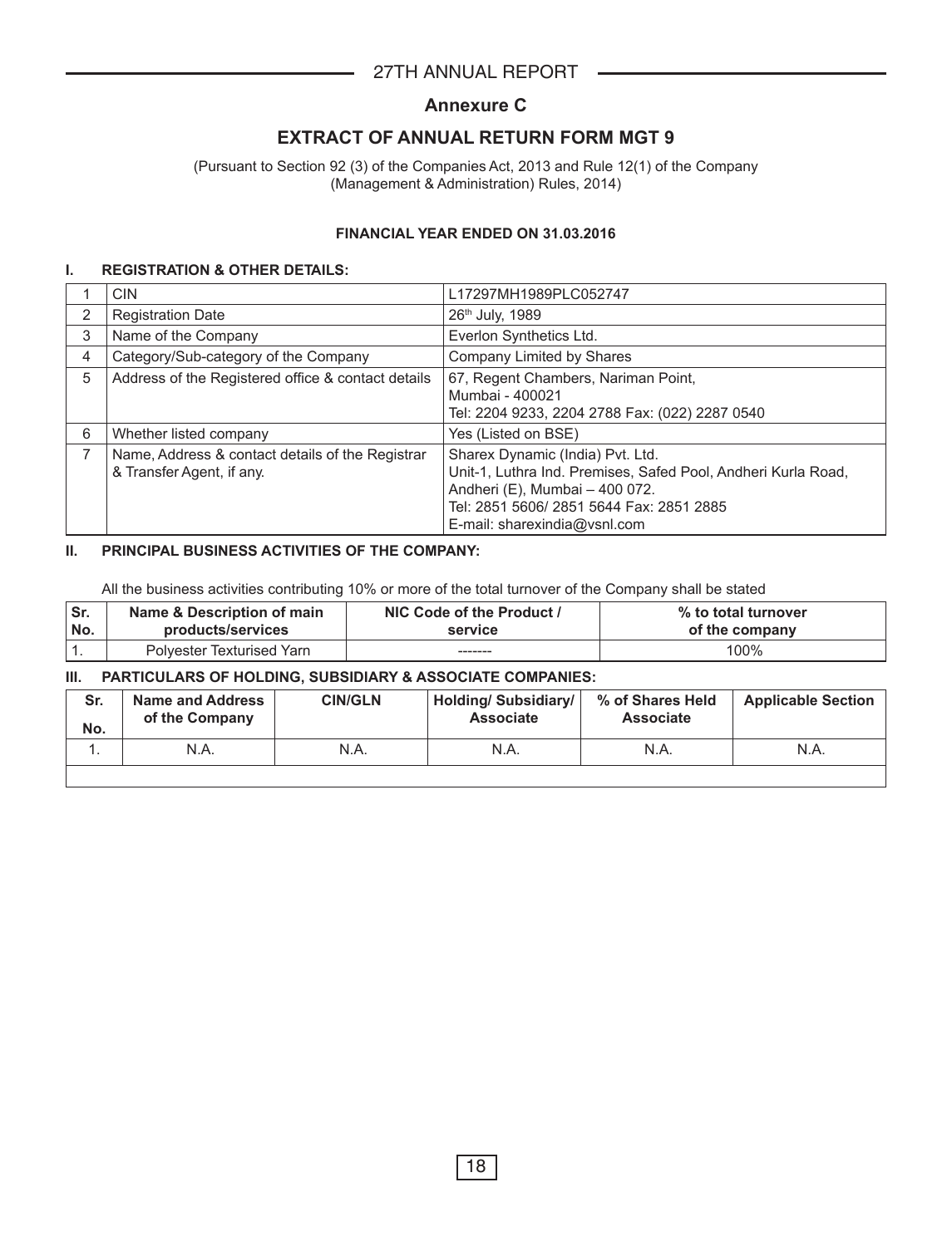## Annexure C

## EXTRACT OF ANNUAL RETURN FORM MGT 9

(Pursuant to Section 92 (3) of the Companies Act, 2013 and Rule 12(1) of the Company (Management & Administration) Rules, 2014)

**FINANCIAL YEAR ENDED ON 31.03.2016**

### I. REGISTRATION & OTHER DETAILS:

| | | |
|---|---|---|
| 1 | CIN | L17297MH1989PLC052747 |
| 2 | Registration Date | 26th July, 1989 |
| 3 | Name of the Company | Everlon Synthetics Ltd. |
| 4 | Category/Sub-category of the Company | Company Limited by Shares |
| 5 | Address of the Registered office & contact details | 67, Regent Chambers, Nariman Point,<br>Mumbai - 400021<br>Tel: 2204 9233, 2204 2788 Fax: (022) 2287 0540 |
| 6 | Whether listed company | Yes (Listed on BSE) |
| 7 | Name, Address & contact details of the Registrar & Transfer Agent, if any. | Sharex Dynamic (India) Pvt. Ltd.<br>Unit-1, Luthra Ind. Premises, Safed Pool, Andheri Kurla Road, Andheri (E), Mumbai – 400 072.<br>Tel: 2851 5606/ 2851 5644 Fax: 2851 2885<br>E-mail: sharexindia@vsnl.com |

### II. PRINCIPAL BUSINESS ACTIVITIES OF THE COMPANY:

All the business activities contributing 10% or more of the total turnover of the Company shall be stated

| Sr. No. | Name & Description of main products/services | NIC Code of the Product / service | % to total turnover of the company |
|---|---|---|---|
| 1. | Polyester Texturised Yarn | ------- | 100% |

### III. PARTICULARS OF HOLDING, SUBSIDIARY & ASSOCIATE COMPANIES:

| Sr. No. | Name and Address of the Company | CIN/GLN | Holding/ Subsidiary/ Associate | % of Shares Held Associate | Applicable Section |
|---|---|---|---|---|---|
| 1. | N.A. | N.A. | N.A. | N.A. | N.A. |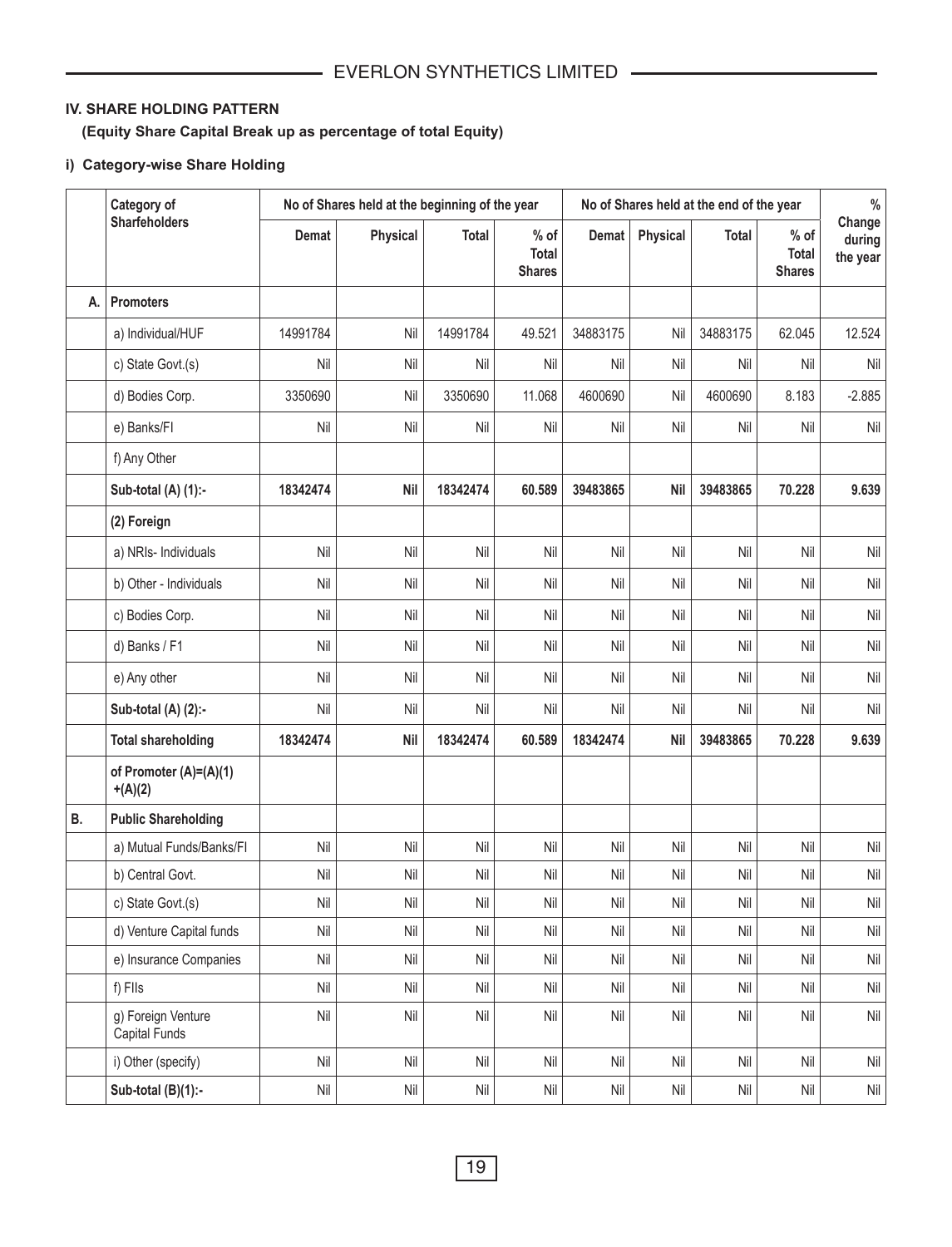## IV. SHARE HOLDING PATTERN

**(Equity Share Capital Break up as percentage of total Equity)**

### i) Category-wise Share Holding

| | Category of Sharfeholders | No of Shares held at the beginning of the year | | | | No of Shares held at the end of the year | | | | % Change during the year |
|---|---|---|---|---|---|---|---|---|---|---|
| | | Demat | Physical | Total | % of Total Shares | Demat | Physical | Total | % of Total Shares | |
| A. | **Promoters** | | | | | | | | | |
| | a) Individual/HUF | 14991784 | Nil | 14991784 | 49.521 | 34883175 | Nil | 34883175 | 62.045 | 12.524 |
| | c) State Govt.(s) | Nil | Nil | Nil | Nil | Nil | Nil | Nil | Nil | Nil |
| | d) Bodies Corp. | 3350690 | Nil | 3350690 | 11.068 | 4600690 | Nil | 4600690 | 8.183 | -2.885 |
| | e) Banks/FI | Nil | Nil | Nil | Nil | Nil | Nil | Nil | Nil | Nil |
| | f) Any Other | | | | | | | | | |
| | **Sub-total (A) (1):-** | **18342474** | **Nil** | **18342474** | **60.589** | **39483865** | **Nil** | **39483865** | **70.228** | **9.639** |
| | **(2) Foreign** | | | | | | | | | |
| | a) NRIs- Individuals | Nil | Nil | Nil | Nil | Nil | Nil | Nil | Nil | Nil |
| | b) Other - Individuals | Nil | Nil | Nil | Nil | Nil | Nil | Nil | Nil | Nil |
| | c) Bodies Corp. | Nil | Nil | Nil | Nil | Nil | Nil | Nil | Nil | Nil |
| | d) Banks / F1 | Nil | Nil | Nil | Nil | Nil | Nil | Nil | Nil | Nil |
| | e) Any other | Nil | Nil | Nil | Nil | Nil | Nil | Nil | Nil | Nil |
| | **Sub-total (A) (2):-** | Nil | Nil | Nil | Nil | Nil | Nil | Nil | Nil | Nil |
| | **Total shareholding** | **18342474** | **Nil** | **18342474** | **60.589** | **18342474** | **Nil** | **39483865** | **70.228** | **9.639** |
| | **of Promoter (A)=(A)(1) +(A)(2)** | | | | | | | | | |
| B. | **Public Shareholding** | | | | | | | | | |
| | a) Mutual Funds/Banks/FI | Nil | Nil | Nil | Nil | Nil | Nil | Nil | Nil | Nil |
| | b) Central Govt. | Nil | Nil | Nil | Nil | Nil | Nil | Nil | Nil | Nil |
| | c) State Govt.(s) | Nil | Nil | Nil | Nil | Nil | Nil | Nil | Nil | Nil |
| | d) Venture Capital funds | Nil | Nil | Nil | Nil | Nil | Nil | Nil | Nil | Nil |
| | e) Insurance Companies | Nil | Nil | Nil | Nil | Nil | Nil | Nil | Nil | Nil |
| | f) FIIs | Nil | Nil | Nil | Nil | Nil | Nil | Nil | Nil | Nil |
| | g) Foreign Venture Capital Funds | Nil | Nil | Nil | Nil | Nil | Nil | Nil | Nil | Nil |
| | i) Other (specify) | Nil | Nil | Nil | Nil | Nil | Nil | Nil | Nil | Nil |
| | **Sub-total (B)(1):-** | Nil | Nil | Nil | Nil | Nil | Nil | Nil | Nil | Nil |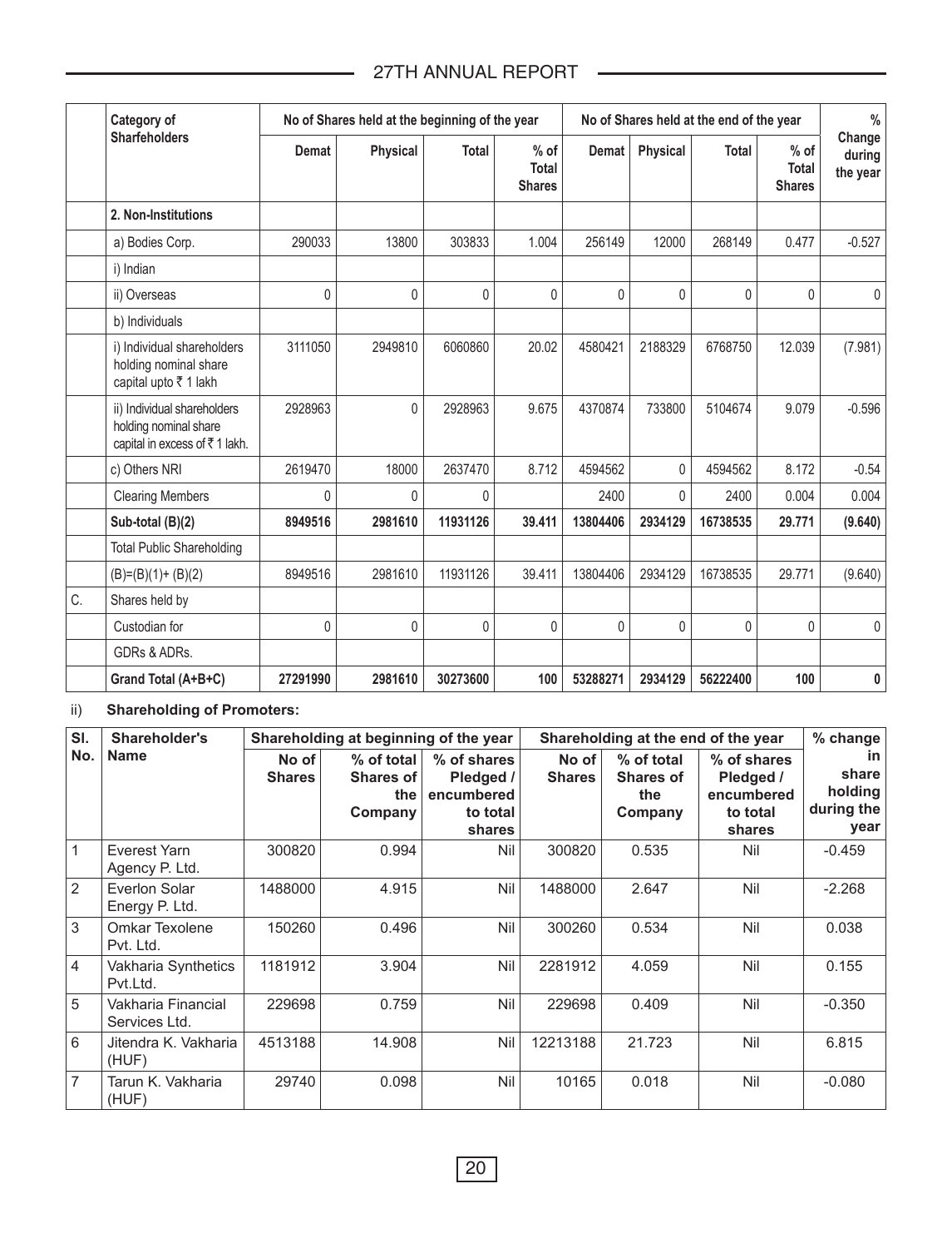| | Category of Sharfeholders | No of Shares held at the beginning of the year | | | | No of Shares held at the end of the year | | | | % Change during the year |
|---|---|---|---|---|---|---|---|---|---|---|
| | | Demat | Physical | Total | % of Total Shares | Demat | Physical | Total | % of Total Shares | |
| | **2. Non-Institutions** | | | | | | | | | |
| | a) Bodies Corp. | 290033 | 13800 | 303833 | 1.004 | 256149 | 12000 | 268149 | 0.477 | -0.527 |
| | i) Indian | | | | | | | | | |
| | ii) Overseas | 0 | 0 | 0 | 0 | 0 | 0 | 0 | 0 | 0 |
| | b) Individuals | | | | | | | | | |
| | i) Individual shareholders holding nominal share capital upto ₹ 1 lakh | 3111050 | 2949810 | 6060860 | 20.02 | 4580421 | 2188329 | 6768750 | 12.039 | (7.981) |
| | ii) Individual shareholders holding nominal share capital in excess of ₹ 1 lakh. | 2928963 | 0 | 2928963 | 9.675 | 4370874 | 733800 | 5104674 | 9.079 | -0.596 |
| | c) Others NRI | 2619470 | 18000 | 2637470 | 8.712 | 4594562 | 0 | 4594562 | 8.172 | -0.54 |
| | Clearing Members | 0 | 0 | 0 | | 2400 | 0 | 2400 | 0.004 | 0.004 |
| | **Sub-total (B)(2)** | **8949516** | **2981610** | **11931126** | **39.411** | **13804406** | **2934129** | **16738535** | **29.771** | **(9.640)** |
| | Total Public Shareholding | | | | | | | | | |
| | (B)=(B)(1)+ (B)(2) | 8949516 | 2981610 | 11931126 | 39.411 | 13804406 | 2934129 | 16738535 | 29.771 | (9.640) |
| C. | Shares held by | | | | | | | | | |
| | Custodian for | 0 | 0 | 0 | 0 | 0 | 0 | 0 | 0 | 0 |
| | GDRs & ADRs. | | | | | | | | | |
| | **Grand Total (A+B+C)** | **27291990** | **2981610** | **30273600** | **100** | **53288271** | **2934129** | **56222400** | **100** | **0** |

ii) **Shareholding of Promoters:**

| Sl. No. | Shareholder's Name | Shareholding at beginning of the year | | | Shareholding at the end of the year | | | % change in share holding during the year |
|---|---|---|---|---|---|---|---|---|
| | | No of Shares | % of total Shares of the Company | % of shares Pledged / encumbered to total shares | No of Shares | % of total Shares of the Company | % of shares Pledged / encumbered to total shares | |
| 1 | Everest Yarn Agency P. Ltd. | 300820 | 0.994 | Nil | 300820 | 0.535 | Nil | -0.459 |
| 2 | Everlon Solar Energy P. Ltd. | 1488000 | 4.915 | Nil | 1488000 | 2.647 | Nil | -2.268 |
| 3 | Omkar Texolene Pvt. Ltd. | 150260 | 0.496 | Nil | 300260 | 0.534 | Nil | 0.038 |
| 4 | Vakharia Synthetics Pvt.Ltd. | 1181912 | 3.904 | Nil | 2281912 | 4.059 | Nil | 0.155 |
| 5 | Vakharia Financial Services Ltd. | 229698 | 0.759 | Nil | 229698 | 0.409 | Nil | -0.350 |
| 6 | Jitendra K. Vakharia (HUF) | 4513188 | 14.908 | Nil | 12213188 | 21.723 | Nil | 6.815 |
| 7 | Tarun K. Vakharia (HUF) | 29740 | 0.098 | Nil | 10165 | 0.018 | Nil | -0.080 |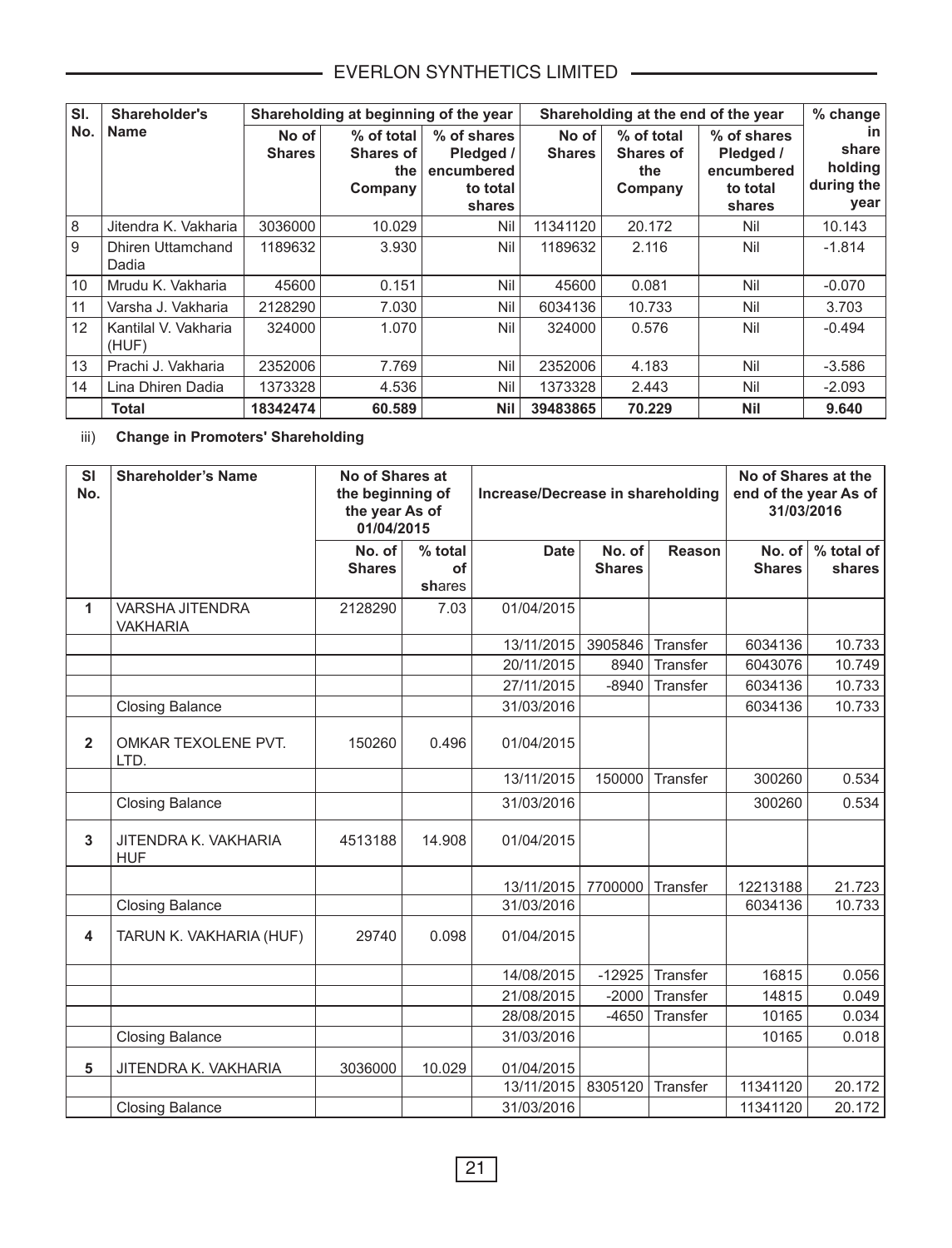| Sl. No. | Shareholder's Name | Shareholding at beginning of the year | | | Shareholding at the end of the year | | | % change in share holding during the year |
|---|---|---|---|---|---|---|---|---|
| | | No of Shares | % of total Shares of the Company | % of shares Pledged / encumbered to total shares | No of Shares | % of total Shares of the Company | % of shares Pledged / encumbered to total shares | |
| 8 | Jitendra K. Vakharia | 3036000 | 10.029 | Nil | 11341120 | 20.172 | Nil | 10.143 |
| 9 | Dhiren Uttamchand Dadia | 1189632 | 3.930 | Nil | 1189632 | 2.116 | Nil | -1.814 |
| 10 | Mrudu K. Vakharia | 45600 | 0.151 | Nil | 45600 | 0.081 | Nil | -0.070 |
| 11 | Varsha J. Vakharia | 2128290 | 7.030 | Nil | 6034136 | 10.733 | Nil | 3.703 |
| 12 | Kantilal V. Vakharia (HUF) | 324000 | 1.070 | Nil | 324000 | 0.576 | Nil | -0.494 |
| 13 | Prachi J. Vakharia | 2352006 | 7.769 | Nil | 2352006 | 4.183 | Nil | -3.586 |
| 14 | Lina Dhiren Dadia | 1373328 | 4.536 | Nil | 1373328 | 2.443 | Nil | -2.093 |
| | **Total** | **18342474** | **60.589** | **Nil** | **39483865** | **70.229** | **Nil** | **9.640** |

iii) **Change in Promoters' Shareholding**

| Sl No. | Shareholder's Name | No of Shares at the beginning of the year As of 01/04/2015 | | Increase/Decrease in shareholding | | | No of Shares at the end of the year As of 31/03/2016 | |
|---|---|---|---|---|---|---|---|---|
| | | No. of Shares | % total of shares | Date | No. of Shares | Reason | No. of Shares | % total of shares |
| **1** | VARSHA JITENDRA VAKHARIA | 2128290 | 7.03 | 01/04/2015 | | | | |
| | | | | 13/11/2015 | 3905846 | Transfer | 6034136 | 10.733 |
| | | | | 20/11/2015 | 8940 | Transfer | 6043076 | 10.749 |
| | | | | 27/11/2015 | -8940 | Transfer | 6034136 | 10.733 |
| | Closing Balance | | | 31/03/2016 | | | 6034136 | 10.733 |
| **2** | OMKAR TEXOLENE PVT. LTD. | 150260 | 0.496 | 01/04/2015 | | | | |
| | | | | 13/11/2015 | 150000 | Transfer | 300260 | 0.534 |
| | Closing Balance | | | 31/03/2016 | | | 300260 | 0.534 |
| **3** | JITENDRA K. VAKHARIA HUF | 4513188 | 14.908 | 01/04/2015 | | | | |
| | | | | 13/11/2015 | 7700000 | Transfer | 12213188 | 21.723 |
| | Closing Balance | | | 31/03/2016 | | | 6034136 | 10.733 |
| **4** | TARUN K. VAKHARIA (HUF) | 29740 | 0.098 | 01/04/2015 | | | | |
| | | | | 14/08/2015 | -12925 | Transfer | 16815 | 0.056 |
| | | | | 21/08/2015 | -2000 | Transfer | 14815 | 0.049 |
| | | | | 28/08/2015 | -4650 | Transfer | 10165 | 0.034 |
| | Closing Balance | | | 31/03/2016 | | | 10165 | 0.018 |
| **5** | JITENDRA K. VAKHARIA | 3036000 | 10.029 | 01/04/2015 | | | | |
| | | | | 13/11/2015 | 8305120 | Transfer | 11341120 | 20.172 |
| | Closing Balance | | | 31/03/2016 | | | 11341120 | 20.172 |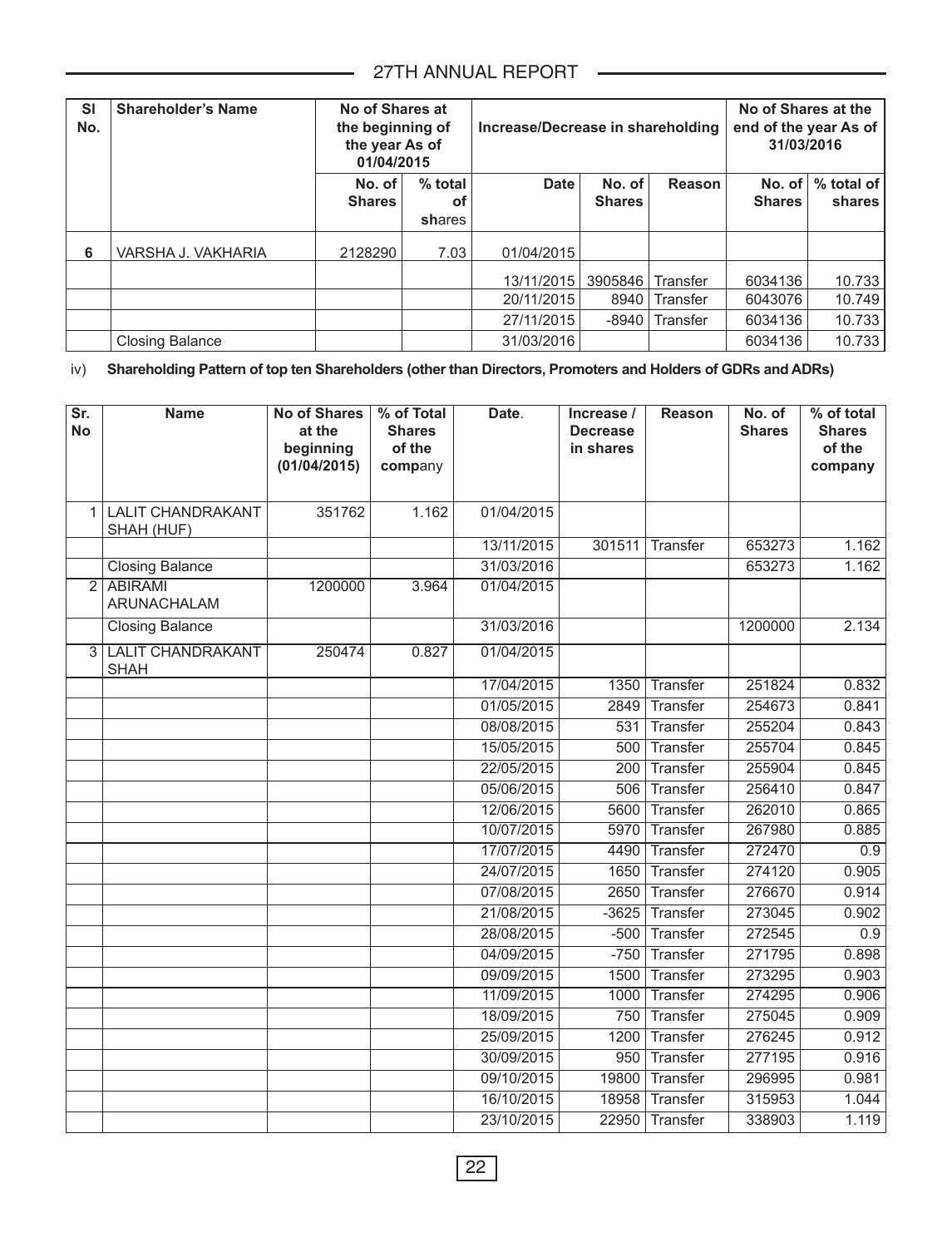| Sl No. | Shareholder's Name | No of Shares at the beginning of the year As of 01/04/2015 | | Increase/Decrease in shareholding | | | No of Shares at the end of the year As of 31/03/2016 | |
|---|---|---|---|---|---|---|---|---|
| | | No. of Shares | % total of shares | Date | No. of Shares | Reason | No. of Shares | % total of shares |
| 6 | VARSHA J. VAKHARIA | 2128290 | 7.03 | 01/04/2015 | | | | |
| | | | | 13/11/2015 | 3905846 | Transfer | 6034136 | 10.733 |
| | | | | 20/11/2015 | 8940 | Transfer | 6043076 | 10.749 |
| | | | | 27/11/2015 | -8940 | Transfer | 6034136 | 10.733 |
| | Closing Balance | | | 31/03/2016 | | | 6034136 | 10.733 |

iv) **Shareholding Pattern of top ten Shareholders (other than Directors, Promoters and Holders of GDRs and ADRs)**

| Sr. No | Name | No of Shares at the beginning (01/04/2015) | % of Total Shares of the company | Date. | Increase / Decrease in shares | Reason | No. of Shares | % of total Shares of the company |
|---|---|---|---|---|---|---|---|---|
| 1 | LALIT CHANDRAKANT SHAH (HUF) | 351762 | 1.162 | 01/04/2015 | | | | |
| | | | | 13/11/2015 | 301511 | Transfer | 653273 | 1.162 |
| | Closing Balance | | | 31/03/2016 | | | 653273 | 1.162 |
| 2 | ABIRAMI ARUNACHALAM | 1200000 | 3.964 | 01/04/2015 | | | | |
| | Closing Balance | | | 31/03/2016 | | | 1200000 | 2.134 |
| 3 | LALIT CHANDRAKANT SHAH | 250474 | 0.827 | 01/04/2015 | | | | |
| | | | | 17/04/2015 | 1350 | Transfer | 251824 | 0.832 |
| | | | | 01/05/2015 | 2849 | Transfer | 254673 | 0.841 |
| | | | | 08/08/2015 | 531 | Transfer | 255204 | 0.843 |
| | | | | 15/05/2015 | 500 | Transfer | 255704 | 0.845 |
| | | | | 22/05/2015 | 200 | Transfer | 255904 | 0.845 |
| | | | | 05/06/2015 | 506 | Transfer | 256410 | 0.847 |
| | | | | 12/06/2015 | 5600 | Transfer | 262010 | 0.865 |
| | | | | 10/07/2015 | 5970 | Transfer | 267980 | 0.885 |
| | | | | 17/07/2015 | 4490 | Transfer | 272470 | 0.9 |
| | | | | 24/07/2015 | 1650 | Transfer | 274120 | 0.905 |
| | | | | 07/08/2015 | 2650 | Transfer | 276670 | 0.914 |
| | | | | 21/08/2015 | -3625 | Transfer | 273045 | 0.902 |
| | | | | 28/08/2015 | -500 | Transfer | 272545 | 0.9 |
| | | | | 04/09/2015 | -750 | Transfer | 271795 | 0.898 |
| | | | | 09/09/2015 | 1500 | Transfer | 273295 | 0.903 |
| | | | | 11/09/2015 | 1000 | Transfer | 274295 | 0.906 |
| | | | | 18/09/2015 | 750 | Transfer | 275045 | 0.909 |
| | | | | 25/09/2015 | 1200 | Transfer | 276245 | 0.912 |
| | | | | 30/09/2015 | 950 | Transfer | 277195 | 0.916 |
| | | | | 09/10/2015 | 19800 | Transfer | 296995 | 0.981 |
| | | | | 16/10/2015 | 18958 | Transfer | 315953 | 1.044 |
| | | | | 23/10/2015 | 22950 | Transfer | 338903 | 1.119 |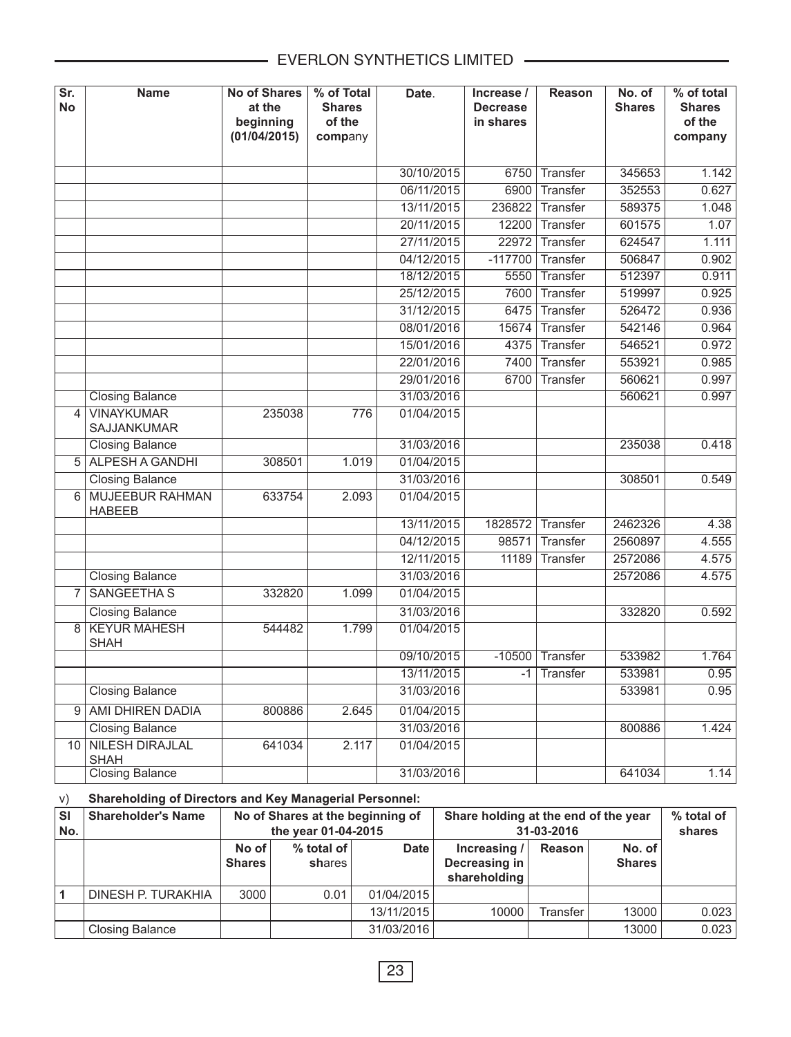| Sr. No | Name | No of Shares at the beginning (01/04/2015) | % of Total Shares of the company | Date. | Increase / Decrease in shares | Reason | No. of Shares | % of total Shares of the company |
|---|---|---|---|---|---|---|---|---|
| | | | | 30/10/2015 | 6750 | Transfer | 345653 | 1.142 |
| | | | | 06/11/2015 | 6900 | Transfer | 352553 | 0.627 |
| | | | | 13/11/2015 | 236822 | Transfer | 589375 | 1.048 |
| | | | | 20/11/2015 | 12200 | Transfer | 601575 | 1.07 |
| | | | | 27/11/2015 | 22972 | Transfer | 624547 | 1.111 |
| | | | | 04/12/2015 | -117700 | Transfer | 506847 | 0.902 |
| | | | | 18/12/2015 | 5550 | Transfer | 512397 | 0.911 |
| | | | | 25/12/2015 | 7600 | Transfer | 519997 | 0.925 |
| | | | | 31/12/2015 | 6475 | Transfer | 526472 | 0.936 |
| | | | | 08/01/2016 | 15674 | Transfer | 542146 | 0.964 |
| | | | | 15/01/2016 | 4375 | Transfer | 546521 | 0.972 |
| | | | | 22/01/2016 | 7400 | Transfer | 553921 | 0.985 |
| | | | | 29/01/2016 | 6700 | Transfer | 560621 | 0.997 |
| | Closing Balance | | | 31/03/2016 | | | 560621 | 0.997 |
| 4 | VINAYKUMAR SAJJANKUMAR | 235038 | 776 | 01/04/2015 | | | | |
| | Closing Balance | | | 31/03/2016 | | | 235038 | 0.418 |
| 5 | ALPESH A GANDHI | 308501 | 1.019 | 01/04/2015 | | | | |
| | Closing Balance | | | 31/03/2016 | | | 308501 | 0.549 |
| 6 | MUJEEBUR RAHMAN HABEEB | 633754 | 2.093 | 01/04/2015 | | | | |
| | | | | 13/11/2015 | 1828572 | Transfer | 2462326 | 4.38 |
| | | | | 04/12/2015 | 98571 | Transfer | 2560897 | 4.555 |
| | | | | 12/11/2015 | 11189 | Transfer | 2572086 | 4.575 |
| | Closing Balance | | | 31/03/2016 | | | 2572086 | 4.575 |
| 7 | SANGEETHA S | 332820 | 1.099 | 01/04/2015 | | | | |
| | Closing Balance | | | 31/03/2016 | | | 332820 | 0.592 |
| 8 | KEYUR MAHESH SHAH | 544482 | 1.799 | 01/04/2015 | | | | |
| | | | | 09/10/2015 | -10500 | Transfer | 533982 | 1.764 |
| | | | | 13/11/2015 | -1 | Transfer | 533981 | 0.95 |
| | Closing Balance | | | 31/03/2016 | | | 533981 | 0.95 |
| 9 | AMI DHIREN DADIA | 800886 | 2.645 | 01/04/2015 | | | | |
| | Closing Balance | | | 31/03/2016 | | | 800886 | 1.424 |
| 10 | NILESH DIRAJLAL SHAH | 641034 | 2.117 | 01/04/2015 | | | | |
| | Closing Balance | | | 31/03/2016 | | | 641034 | 1.14 |

v) **Shareholding of Directors and Key Managerial Personnel:**

| Sl No. | Shareholder's Name | No of Shares at the beginning of the year 01-04-2015 | | | Share holding at the end of the year 31-03-2016 | | | % total of shares |
|---|---|---|---|---|---|---|---|---|
| | | No of Shares | % total of shares | Date | Increasing / Decreasing in shareholding | Reason | No. of Shares | |
| 1 | DINESH P. TURAKHIA | 3000 | 0.01 | 01/04/2015 | | | | |
| | | | | 13/11/2015 | 10000 | Transfer | 13000 | 0.023 |
| | Closing Balance | | | 31/03/2016 | | | 13000 | 0.023 |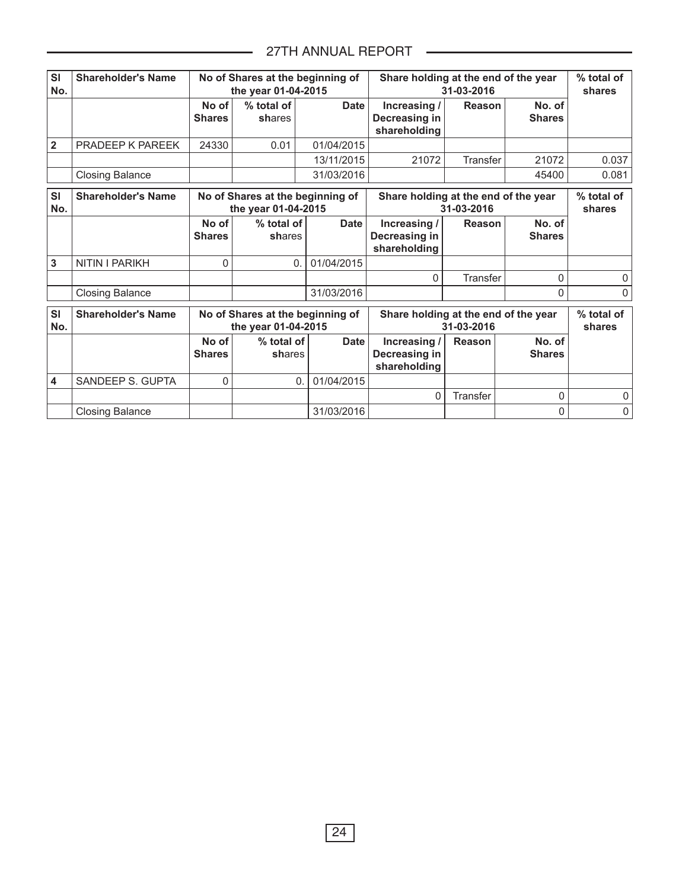| Sl No. | Shareholder's Name | No of Shares at the beginning of the year 01-04-2015 | | | Share holding at the end of the year 31-03-2016 | | | % total of shares |
|---|---|---|---|---|---|---|---|---|
| | | No of Shares | % total of shares | Date | Increasing / Decreasing in shareholding | Reason | No. of Shares | |
| 2 | PRADEEP K PAREEK | 24330 | 0.01 | 01/04/2015 | | | | |
| | | | | 13/11/2015 | 21072 | Transfer | 21072 | 0.037 |
| | Closing Balance | | | 31/03/2016 | | | 45400 | 0.081 |

| Sl No. | Shareholder's Name | No of Shares at the beginning of the year 01-04-2015 | | | Share holding at the end of the year 31-03-2016 | | | % total of shares |
|---|---|---|---|---|---|---|---|---|
| | | No of Shares | % total of shares | Date | Increasing / Decreasing in shareholding | Reason | No. of Shares | |
| 3 | NITIN I PARIKH | 0 | 0. | 01/04/2015 | | | | |
| | | | | | 0 | Transfer | 0 | 0 |
| | Closing Balance | | | 31/03/2016 | | | 0 | 0 |

| Sl No. | Shareholder's Name | No of Shares at the beginning of the year 01-04-2015 | | | Share holding at the end of the year 31-03-2016 | | | % total of shares |
|---|---|---|---|---|---|---|---|---|
| | | No of Shares | % total of shares | Date | Increasing / Decreasing in shareholding | Reason | No. of Shares | |
| 4 | SANDEEP S. GUPTA | 0 | 0. | 01/04/2015 | | | | |
| | | | | | 0 | Transfer | 0 | 0 |
| | Closing Balance | | | 31/03/2016 | | | 0 | 0 |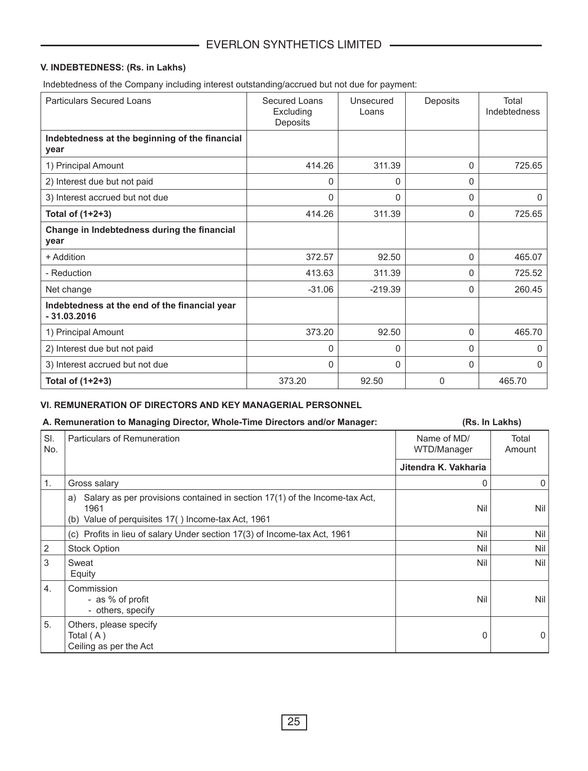### V. INDEBTEDNESS: (Rs. in Lakhs)

Indebtedness of the Company including interest outstanding/accrued but not due for payment:

| Particulars Secured Loans | Secured Loans Excluding Deposits | Unsecured Loans | Deposits | Total Indebtedness |
|---|---|---|---|---|
| **Indebtedness at the beginning of the financial year** | | | | |
| 1) Principal Amount | 414.26 | 311.39 | 0 | 725.65 |
| 2) Interest due but not paid | 0 | 0 | 0 | |
| 3) Interest accrued but not due | 0 | 0 | 0 | 0 |
| **Total of (1+2+3)** | 414.26 | 311.39 | 0 | 725.65 |
| **Change in Indebtedness during the financial year** | | | | |
| + Addition | 372.57 | 92.50 | 0 | 465.07 |
| - Reduction | 413.63 | 311.39 | 0 | 725.52 |
| Net change | -31.06 | -219.39 | 0 | 260.45 |
| **Indebtedness at the end of the financial year - 31.03.2016** | | | | |
| 1) Principal Amount | 373.20 | 92.50 | 0 | 465.70 |
| 2) Interest due but not paid | 0 | 0 | 0 | 0 |
| 3) Interest accrued but not due | 0 | 0 | 0 | 0 |
| **Total of (1+2+3)** | 373.20 | 92.50 | 0 | 465.70 |

### VI. REMUNERATION OF DIRECTORS AND KEY MANAGERIAL PERSONNEL

**A. Remuneration to Managing Director, Whole-Time Directors and/or Manager:** **(Rs. In Lakhs)**

| Sl. No. | Particulars of Remuneration | Name of MD/ WTD/Manager | Total Amount |
|---|---|---|---|
| | | **Jitendra K. Vakharia** | |
| 1. | Gross salary | 0 | 0 |
| | a) Salary as per provisions contained in section 17(1) of the Income-tax Act, 1961<br>(b) Value of perquisites 17( ) Income-tax Act, 1961 | Nil | Nil |
| | (c) Profits in lieu of salary Under section 17(3) of Income-tax Act, 1961 | Nil | Nil |
| 2 | Stock Option | Nil | Nil |
| 3 | Sweat Equity | Nil | Nil |
| 4. | Commission<br>- as % of profit<br>- others, specify | Nil | Nil |
| 5. | Others, please specify<br>Total ( A )<br>Ceiling as per the Act | 0 | 0 |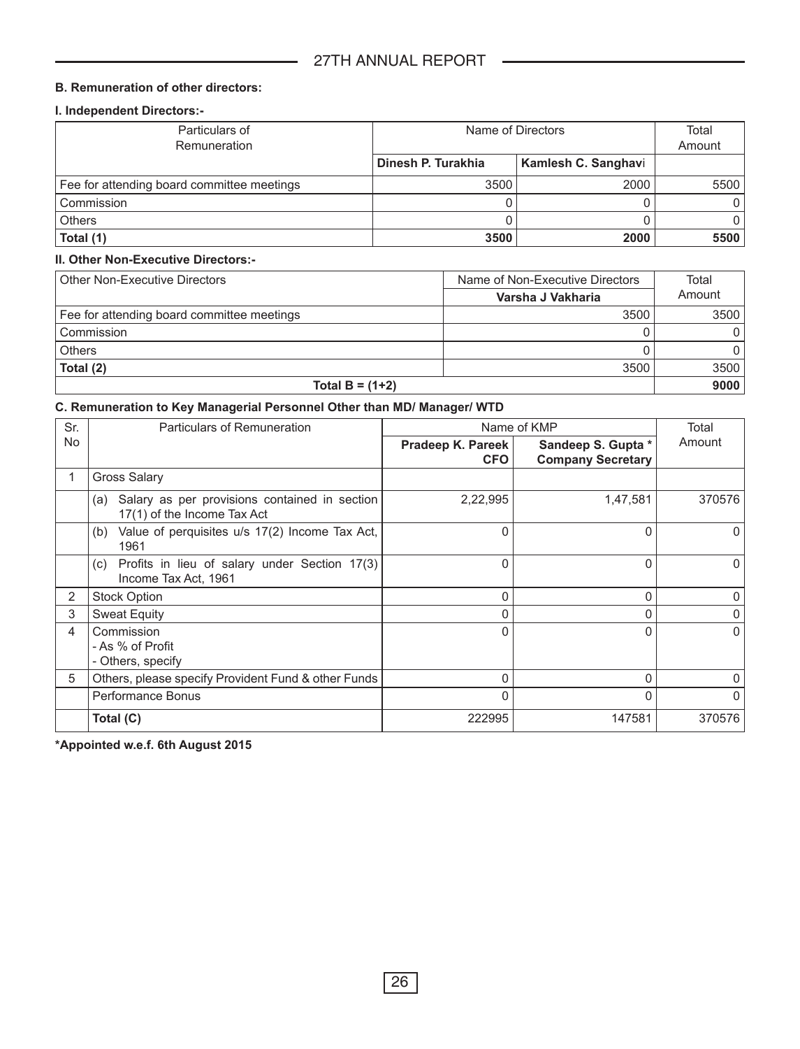**B. Remuneration of other directors:**

**I. Independent Directors:-**

| Particulars of Remuneration | Name of Directors | | Total Amount |
|---|---|---|---|
| | **Dinesh P. Turakhia** | **Kamlesh C. Sanghavi** | |
| Fee for attending board committee meetings | 3500 | 2000 | 5500 |
| Commission | 0 | 0 | 0 |
| Others | 0 | 0 | 0 |
| **Total (1)** | **3500** | **2000** | **5500** |

**II. Other Non-Executive Directors:-**

| Other Non-Executive Directors | Name of Non-Executive Directors | Total Amount |
|---|---|---|
| | **Varsha J Vakharia** | |
| Fee for attending board committee meetings | 3500 | 3500 |
| Commission | 0 | 0 |
| Others | 0 | 0 |
| **Total (2)** | 3500 | 3500 |
| **Total B = (1+2)** | | **9000** |

**C. Remuneration to Key Managerial Personnel Other than MD/ Manager/ WTD**

| Sr. No | Particulars of Remuneration | Name of KMP | | Total Amount |
|---|---|---|---|---|
| | | **Pradeep K. Pareek CFO** | **Sandeep S. Gupta * Company Secretary** | |
| 1 | Gross Salary | | | |
| | (a) Salary as per provisions contained in section 17(1) of the Income Tax Act | 2,22,995 | 1,47,581 | 370576 |
| | (b) Value of perquisites u/s 17(2) Income Tax Act, 1961 | 0 | 0 | 0 |
| | (c) Profits in lieu of salary under Section 17(3) Income Tax Act, 1961 | 0 | 0 | 0 |
| 2 | Stock Option | 0 | 0 | 0 |
| 3 | Sweat Equity | 0 | 0 | 0 |
| 4 | Commission<br>- As % of Profit<br>- Others, specify | 0 | 0 | 0 |
| 5 | Others, please specify Provident Fund & other Funds | 0 | 0 | 0 |
| | Performance Bonus | 0 | 0 | 0 |
| | **Total (C)** | 222995 | 147581 | 370576 |

**\*Appointed w.e.f. 6th August 2015**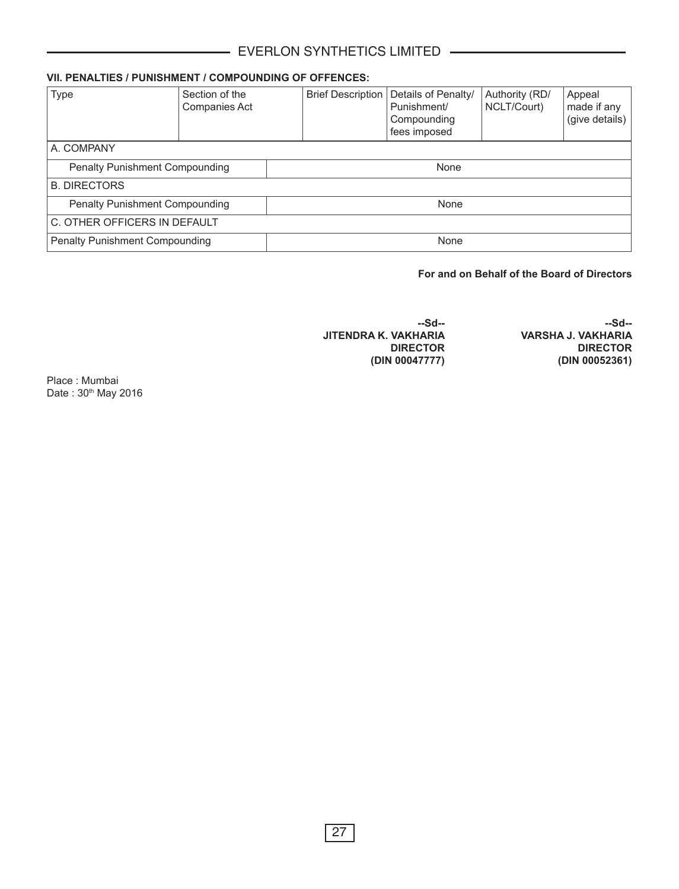### VII. PENALTIES / PUNISHMENT / COMPOUNDING OF OFFENCES:

| Type | Section of the Companies Act | Brief Description | Details of Penalty/ Punishment/ Compounding fees imposed | Authority (RD/ NCLT/Court) | Appeal made if any (give details) |
|---|---|---|---|---|---|
| A. COMPANY | | | | | |
| Penalty Punishment Compounding | | | None | | |
| B. DIRECTORS | | | | | |
| Penalty Punishment Compounding | | | None | | |
| C. OTHER OFFICERS IN DEFAULT | | | | | |
| Penalty Punishment Compounding | | | None | | |

**For and on Behalf of the Board of Directors**

**--Sd--**
**JITENDRA K. VAKHARIA**
**DIRECTOR**
**(DIN 00047777)**

**--Sd--**
**VARSHA J. VAKHARIA**
**DIRECTOR**
**(DIN 00052361)**

Place : Mumbai
Date : 30th May 2016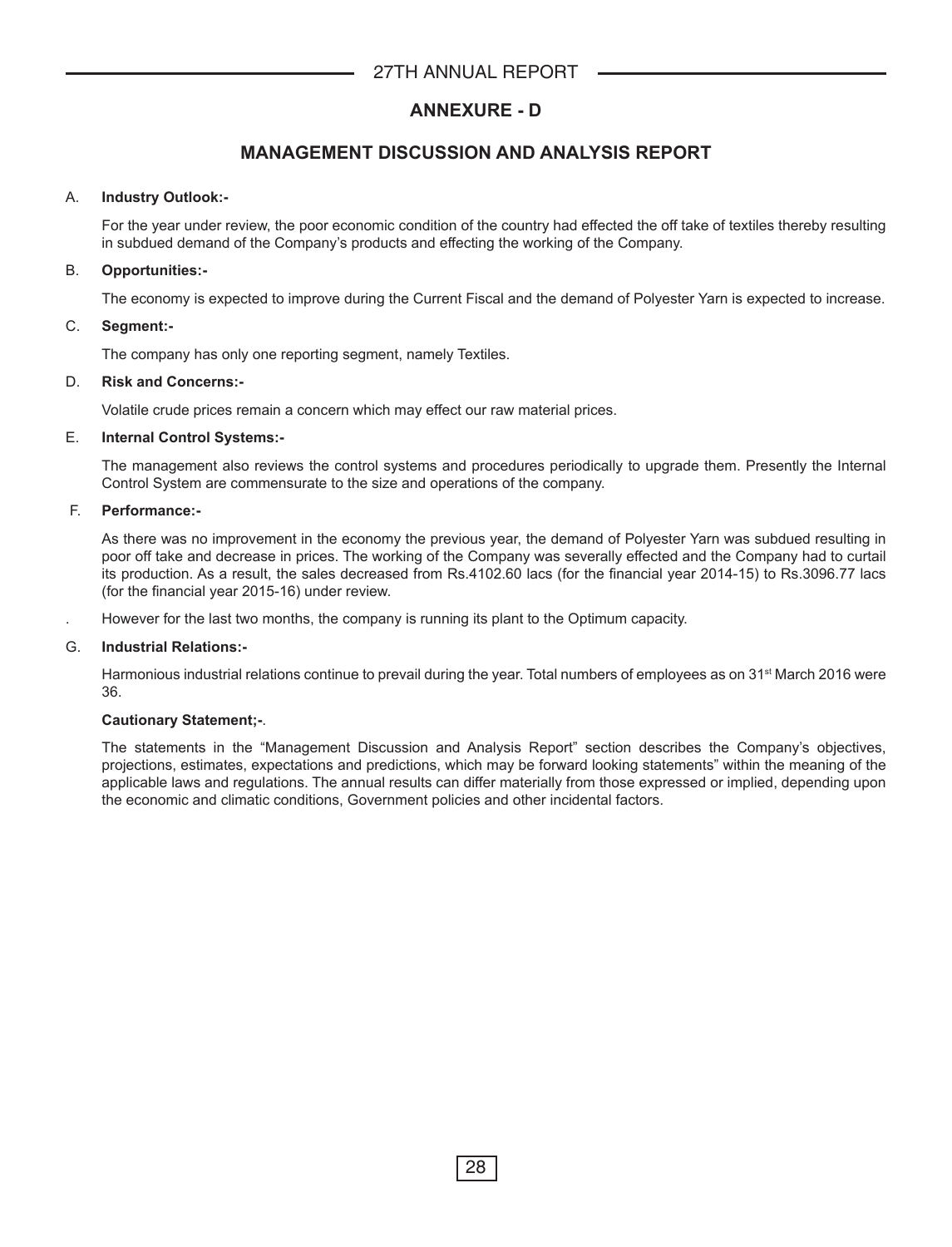# ANNEXURE - D

## MANAGEMENT DISCUSSION AND ANALYSIS REPORT

A. **Industry Outlook:-**

For the year under review, the poor economic condition of the country had effected the off take of textiles thereby resulting in subdued demand of the Company's products and effecting the working of the Company.

B. **Opportunities:-**

The economy is expected to improve during the Current Fiscal and the demand of Polyester Yarn is expected to increase.

C. **Segment:-**

The company has only one reporting segment, namely Textiles.

D. **Risk and Concerns:-**

Volatile crude prices remain a concern which may effect our raw material prices.

E. **Internal Control Systems:-**

The management also reviews the control systems and procedures periodically to upgrade them. Presently the Internal Control System are commensurate to the size and operations of the company.

F. **Performance:-**

As there was no improvement in the economy the previous year, the demand of Polyester Yarn was subdued resulting in poor off take and decrease in prices. The working of the Company was severally effected and the Company had to curtail its production. As a result, the sales decreased from Rs.4102.60 lacs (for the financial year 2014-15) to Rs.3096.77 lacs (for the financial year 2015-16) under review.

. However for the last two months, the company is running its plant to the Optimum capacity.

G. **Industrial Relations:-**

Harmonious industrial relations continue to prevail during the year. Total numbers of employees as on 31st March 2016 were 36.

**Cautionary Statement;-**.

The statements in the "Management Discussion and Analysis Report" section describes the Company's objectives, projections, estimates, expectations and predictions, which may be forward looking statements" within the meaning of the applicable laws and regulations. The annual results can differ materially from those expressed or implied, depending upon the economic and climatic conditions, Government policies and other incidental factors.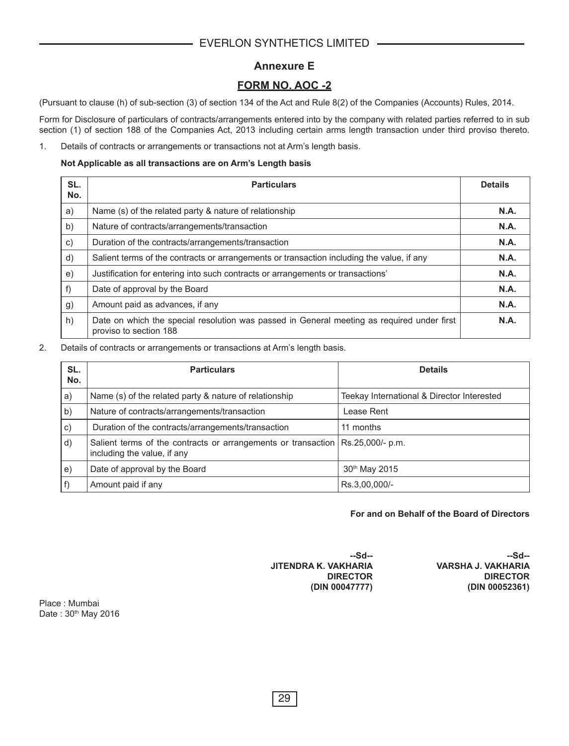## Annexure E

## FORM NO. AOC -2

(Pursuant to clause (h) of sub-section (3) of section 134 of the Act and Rule 8(2) of the Companies (Accounts) Rules, 2014.

Form for Disclosure of particulars of contracts/arrangements entered into by the company with related parties referred to in sub section (1) of section 188 of the Companies Act, 2013 including certain arms length transaction under third proviso thereto.

1. Details of contracts or arrangements or transactions not at Arm's length basis.

**Not Applicable as all transactions are on Arm's Length basis**

| SL. No. | Particulars | Details |
|---|---|---|
| a) | Name (s) of the related party & nature of relationship | **N.A.** |
| b) | Nature of contracts/arrangements/transaction | **N.A.** |
| c) | Duration of the contracts/arrangements/transaction | **N.A.** |
| d) | Salient terms of the contracts or arrangements or transaction including the value, if any | **N.A.** |
| e) | Justification for entering into such contracts or arrangements or transactions' | **N.A.** |
| f) | Date of approval by the Board | **N.A.** |
| g) | Amount paid as advances, if any | **N.A.** |
| h) | Date on which the special resolution was passed in General meeting as required under first proviso to section 188 | **N.A.** |

2. Details of contracts or arrangements or transactions at Arm's length basis.

| SL. No. | Particulars | Details |
|---|---|---|
| a) | Name (s) of the related party & nature of relationship | Teekay International & Director Interested |
| b) | Nature of contracts/arrangements/transaction | Lease Rent |
| c) | Duration of the contracts/arrangements/transaction | 11 months |
| d) | Salient terms of the contracts or arrangements or transaction including the value, if any | Rs.25,000/- p.m. |
| e) | Date of approval by the Board | 30th May 2015 |
| f) | Amount paid if any | Rs.3,00,000/- |

**For and on Behalf of the Board of Directors**

| **--Sd--** | **--Sd--** |
|---|---|
| **JITENDRA K. VAKHARIA** | **VARSHA J. VAKHARIA** |
| **DIRECTOR** | **DIRECTOR** |
| **(DIN 00047777)** | **(DIN 00052361)** |

Place : Mumbai
Date : 30th May 2016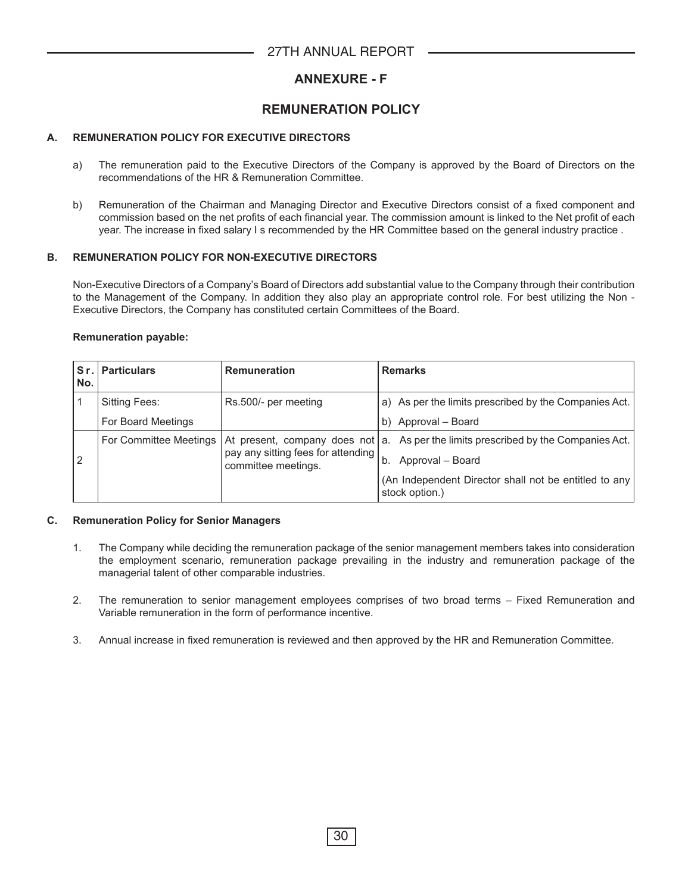# ANNEXURE - F

# REMUNERATION POLICY

### A. REMUNERATION POLICY FOR EXECUTIVE DIRECTORS

a) The remuneration paid to the Executive Directors of the Company is approved by the Board of Directors on the recommendations of the HR & Remuneration Committee.

b) Remuneration of the Chairman and Managing Director and Executive Directors consist of a fixed component and commission based on the net profits of each financial year. The commission amount is linked to the Net profit of each year. The increase in fixed salary I s recommended by the HR Committee based on the general industry practice .

### B. REMUNERATION POLICY FOR NON-EXECUTIVE DIRECTORS

Non-Executive Directors of a Company's Board of Directors add substantial value to the Company through their contribution to the Management of the Company. In addition they also play an appropriate control role. For best utilizing the Non - Executive Directors, the Company has constituted certain Committees of the Board.

**Remuneration payable:**

| Sr. No. | Particulars | Remuneration | Remarks |
|---|---|---|---|
| 1 | Sitting Fees: For Board Meetings | Rs.500/- per meeting | a) As per the limits prescribed by the Companies Act.<br>b) Approval – Board |
| 2 | For Committee Meetings | At present, company does not pay any sitting fees for attending committee meetings. | a. As per the limits prescribed by the Companies Act.<br>b. Approval – Board<br>(An Independent Director shall not be entitled to any stock option.) |

### C. Remuneration Policy for Senior Managers

1. The Company while deciding the remuneration package of the senior management members takes into consideration the employment scenario, remuneration package prevailing in the industry and remuneration package of the managerial talent of other comparable industries.

2. The remuneration to senior management employees comprises of two broad terms – Fixed Remuneration and Variable remuneration in the form of performance incentive.

3. Annual increase in fixed remuneration is reviewed and then approved by the HR and Remuneration Committee.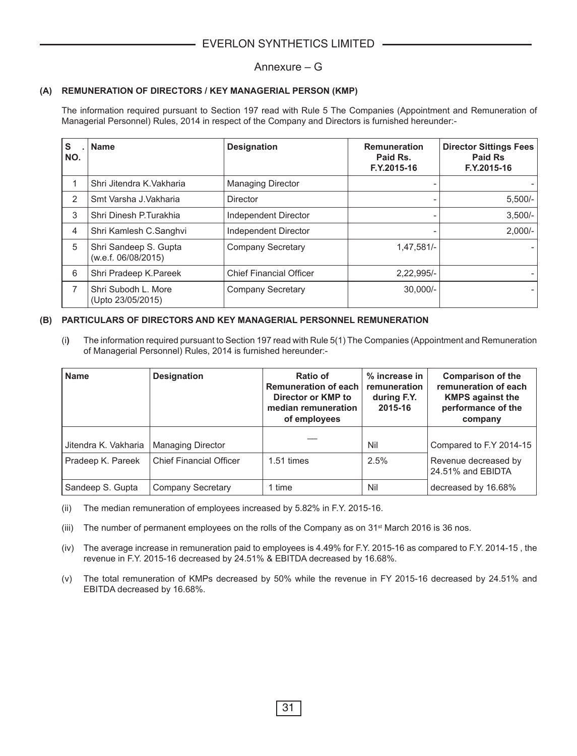# Annexure – G

### (A) REMUNERATION OF DIRECTORS / KEY MANAGERIAL PERSON (KMP)

The information required pursuant to Section 197 read with Rule 5 The Companies (Appointment and Remuneration of Managerial Personnel) Rules, 2014 in respect of the Company and Directors is furnished hereunder:-

| S. NO. | Name | Designation | Remuneration Paid Rs. F.Y.2015-16 | Director Sittings Fees Paid Rs F.Y.2015-16 |
|---|---|---|---|---|
| 1 | Shri Jitendra K.Vakharia | Managing Director | - | - |
| 2 | Smt Varsha J.Vakharia | Director | - | 5,500/- |
| 3 | Shri Dinesh P.Turakhia | Independent Director | - | 3,500/- |
| 4 | Shri Kamlesh C.Sanghvi | Independent Director | - | 2,000/- |
| 5 | Shri Sandeep S. Gupta (w.e.f. 06/08/2015) | Company Secretary | 1,47,581/- | - |
| 6 | Shri Pradeep K.Pareek | Chief Financial Officer | 2,22,995/- | - |
| 7 | Shri Subodh L. More (Upto 23/05/2015) | Company Secretary | 30,000/- | - |

### (B) PARTICULARS OF DIRECTORS AND KEY MANAGERIAL PERSONNEL REMUNERATION

(i) The information required pursuant to Section 197 read with Rule 5(1) The Companies (Appointment and Remuneration of Managerial Personnel) Rules, 2014 is furnished hereunder:-

| Name | Designation | Ratio of Remuneration of each Director or KMP to median remuneration of employees | % increase in remuneration during F.Y. 2015-16 | Comparison of the remuneration of each KMPS against the performance of the company |
|---|---|---|---|---|
| Jitendra K. Vakharia | Managing Director | — | Nil | Compared to F.Y 2014-15 |
| Pradeep K. Pareek | Chief Financial Officer | 1.51 times | 2.5% | Revenue decreased by 24.51% and EBIDTA |
| Sandeep S. Gupta | Company Secretary | 1 time | Nil | decreased by 16.68% |

(ii) The median remuneration of employees increased by 5.82% in F.Y. 2015-16.

(iii) The number of permanent employees on the rolls of the Company as on 31st March 2016 is 36 nos.

(iv) The average increase in remuneration paid to employees is 4.49% for F.Y. 2015-16 as compared to F.Y. 2014-15 , the revenue in F.Y. 2015-16 decreased by 24.51% & EBITDA decreased by 16.68%.

(v) The total remuneration of KMPs decreased by 50% while the revenue in FY 2015-16 decreased by 24.51% and EBITDA decreased by 16.68%.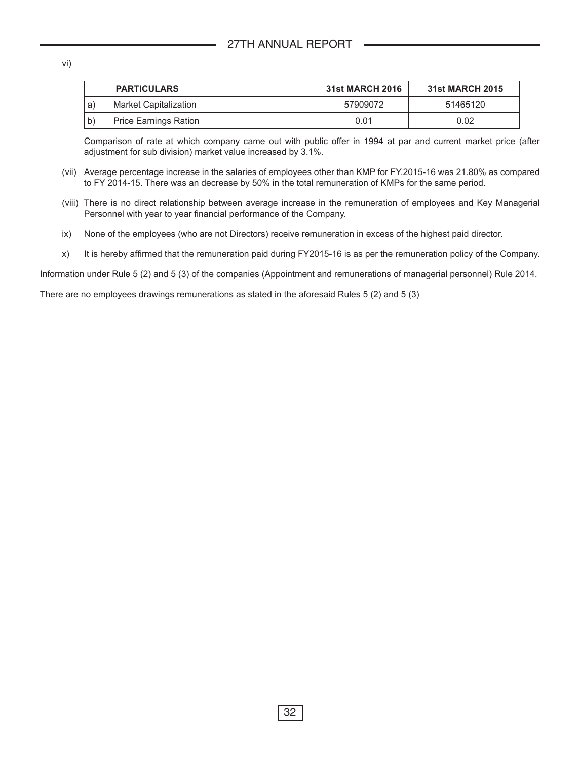vi)

| | PARTICULARS | 31st MARCH 2016 | 31st MARCH 2015 |
|---|---|---|---|
| a) | Market Capitalization | 57909072 | 51465120 |
| b) | Price Earnings Ration | 0.01 | 0.02 |

Comparison of rate at which company came out with public offer in 1994 at par and current market price (after adjustment for sub division) market value increased by 3.1%.

(vii) Average percentage increase in the salaries of employees other than KMP for FY.2015-16 was 21.80% as compared to FY 2014-15. There was an decrease by 50% in the total remuneration of KMPs for the same period.

(viii) There is no direct relationship between average increase in the remuneration of employees and Key Managerial Personnel with year to year financial performance of the Company.

ix) None of the employees (who are not Directors) receive remuneration in excess of the highest paid director.

x) It is hereby affirmed that the remuneration paid during FY2015-16 is as per the remuneration policy of the Company.

Information under Rule 5 (2) and 5 (3) of the companies (Appointment and remunerations of managerial personnel) Rule 2014.

There are no employees drawings remunerations as stated in the aforesaid Rules 5 (2) and 5 (3)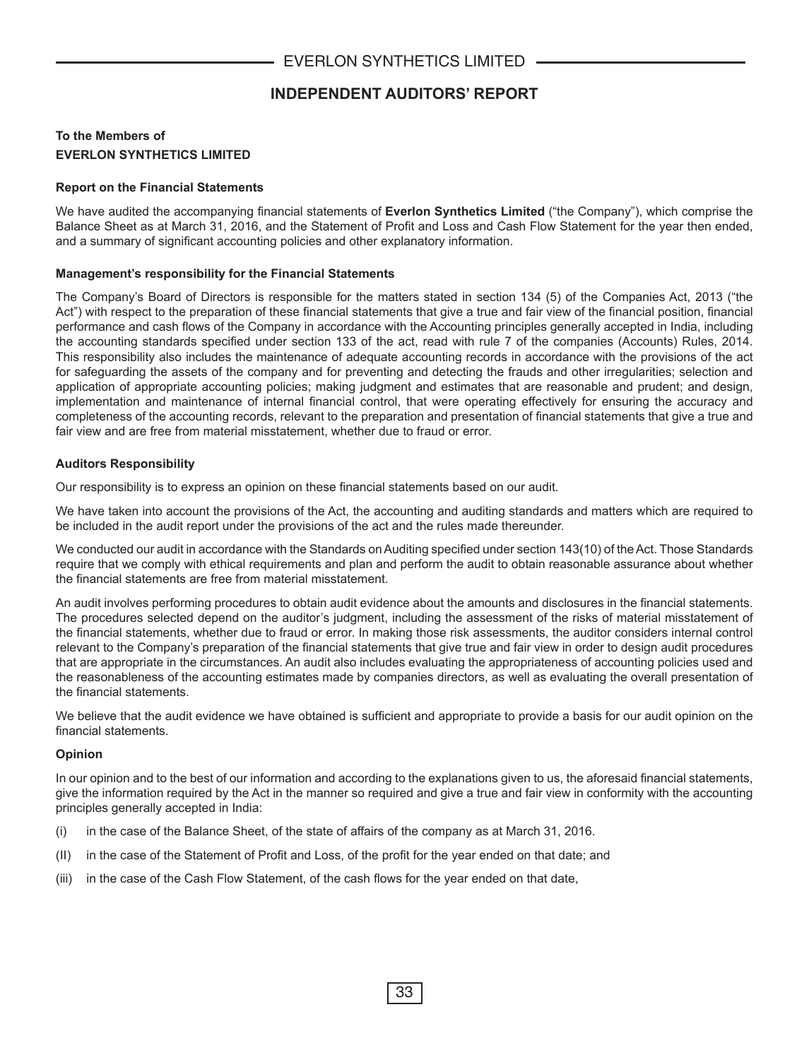# INDEPENDENT AUDITORS' REPORT

**To the Members of**
**EVERLON SYNTHETICS LIMITED**

**Report on the Financial Statements**

We have audited the accompanying financial statements of **Everlon Synthetics Limited** ("the Company"), which comprise the Balance Sheet as at March 31, 2016, and the Statement of Profit and Loss and Cash Flow Statement for the year then ended, and a summary of significant accounting policies and other explanatory information.

**Management's responsibility for the Financial Statements**

The Company's Board of Directors is responsible for the matters stated in section 134 (5) of the Companies Act, 2013 ("the Act") with respect to the preparation of these financial statements that give a true and fair view of the financial position, financial performance and cash flows of the Company in accordance with the Accounting principles generally accepted in India, including the accounting standards specified under section 133 of the act, read with rule 7 of the companies (Accounts) Rules, 2014. This responsibility also includes the maintenance of adequate accounting records in accordance with the provisions of the act for safeguarding the assets of the company and for preventing and detecting the frauds and other irregularities; selection and application of appropriate accounting policies; making judgment and estimates that are reasonable and prudent; and design, implementation and maintenance of internal financial control, that were operating effectively for ensuring the accuracy and completeness of the accounting records, relevant to the preparation and presentation of financial statements that give a true and fair view and are free from material misstatement, whether due to fraud or error.

**Auditors Responsibility**

Our responsibility is to express an opinion on these financial statements based on our audit.

We have taken into account the provisions of the Act, the accounting and auditing standards and matters which are required to be included in the audit report under the provisions of the act and the rules made thereunder.

We conducted our audit in accordance with the Standards on Auditing specified under section 143(10) of the Act. Those Standards require that we comply with ethical requirements and plan and perform the audit to obtain reasonable assurance about whether the financial statements are free from material misstatement.

An audit involves performing procedures to obtain audit evidence about the amounts and disclosures in the financial statements. The procedures selected depend on the auditor's judgment, including the assessment of the risks of material misstatement of the financial statements, whether due to fraud or error. In making those risk assessments, the auditor considers internal control relevant to the Company's preparation of the financial statements that give true and fair view in order to design audit procedures that are appropriate in the circumstances. An audit also includes evaluating the appropriateness of accounting policies used and the reasonableness of the accounting estimates made by companies directors, as well as evaluating the overall presentation of the financial statements.

We believe that the audit evidence we have obtained is sufficient and appropriate to provide a basis for our audit opinion on the financial statements.

**Opinion**

In our opinion and to the best of our information and according to the explanations given to us, the aforesaid financial statements, give the information required by the Act in the manner so required and give a true and fair view in conformity with the accounting principles generally accepted in India:

(i) in the case of the Balance Sheet, of the state of affairs of the company as at March 31, 2016.

(II) in the case of the Statement of Profit and Loss, of the profit for the year ended on that date; and

(iii) in the case of the Cash Flow Statement, of the cash flows for the year ended on that date,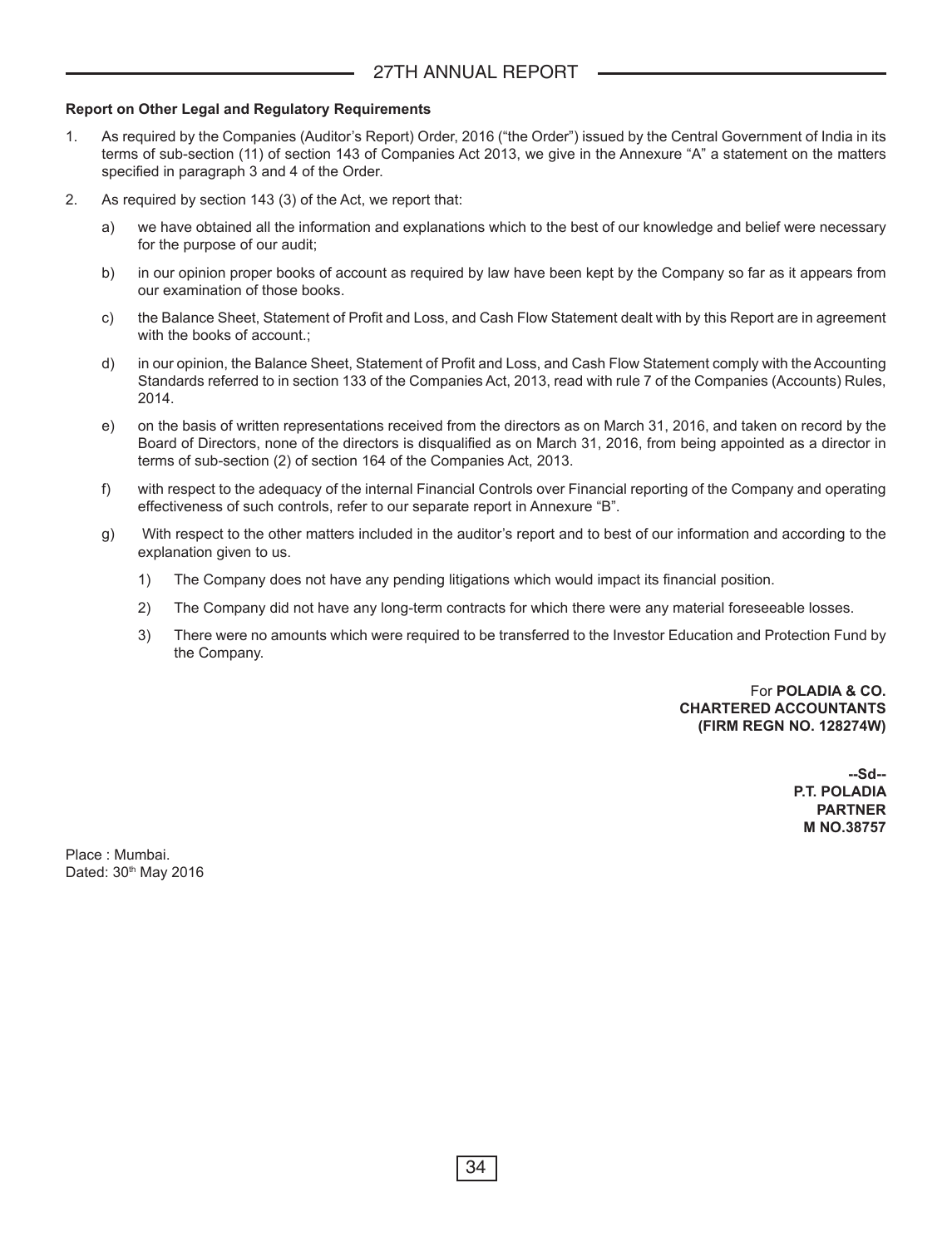**Report on Other Legal and Regulatory Requirements**

1. As required by the Companies (Auditor's Report) Order, 2016 ("the Order") issued by the Central Government of India in its terms of sub-section (11) of section 143 of Companies Act 2013, we give in the Annexure "A" a statement on the matters specified in paragraph 3 and 4 of the Order.

2. As required by section 143 (3) of the Act, we report that:

   a) we have obtained all the information and explanations which to the best of our knowledge and belief were necessary for the purpose of our audit;

   b) in our opinion proper books of account as required by law have been kept by the Company so far as it appears from our examination of those books.

   c) the Balance Sheet, Statement of Profit and Loss, and Cash Flow Statement dealt with by this Report are in agreement with the books of account.;

   d) in our opinion, the Balance Sheet, Statement of Profit and Loss, and Cash Flow Statement comply with the Accounting Standards referred to in section 133 of the Companies Act, 2013, read with rule 7 of the Companies (Accounts) Rules, 2014.

   e) on the basis of written representations received from the directors as on March 31, 2016, and taken on record by the Board of Directors, none of the directors is disqualified as on March 31, 2016, from being appointed as a director in terms of sub-section (2) of section 164 of the Companies Act, 2013.

   f) with respect to the adequacy of the internal Financial Controls over Financial reporting of the Company and operating effectiveness of such controls, refer to our separate report in Annexure "B".

   g) With respect to the other matters included in the auditor's report and to best of our information and according to the explanation given to us.

      1) The Company does not have any pending litigations which would impact its financial position.

      2) The Company did not have any long-term contracts for which there were any material foreseeable losses.

      3) There were no amounts which were required to be transferred to the Investor Education and Protection Fund by the Company.

For **POLADIA & CO.**
**CHARTERED ACCOUNTANTS**
**(FIRM REGN NO. 128274W)**

**--Sd--**
**P.T. POLADIA**
**PARTNER**
**M NO.38757**

Place : Mumbai.
Dated: 30th May 2016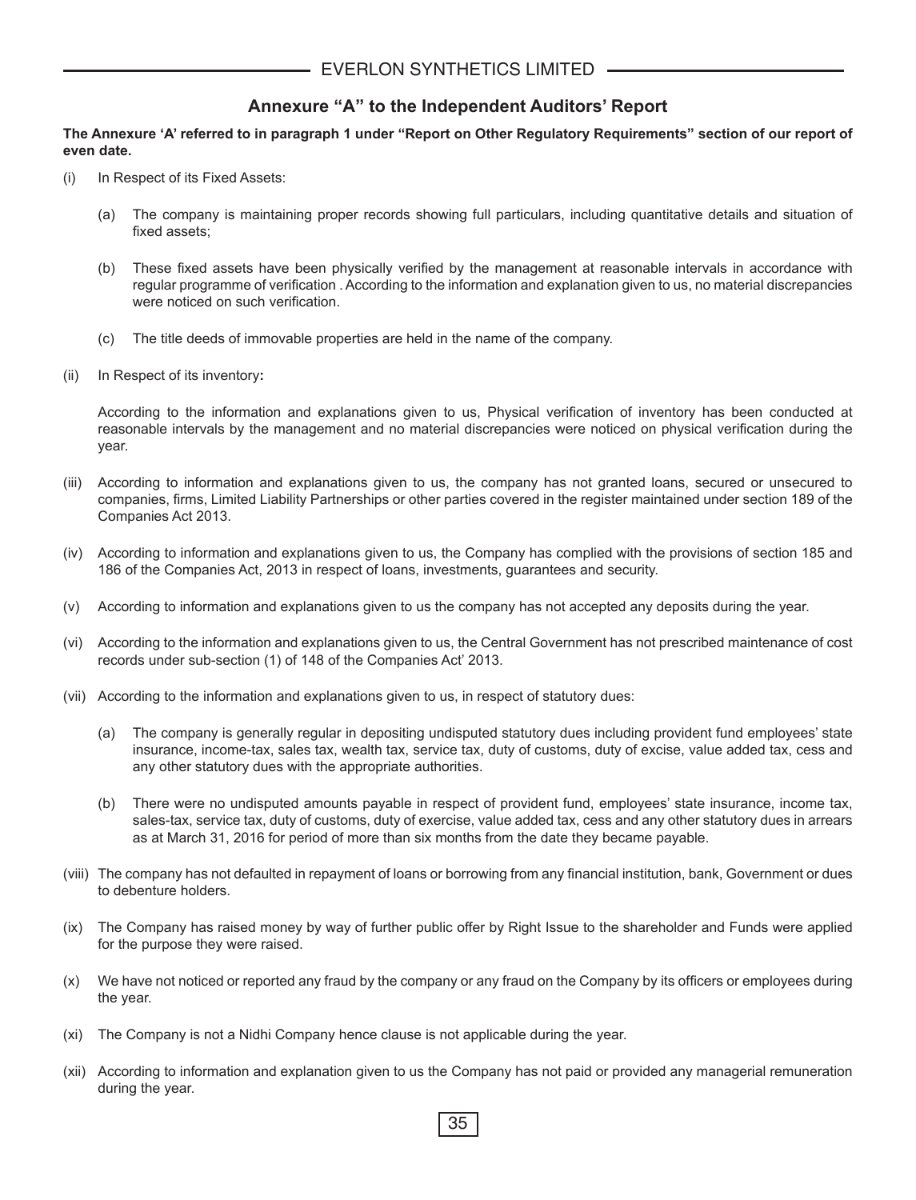## Annexure "A" to the Independent Auditors' Report

**The Annexure 'A' referred to in paragraph 1 under "Report on Other Regulatory Requirements" section of our report of even date.**

(i) In Respect of its Fixed Assets:

(a) The company is maintaining proper records showing full particulars, including quantitative details and situation of fixed assets;

(b) These fixed assets have been physically verified by the management at reasonable intervals in accordance with regular programme of verification . According to the information and explanation given to us, no material discrepancies were noticed on such verification.

(c) The title deeds of immovable properties are held in the name of the company.

(ii) In Respect of its inventory**:**

According to the information and explanations given to us, Physical verification of inventory has been conducted at reasonable intervals by the management and no material discrepancies were noticed on physical verification during the year.

(iii) According to information and explanations given to us, the company has not granted loans, secured or unsecured to companies, firms, Limited Liability Partnerships or other parties covered in the register maintained under section 189 of the Companies Act 2013.

(iv) According to information and explanations given to us, the Company has complied with the provisions of section 185 and 186 of the Companies Act, 2013 in respect of loans, investments, guarantees and security.

(v) According to information and explanations given to us the company has not accepted any deposits during the year.

(vi) According to the information and explanations given to us, the Central Government has not prescribed maintenance of cost records under sub-section (1) of 148 of the Companies Act' 2013.

(vii) According to the information and explanations given to us, in respect of statutory dues:

(a) The company is generally regular in depositing undisputed statutory dues including provident fund employees' state insurance, income-tax, sales tax, wealth tax, service tax, duty of customs, duty of excise, value added tax, cess and any other statutory dues with the appropriate authorities.

(b) There were no undisputed amounts payable in respect of provident fund, employees' state insurance, income tax, sales-tax, service tax, duty of customs, duty of exercise, value added tax, cess and any other statutory dues in arrears as at March 31, 2016 for period of more than six months from the date they became payable.

(viii) The company has not defaulted in repayment of loans or borrowing from any financial institution, bank, Government or dues to debenture holders.

(ix) The Company has raised money by way of further public offer by Right Issue to the shareholder and Funds were applied for the purpose they were raised.

(x) We have not noticed or reported any fraud by the company or any fraud on the Company by its officers or employees during the year.

(xi) The Company is not a Nidhi Company hence clause is not applicable during the year.

(xii) According to information and explanation given to us the Company has not paid or provided any managerial remuneration during the year.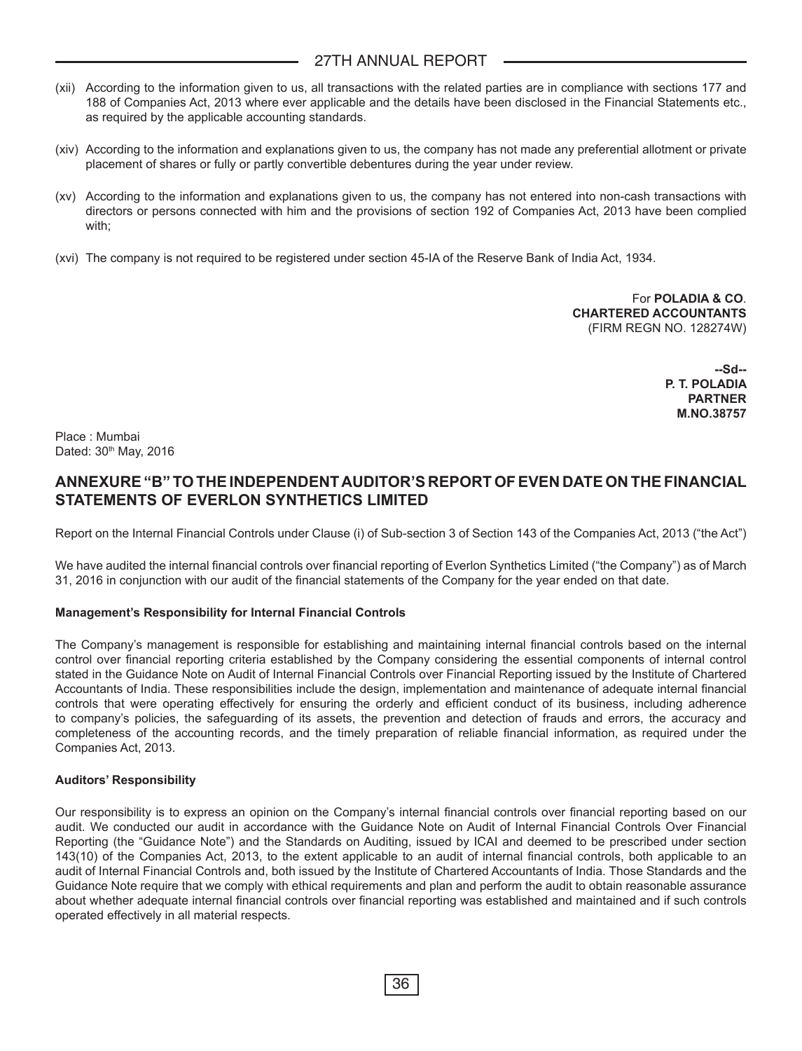(xii) According to the information given to us, all transactions with the related parties are in compliance with sections 177 and 188 of Companies Act, 2013 where ever applicable and the details have been disclosed in the Financial Statements etc., as required by the applicable accounting standards.

(xiv) According to the information and explanations given to us, the company has not made any preferential allotment or private placement of shares or fully or partly convertible debentures during the year under review.

(xv) According to the information and explanations given to us, the company has not entered into non-cash transactions with directors or persons connected with him and the provisions of section 192 of Companies Act, 2013 have been complied with;

(xvi) The company is not required to be registered under section 45-IA of the Reserve Bank of India Act, 1934.

For **POLADIA & CO**.
**CHARTERED ACCOUNTANTS**
(FIRM REGN NO. 128274W)

**--Sd--**
**P. T. POLADIA**
**PARTNER**
**M.NO.38757**

Place : Mumbai
Dated: 30th May, 2016

## ANNEXURE "B" TO THE INDEPENDENT AUDITOR'S REPORT OF EVEN DATE ON THE FINANCIAL STATEMENTS OF EVERLON SYNTHETICS LIMITED

Report on the Internal Financial Controls under Clause (i) of Sub-section 3 of Section 143 of the Companies Act, 2013 ("the Act")

We have audited the internal financial controls over financial reporting of Everlon Synthetics Limited ("the Company") as of March 31, 2016 in conjunction with our audit of the financial statements of the Company for the year ended on that date.

**Management's Responsibility for Internal Financial Controls**

The Company's management is responsible for establishing and maintaining internal financial controls based on the internal control over financial reporting criteria established by the Company considering the essential components of internal control stated in the Guidance Note on Audit of Internal Financial Controls over Financial Reporting issued by the Institute of Chartered Accountants of India. These responsibilities include the design, implementation and maintenance of adequate internal financial controls that were operating effectively for ensuring the orderly and efficient conduct of its business, including adherence to company's policies, the safeguarding of its assets, the prevention and detection of frauds and errors, the accuracy and completeness of the accounting records, and the timely preparation of reliable financial information, as required under the Companies Act, 2013.

**Auditors' Responsibility**

Our responsibility is to express an opinion on the Company's internal financial controls over financial reporting based on our audit. We conducted our audit in accordance with the Guidance Note on Audit of Internal Financial Controls Over Financial Reporting (the "Guidance Note") and the Standards on Auditing, issued by ICAI and deemed to be prescribed under section 143(10) of the Companies Act, 2013, to the extent applicable to an audit of internal financial controls, both applicable to an audit of Internal Financial Controls and, both issued by the Institute of Chartered Accountants of India. Those Standards and the Guidance Note require that we comply with ethical requirements and plan and perform the audit to obtain reasonable assurance about whether adequate internal financial controls over financial reporting was established and maintained and if such controls operated effectively in all material respects.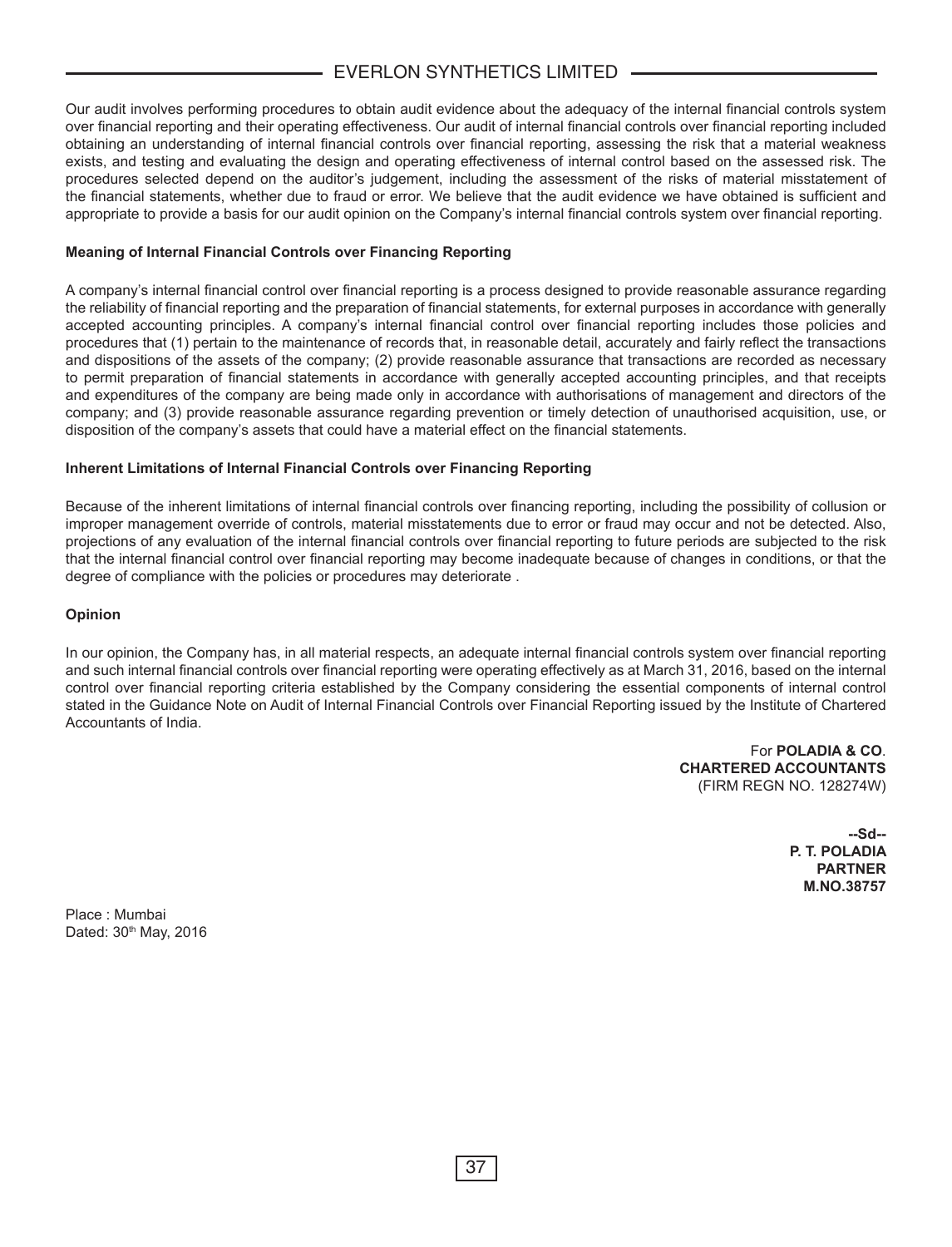Our audit involves performing procedures to obtain audit evidence about the adequacy of the internal financial controls system over financial reporting and their operating effectiveness. Our audit of internal financial controls over financial reporting included obtaining an understanding of internal financial controls over financial reporting, assessing the risk that a material weakness exists, and testing and evaluating the design and operating effectiveness of internal control based on the assessed risk. The procedures selected depend on the auditor's judgement, including the assessment of the risks of material misstatement of the financial statements, whether due to fraud or error. We believe that the audit evidence we have obtained is sufficient and appropriate to provide a basis for our audit opinion on the Company's internal financial controls system over financial reporting.

**Meaning of Internal Financial Controls over Financing Reporting**

A company's internal financial control over financial reporting is a process designed to provide reasonable assurance regarding the reliability of financial reporting and the preparation of financial statements, for external purposes in accordance with generally accepted accounting principles. A company's internal financial control over financial reporting includes those policies and procedures that (1) pertain to the maintenance of records that, in reasonable detail, accurately and fairly reflect the transactions and dispositions of the assets of the company; (2) provide reasonable assurance that transactions are recorded as necessary to permit preparation of financial statements in accordance with generally accepted accounting principles, and that receipts and expenditures of the company are being made only in accordance with authorisations of management and directors of the company; and (3) provide reasonable assurance regarding prevention or timely detection of unauthorised acquisition, use, or disposition of the company's assets that could have a material effect on the financial statements.

**Inherent Limitations of Internal Financial Controls over Financing Reporting**

Because of the inherent limitations of internal financial controls over financing reporting, including the possibility of collusion or improper management override of controls, material misstatements due to error or fraud may occur and not be detected. Also, projections of any evaluation of the internal financial controls over financial reporting to future periods are subjected to the risk that the internal financial control over financial reporting may become inadequate because of changes in conditions, or that the degree of compliance with the policies or procedures may deteriorate .

**Opinion**

In our opinion, the Company has, in all material respects, an adequate internal financial controls system over financial reporting and such internal financial controls over financial reporting were operating effectively as at March 31, 2016, based on the internal control over financial reporting criteria established by the Company considering the essential components of internal control stated in the Guidance Note on Audit of Internal Financial Controls over Financial Reporting issued by the Institute of Chartered Accountants of India.

For **POLADIA & CO**.
**CHARTERED ACCOUNTANTS**
(FIRM REGN NO. 128274W)

**--Sd--**
**P. T. POLADIA**
**PARTNER**
**M.NO.38757**

Place : Mumbai
Dated: 30th May, 2016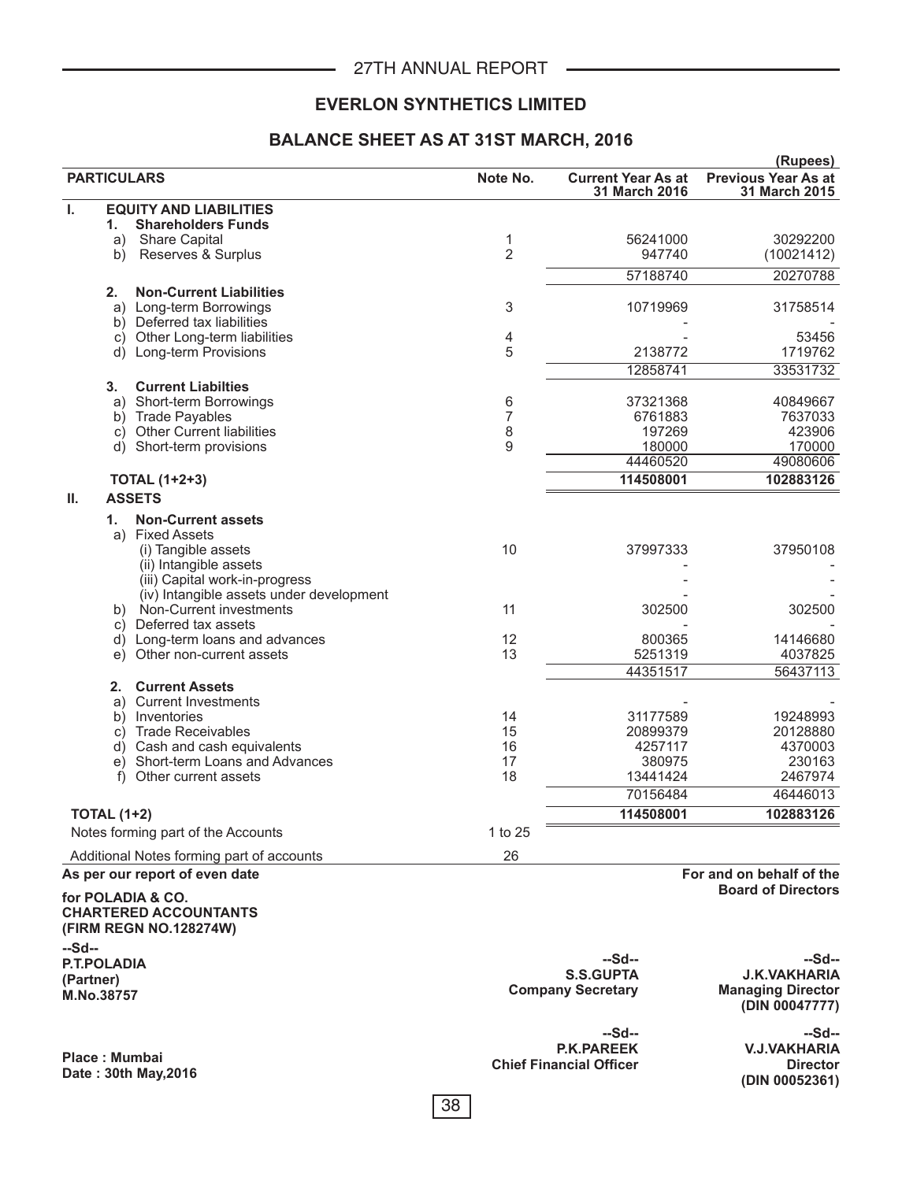## EVERLON SYNTHETICS LIMITED

## BALANCE SHEET AS AT 31ST MARCH, 2016

(Rupees)

| PARTICULARS | Note No. | Current Year As at 31 March 2016 | Previous Year As at 31 March 2015 |
|---|---|---|---|
| **I. EQUITY AND LIABILITIES** | | | |
| **1. Shareholders Funds** | | | |
| a) Share Capital | 1 | 56241000 | 30292200 |
| b) Reserves & Surplus | 2 | 947740 | (10021412) |
| | | 57188740 | 20270788 |
| **2. Non-Current Liabilities** | | | |
| a) Long-term Borrowings | 3 | 10719969 | 31758514 |
| b) Deferred tax liabilities | | - | - |
| c) Other Long-term liabilities | 4 | - | 53456 |
| d) Long-term Provisions | 5 | 2138772 | 1719762 |
| | | 12858741 | 33531732 |
| **3. Current Liabilties** | | | |
| a) Short-term Borrowings | 6 | 37321368 | 40849667 |
| b) Trade Payables | 7 | 6761883 | 7637033 |
| c) Other Current liabilities | 8 | 197269 | 423906 |
| d) Short-term provisions | 9 | 180000 | 170000 |
| | | 44460520 | 49080606 |
| **TOTAL (1+2+3)** | | **114508001** | **102883126** |
| **II. ASSETS** | | | |
| **1. Non-Current assets** | | | |
| a) Fixed Assets | | | |
| (i) Tangible assets | 10 | 37997333 | 37950108 |
| (ii) Intangible assets | | - | - |
| (iii) Capital work-in-progress | | - | - |
| (iv) Intangible assets under development | | - | - |
| b) Non-Current investments | 11 | 302500 | 302500 |
| c) Deferred tax assets | | - | |
| d) Long-term loans and advances | 12 | 800365 | 14146680 |
| e) Other non-current assets | 13 | 5251319 | 4037825 |
| | | 44351517 | 56437113 |
| **2. Current Assets** | | | |
| a) Current Investments | | - | - |
| b) Inventories | 14 | 31177589 | 19248993 |
| c) Trade Receivables | 15 | 20899379 | 20128880 |
| d) Cash and cash equivalents | 16 | 4257117 | 4370003 |
| e) Short-term Loans and Advances | 17 | 380975 | 230163 |
| f) Other current assets | 18 | 13441424 | 2467974 |
| | | 70156484 | 46446013 |
| **TOTAL (1+2)** | | **114508001** | **102883126** |
| Notes forming part of the Accounts | 1 to 25 | | |
| Additional Notes forming part of accounts | 26 | | |

**As per our report of even date**

**for POLADIA & CO.**
**CHARTERED ACCOUNTANTS**
**(FIRM REGN NO.128274W)**

**--Sd--**
**P.T.POLADIA**
**(Partner)**
**M.No.38757**

**Place : Mumbai**
**Date : 30th May,2016**

**For and on behalf of the Board of Directors**

**--Sd--**
**S.S.GUPTA**
**Company Secretary**

**--Sd--**
**J.K.VAKHARIA**
**Managing Director**
**(DIN 00047777)**

**--Sd--**
**P.K.PAREEK**
**Chief Financial Officer**

**--Sd--**
**V.J.VAKHARIA**
**Director**
**(DIN 00052361)**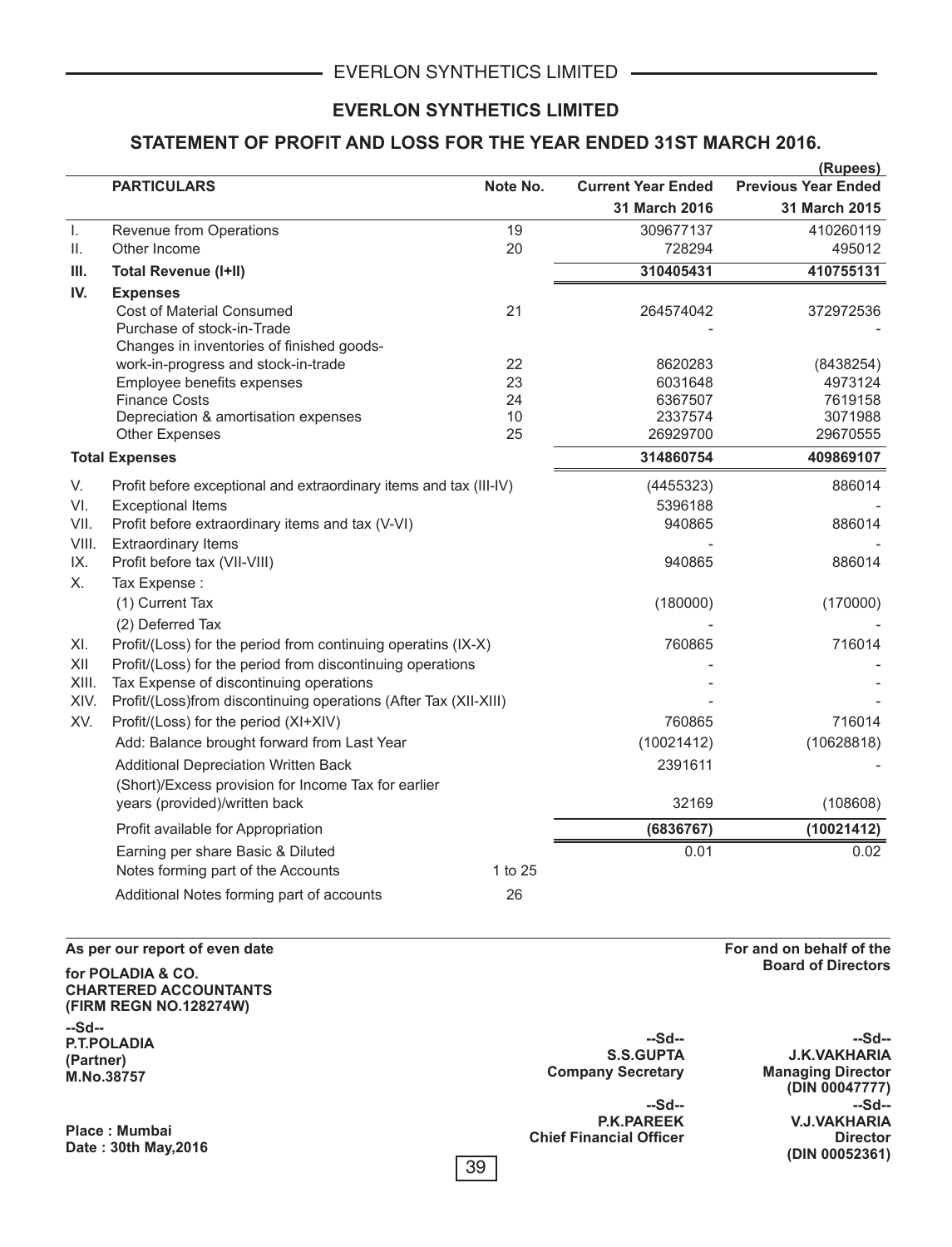# EVERLON SYNTHETICS LIMITED

## STATEMENT OF PROFIT AND LOSS FOR THE YEAR ENDED 31ST MARCH 2016.

(Rupees)

| | PARTICULARS | Note No. | Current Year Ended 31 March 2016 | Previous Year Ended 31 March 2015 |
|---|---|---|---|---|
| I. | Revenue from Operations | 19 | 309677137 | 410260119 |
| II. | Other Income | 20 | 728294 | 495012 |
| III. | **Total Revenue (I+II)** | | **310405431** | **410755131** |
| IV. | **Expenses** | | | |
| | Cost of Material Consumed | 21 | 264574042 | 372972536 |
| | Purchase of stock-in-Trade | | - | - |
| | Changes in inventories of finished goods-work-in-progress and stock-in-trade | 22 | 8620283 | (8438254) |
| | Employee benefits expenses | 23 | 6031648 | 4973124 |
| | Finance Costs | 24 | 6367507 | 7619158 |
| | Depreciation & amortisation expenses | 10 | 2337574 | 3071988 |
| | Other Expenses | 25 | 26929700 | 29670555 |
| | **Total Expenses** | | **314860754** | **409869107** |
| V. | Profit before exceptional and extraordinary items and tax (III-IV) | | (4455323) | 886014 |
| VI. | Exceptional Items | | 5396188 | - |
| VII. | Profit before extraordinary items and tax (V-VI) | | 940865 | 886014 |
| VIII. | Extraordinary Items | | - | - |
| IX. | Profit before tax (VII-VIII) | | 940865 | 886014 |
| X. | Tax Expense : | | | |
| | (1) Current Tax | | (180000) | (170000) |
| | (2) Deferred Tax | | - | - |
| XI. | Profit/(Loss) for the period from continuing operatins (IX-X) | | 760865 | 716014 |
| XII | Profit/(Loss) for the period from discontinuing operations | | - | - |
| XIII. | Tax Expense of discontinuing operations | | - | - |
| XIV. | Profit/(Loss)from discontinuing operations (After Tax (XII-XIII) | | - | - |
| XV. | Profit/(Loss) for the period (XI+XIV) | | 760865 | 716014 |
| | Add: Balance brought forward from Last Year | | (10021412) | (10628818) |
| | Additional Depreciation Written Back | | 2391611 | - |
| | (Short)/Excess provision for Income Tax for earlier years (provided)/written back | | 32169 | (108608) |
| | Profit available for Appropriation | | **(6836767)** | **(10021412)** |
| | Earning per share Basic & Diluted | | 0.01 | 0.02 |
| | Notes forming part of the Accounts | 1 to 25 | | |
| | Additional Notes forming part of accounts | 26 | | |

**As per our report of even date**

**for POLADIA & CO.**
**CHARTERED ACCOUNTANTS**
**(FIRM REGN NO.128274W)**

**--Sd--**
**P.T.POLADIA**
**(Partner)**
**M.No.38757**

**Place : Mumbai**
**Date : 30th May,2016**

**For and on behalf of the Board of Directors**

**--Sd--**
**S.S.GUPTA**
**Company Secretary**

**--Sd--**
**J.K.VAKHARIA**
**Managing Director**
**(DIN 00047777)**

**--Sd--**
**P.K.PAREEK**
**Chief Financial Officer**

**--Sd--**
**V.J.VAKHARIA**
**Director**
**(DIN 00052361)**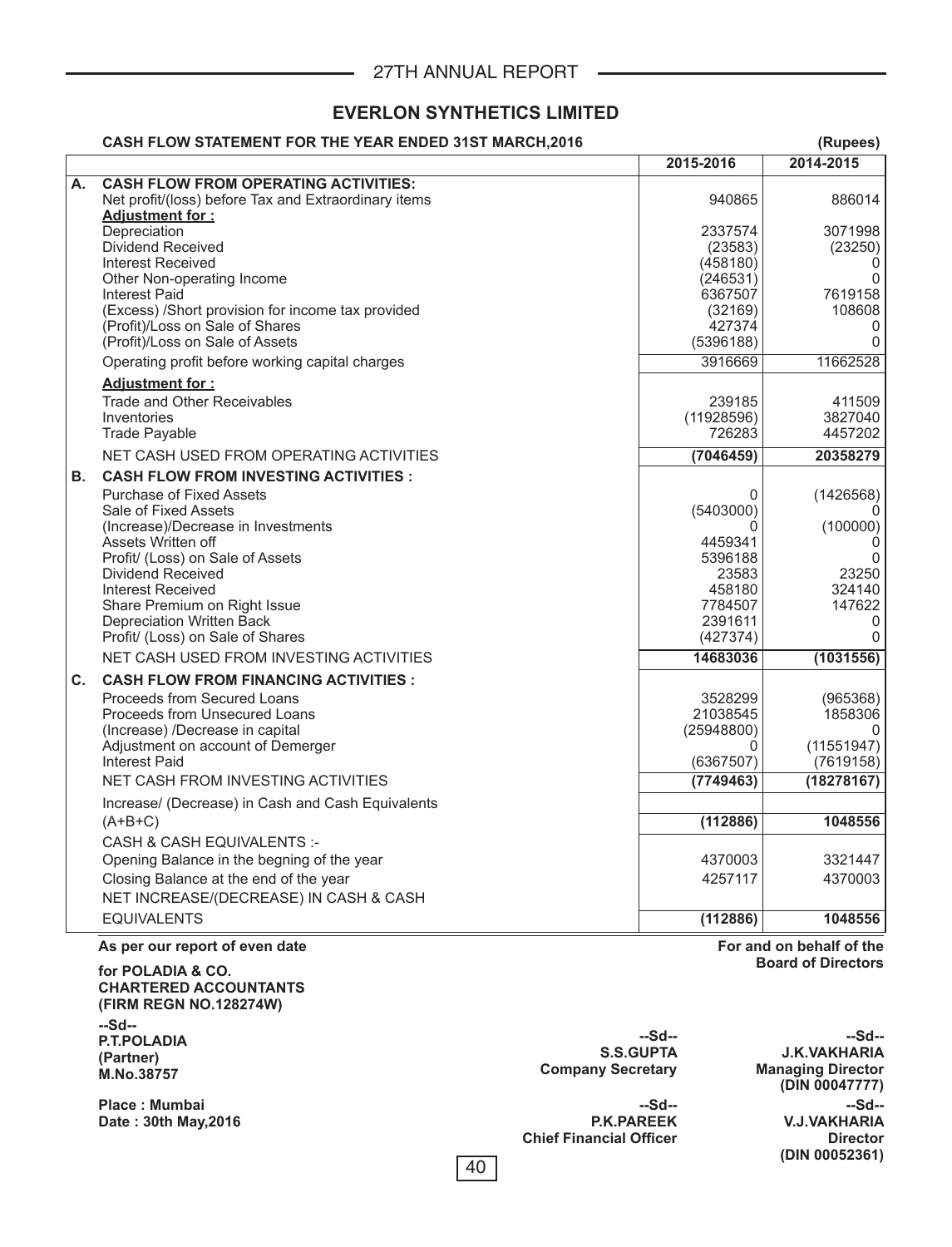## EVERLON SYNTHETICS LIMITED

**CASH FLOW STATEMENT FOR THE YEAR ENDED 31ST MARCH,2016** **(Rupees)**

| | | 2015-2016 | 2014-2015 |
|---|---|---|---|
| **A.** | **CASH FLOW FROM OPERATING ACTIVITIES:** | | |
| | Net profit/(loss) before Tax and Extraordinary items | 940865 | 886014 |
| | **Adjustment for :** | | |
| | Depreciation | 2337574 | 3071998 |
| | Dividend Received | (23583) | (23250) |
| | Interest Received | (458180) | 0 |
| | Other Non-operating Income | (246531) | 0 |
| | Interest Paid | 6367507 | 7619158 |
| | (Excess) /Short provision for income tax provided | (32169) | 108608 |
| | (Profit)/Loss on Sale of Shares | 427374 | 0 |
| | (Profit)/Loss on Sale of Assets | (5396188) | 0 |
| | Operating profit before working capital charges | 3916669 | 11662528 |
| | **Adjustment for :** | | |
| | Trade and Other Receivables | 239185 | 411509 |
| | Inventories | (11928596) | 3827040 |
| | Trade Payable | 726283 | 4457202 |
| | NET CASH USED FROM OPERATING ACTIVITIES | **(7046459)** | **20358279** |
| **B.** | **CASH FLOW FROM INVESTING ACTIVITIES :** | | |
| | Purchase of Fixed Assets | 0 | (1426568) |
| | Sale of Fixed Assets | (5403000) | 0 |
| | (Increase)/Decrease in Investments | 0 | (100000) |
| | Assets Written off | 4459341 | 0 |
| | Profit/ (Loss) on Sale of Assets | 5396188 | 0 |
| | Dividend Received | 23583 | 23250 |
| | Interest Received | 458180 | 324140 |
| | Share Premium on Right Issue | 7784507 | 147622 |
| | Depreciation Written Back | 2391611 | 0 |
| | Profit/ (Loss) on Sale of Shares | (427374) | 0 |
| | NET CASH USED FROM INVESTING ACTIVITIES | **14683036** | **(1031556)** |
| **C.** | **CASH FLOW FROM FINANCING ACTIVITIES :** | | |
| | Proceeds from Secured Loans | 3528299 | (965368) |
| | Proceeds from Unsecured Loans | 21038545 | 1858306 |
| | (Increase) /Decrease in capital | (25948800) | 0 |
| | Adjustment on account of Demerger | 0 | (11551947) |
| | Interest Paid | (6367507) | (7619158) |
| | NET CASH FROM INVESTING ACTIVITIES | **(7749463)** | **(18278167)** |
| | Increase/ (Decrease) in Cash and Cash Equivalents | | |
| | (A+B+C) | **(112886)** | **1048556** |
| | CASH & CASH EQUIVALENTS :- | | |
| | Opening Balance in the begning of the year | 4370003 | 3321447 |
| | Closing Balance at the end of the year | 4257117 | 4370003 |
| | NET INCREASE/(DECREASE) IN CASH & CASH | | |
| | EQUIVALENTS | **(112886)** | **1048556** |

**As per our report of even date**

**for POLADIA & CO.**
**CHARTERED ACCOUNTANTS**
**(FIRM REGN NO.128274W)**

**--Sd--**
**P.T.POLADIA**
**(Partner)**
**M.No.38757**

**Place : Mumbai**
**Date : 30th May,2016**

**For and on behalf of the Board of Directors**

**--Sd--**
**S.S.GUPTA**
**Company Secretary**

**--Sd--**
**J.K.VAKHARIA**
**Managing Director**
**(DIN 00047777)**

**--Sd--**
**P.K.PAREEK**
**Chief Financial Officer**

**--Sd--**
**V.J.VAKHARIA**
**Director**
**(DIN 00052361)**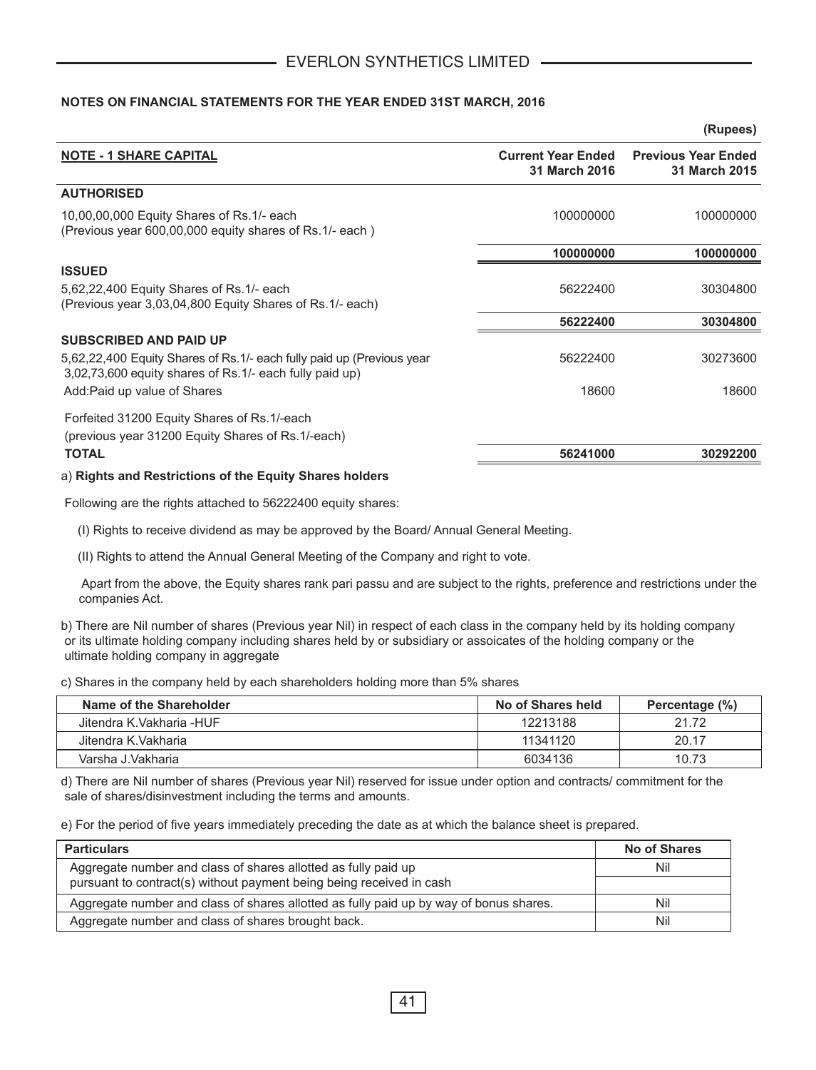**NOTES ON FINANCIAL STATEMENTS FOR THE YEAR ENDED 31ST MARCH, 2016**

(Rupees)

| NOTE - 1 SHARE CAPITAL | Current Year Ended 31 March 2016 | Previous Year Ended 31 March 2015 |
|---|---|---|
| **AUTHORISED** | | |
| 10,00,00,000 Equity Shares of Rs.1/- each (Previous year 600,00,000 equity shares of Rs.1/- each ) | 100000000 | 100000000 |
| | **100000000** | **100000000** |
| **ISSUED** | | |
| 5,62,22,400 Equity Shares of Rs.1/- each (Previous year 3,03,04,800 Equity Shares of Rs.1/- each) | 56222400 | 30304800 |
| | **56222400** | **30304800** |
| **SUBSCRIBED AND PAID UP** | | |
| 5,62,22,400 Equity Shares of Rs.1/- each fully paid up (Previous year 3,02,73,600 equity shares of Rs.1/- each fully paid up) | 56222400 | 30273600 |
| Add:Paid up value of Shares | 18600 | 18600 |
| Forfeited 31200 Equity Shares of Rs.1/-each (previous year 31200 Equity Shares of Rs.1/-each) | | |
| **TOTAL** | **56241000** | **30292200** |

a) **Rights and Restrictions of the Equity Shares holders**

Following are the rights attached to 56222400 equity shares:

(I) Rights to receive dividend as may be approved by the Board/ Annual General Meeting.

(II) Rights to attend the Annual General Meeting of the Company and right to vote.

Apart from the above, the Equity shares rank pari passu and are subject to the rights, preference and restrictions under the companies Act.

b) There are Nil number of shares (Previous year Nil) in respect of each class in the company held by its holding company or its ultimate holding company including shares held by or subsidiary or assoicates of the holding company or the ultimate holding company in aggregate

c) Shares in the company held by each shareholders holding more than 5% shares

| Name of the Shareholder | No of Shares held | Percentage (%) |
|---|---|---|
| Jitendra K.Vakharia -HUF | 12213188 | 21.72 |
| Jitendra K.Vakharia | 11341120 | 20.17 |
| Varsha J.Vakharia | 6034136 | 10.73 |

d) There are Nil number of shares (Previous year Nil) reserved for issue under option and contracts/ commitment for the sale of shares/disinvestment including the terms and amounts.

e) For the period of five years immediately preceding the date as at which the balance sheet is prepared.

| Particulars | No of Shares |
|---|---|
| Aggregate number and class of shares allotted as fully paid up pursuant to contract(s) without payment being being received in cash | Nil |
| Aggregate number and class of shares allotted as fully paid up by way of bonus shares. | Nil |
| Aggregate number and class of shares brought back. | Nil |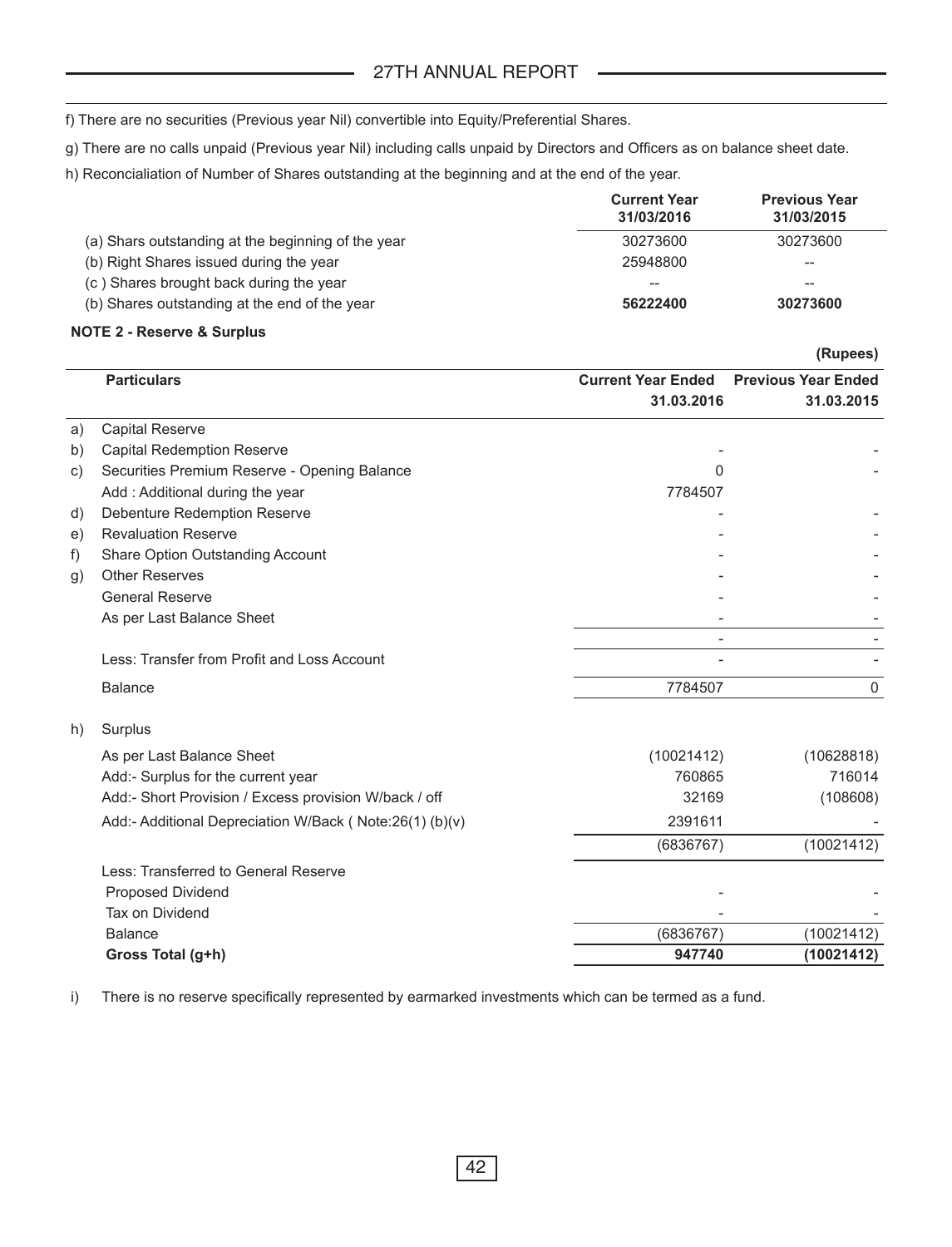f) There are no securities (Previous year Nil) convertible into Equity/Preferential Shares.

g) There are no calls unpaid (Previous year Nil) including calls unpaid by Directors and Officers as on balance sheet date.

h) Reconcialiation of Number of Shares outstanding at the beginning and at the end of the year.

| | Current Year 31/03/2016 | Previous Year 31/03/2015 |
|---|---|---|
| (a) Shars outstanding at the beginning of the year | 30273600 | 30273600 |
| (b) Right Shares issued during the year | 25948800 | -- |
| (c ) Shares brought back during the year | -- | -- |
| (b) Shares outstanding at the end of the year | **56222400** | **30273600** |

**NOTE 2 - Reserve & Surplus**

**(Rupees)**

| | Particulars | Current Year Ended 31.03.2016 | Previous Year Ended 31.03.2015 |
|---|---|---|---|
| a) | Capital Reserve | | |
| b) | Capital Redemption Reserve | - | - |
| c) | Securities Premium Reserve - Opening Balance | 0 | - |
| | Add : Additional during the year | 7784507 | |
| d) | Debenture Redemption Reserve | - | - |
| e) | Revaluation Reserve | - | - |
| f) | Share Option Outstanding Account | - | - |
| g) | Other Reserves | - | - |
| | General Reserve | - | - |
| | As per Last Balance Sheet | - | - |
| | | - | - |
| | Less: Transfer from Profit and Loss Account | - | - |
| | Balance | 7784507 | 0 |
| h) | Surplus | | |
| | As per Last Balance Sheet | (10021412) | (10628818) |
| | Add:- Surplus for the current year | 760865 | 716014 |
| | Add:- Short Provision / Excess provision W/back / off | 32169 | (108608) |
| | Add:- Additional Depreciation W/Back ( Note:26(1) (b)(v) | 2391611 | - |
| | | (6836767) | (10021412) |
| | Less: Transferred to General Reserve | | |
| | Proposed Dividend | - | - |
| | Tax on Dividend | - | - |
| | Balance | (6836767) | (10021412) |
| | **Gross Total (g+h)** | **947740** | **(10021412)** |

i) There is no reserve specifically represented by earmarked investments which can be termed as a fund.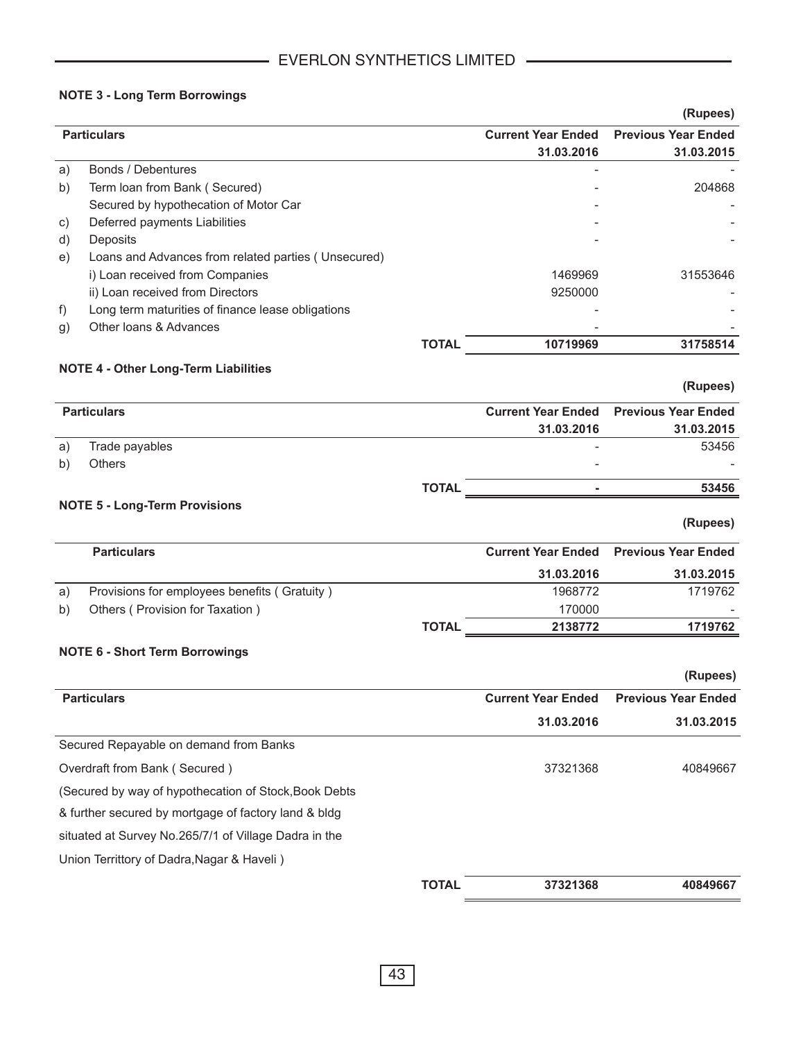### NOTE 3 - Long Term Borrowings

(Rupees)

| | Particulars | | Current Year Ended 31.03.2016 | Previous Year Ended 31.03.2015 |
|---|---|---|---|---|
| a) | Bonds / Debentures | | - | - |
| b) | Term loan from Bank ( Secured) | | - | 204868 |
| | Secured by hypothecation of Motor Car | | - | - |
| c) | Deferred payments Liabilities | | - | - |
| d) | Deposits | | - | - |
| e) | Loans and Advances from related parties ( Unsecured) | | | |
| | i) Loan received from Companies | | 1469969 | 31553646 |
| | ii) Loan received from Directors | | 9250000 | - |
| f) | Long term maturities of finance lease obligations | | - | - |
| g) | Other loans & Advances | | - | - |
| | | **TOTAL** | **10719969** | **31758514** |

### NOTE 4 - Other Long-Term Liabilities

(Rupees)

| | Particulars | | Current Year Ended 31.03.2016 | Previous Year Ended 31.03.2015 |
|---|---|---|---|---|
| a) | Trade payables | | - | 53456 |
| b) | Others | | - | - |
| | | **TOTAL** | **-** | **53456** |

### NOTE 5 - Long-Term Provisions

(Rupees)

| | Particulars | | Current Year Ended 31.03.2016 | Previous Year Ended 31.03.2015 |
|---|---|---|---|---|
| a) | Provisions for employees benefits ( Gratuity ) | | 1968772 | 1719762 |
| b) | Others ( Provision for Taxation ) | | 170000 | - |
| | | **TOTAL** | **2138772** | **1719762** |

### NOTE 6 - Short Term Borrowings

(Rupees)

| Particulars | | Current Year Ended 31.03.2016 | Previous Year Ended 31.03.2015 |
|---|---|---|---|
| Secured Repayable on demand from Banks | | | |
| Overdraft from Bank ( Secured ) | | 37321368 | 40849667 |
| (Secured by way of hypothecation of Stock,Book Debts & further secured by mortgage of factory land & bldg situated at Survey No.265/7/1 of Village Dadra in the Union Territtory of Dadra,Nagar & Haveli ) | | | |
| | **TOTAL** | **37321368** | **40849667** |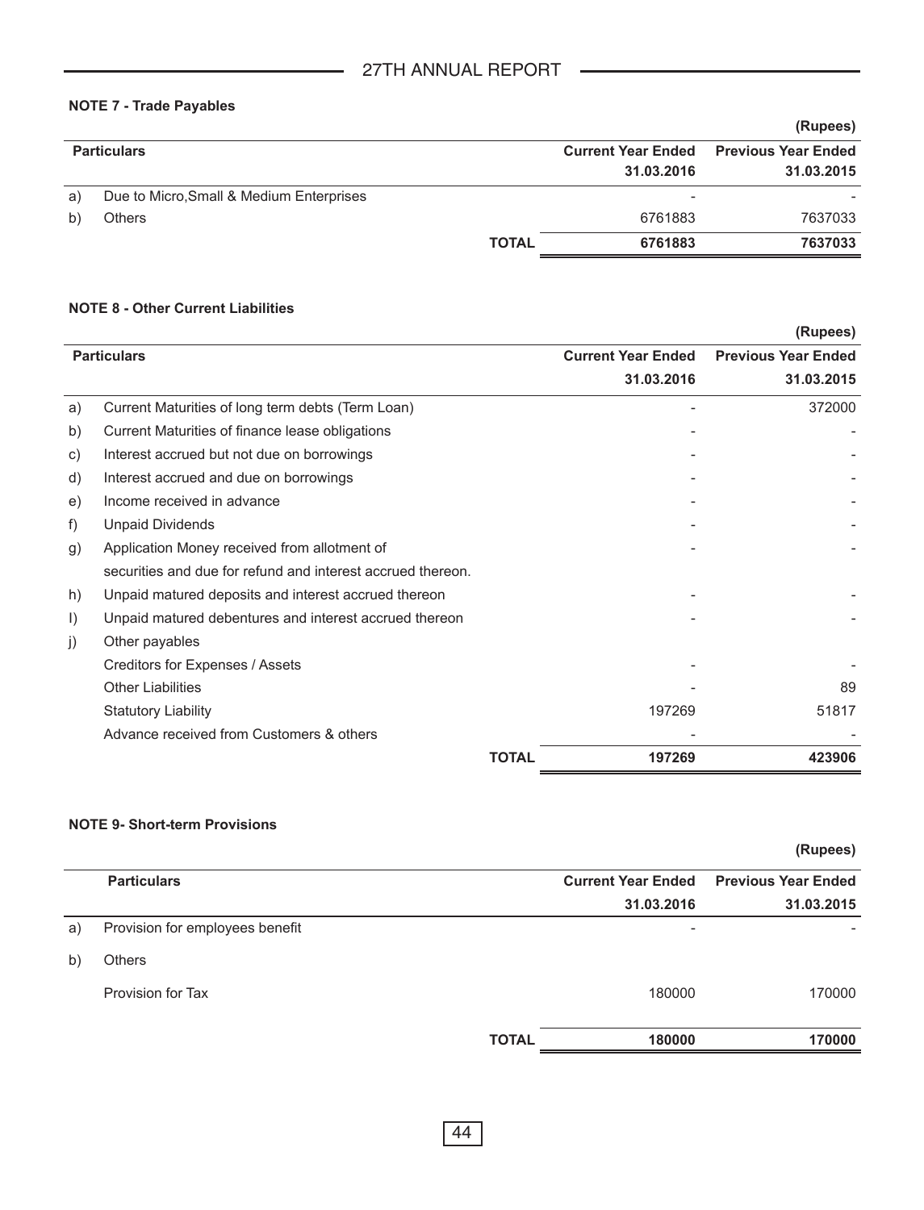### NOTE 7 - Trade Payables

(Rupees)

| | Particulars | Current Year Ended 31.03.2016 | Previous Year Ended 31.03.2015 |
|---|---|---|---|
| a) | Due to Micro,Small & Medium Enterprises | - | - |
| b) | Others | 6761883 | 7637033 |
| | **TOTAL** | **6761883** | **7637033** |

### NOTE 8 - Other Current Liabilities

(Rupees)

| | Particulars | Current Year Ended 31.03.2016 | Previous Year Ended 31.03.2015 |
|---|---|---|---|
| a) | Current Maturities of long term debts (Term Loan) | - | 372000 |
| b) | Current Maturities of finance lease obligations | - | - |
| c) | Interest accrued but not due on borrowings | - | - |
| d) | Interest accrued and due on borrowings | - | - |
| e) | Income received in advance | - | - |
| f) | Unpaid Dividends | - | - |
| g) | Application Money received from allotment of securities and due for refund and interest accrued thereon. | - | - |
| h) | Unpaid matured deposits and interest accrued thereon | - | - |
| I) | Unpaid matured debentures and interest accrued thereon | - | - |
| j) | Other payables | | |
| | Creditors for Expenses / Assets | - | - |
| | Other Liabilities | - | 89 |
| | Statutory Liability | 197269 | 51817 |
| | Advance received from Customers & others | - | - |
| | **TOTAL** | **197269** | **423906** |

### NOTE 9- Short-term Provisions

(Rupees)

| | Particulars | Current Year Ended 31.03.2016 | Previous Year Ended 31.03.2015 |
|---|---|---|---|
| a) | Provision for employees benefit | - | - |
| b) | Others | | |
| | Provision for Tax | 180000 | 170000 |
| | **TOTAL** | **180000** | **170000** |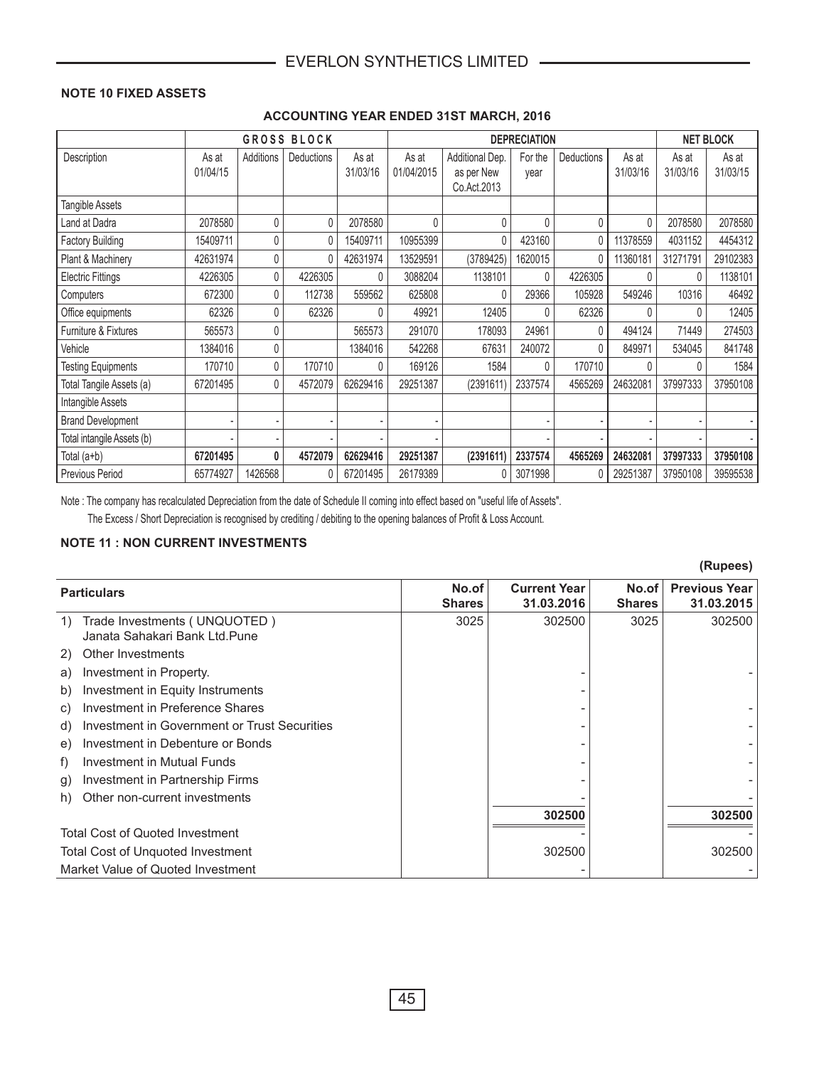## NOTE 10 FIXED ASSETS

### ACCOUNTING YEAR ENDED 31ST MARCH, 2016

| | GROSS BLOCK | | | | DEPRECIATION | | | | | NET BLOCK | |
|---|---|---|---|---|---|---|---|---|---|---|---|
| Description | As at 01/04/15 | Additions | Deductions | As at 31/03/16 | As at 01/04/2015 | Additional Dep. as per New Co.Act.2013 | For the year | Deductions | As at 31/03/16 | As at 31/03/16 | As at 31/03/15 |
| Tangible Assets | | | | | | | | | | | |
| Land at Dadra | 2078580 | 0 | 0 | 2078580 | 0 | 0 | 0 | 0 | 0 | 2078580 | 2078580 |
| Factory Building | 15409711 | 0 | 0 | 15409711 | 10955399 | 0 | 423160 | 0 | 11378559 | 4031152 | 4454312 |
| Plant & Machinery | 42631974 | 0 | 0 | 42631974 | 13529591 | (3789425) | 1620015 | 0 | 11360181 | 31271791 | 29102383 |
| Electric Fittings | 4226305 | 0 | 4226305 | 0 | 3088204 | 1138101 | 0 | 4226305 | 0 | 0 | 1138101 |
| Computers | 672300 | 0 | 112738 | 559562 | 625808 | 0 | 29366 | 105928 | 549246 | 10316 | 46492 |
| Office equipments | 62326 | 0 | 62326 | 0 | 49921 | 12405 | 0 | 62326 | 0 | 0 | 12405 |
| Furniture & Fixtures | 565573 | 0 | | 565573 | 291070 | 178093 | 24961 | 0 | 494124 | 71449 | 274503 |
| Vehicle | 1384016 | 0 | | 1384016 | 542268 | 67631 | 240072 | 0 | 849971 | 534045 | 841748 |
| Testing Equipments | 170710 | 0 | 170710 | 0 | 169126 | 1584 | 0 | 170710 | 0 | 0 | 1584 |
| Total Tangile Assets (a) | 67201495 | 0 | 4572079 | 62629416 | 29251387 | (2391611) | 2337574 | 4565269 | 24632081 | 37997333 | 37950108 |
| Intangible Assets | | | | | | | | | | | |
| Brand Development | - | - | - | - | - | | - | - | - | - | - |
| Total intangile Assets (b) | - | - | - | - | - | | - | - | - | - | - |
| **Total (a+b)** | **67201495** | **0** | **4572079** | **62629416** | **29251387** | **(2391611)** | **2337574** | **4565269** | **24632081** | **37997333** | **37950108** |
| Previous Period | 65774927 | 1426568 | 0 | 67201495 | 26179389 | 0 | 3071998 | 0 | 29251387 | 37950108 | 39595538 |

Note : The company has recalculated Depreciation from the date of Schedule II coming into effect based on "useful life of Assets".
The Excess / Short Depreciation is recognised by crediting / debiting to the opening balances of Profit & Loss Account.

## NOTE 11 : NON CURRENT INVESTMENTS

**(Rupees)**

| Particulars | No.of Shares | Current Year 31.03.2016 | No.of Shares | Previous Year 31.03.2015 |
|---|---|---|---|---|
| 1) Trade Investments ( UNQUOTED ) Janata Sahakari Bank Ltd.Pune | 3025 | 302500 | 3025 | 302500 |
| 2) Other Investments | | | | |
| a) Investment in Property. | | - | | - |
| b) Investment in Equity Instruments | | - | | |
| c) Investment in Preference Shares | | - | | - |
| d) Investment in Government or Trust Securities | | - | | - |
| e) Investment in Debenture or Bonds | | - | | - |
| f) Investment in Mutual Funds | | - | | - |
| g) Investment in Partnership Firms | | - | | - |
| h) Other non-current investments | | - | | - |
| | | **302500** | | **302500** |
| Total Cost of Quoted Investment | | - | | - |
| Total Cost of Unquoted Investment | | 302500 | | 302500 |
| Market Value of Quoted Investment | | - | | - |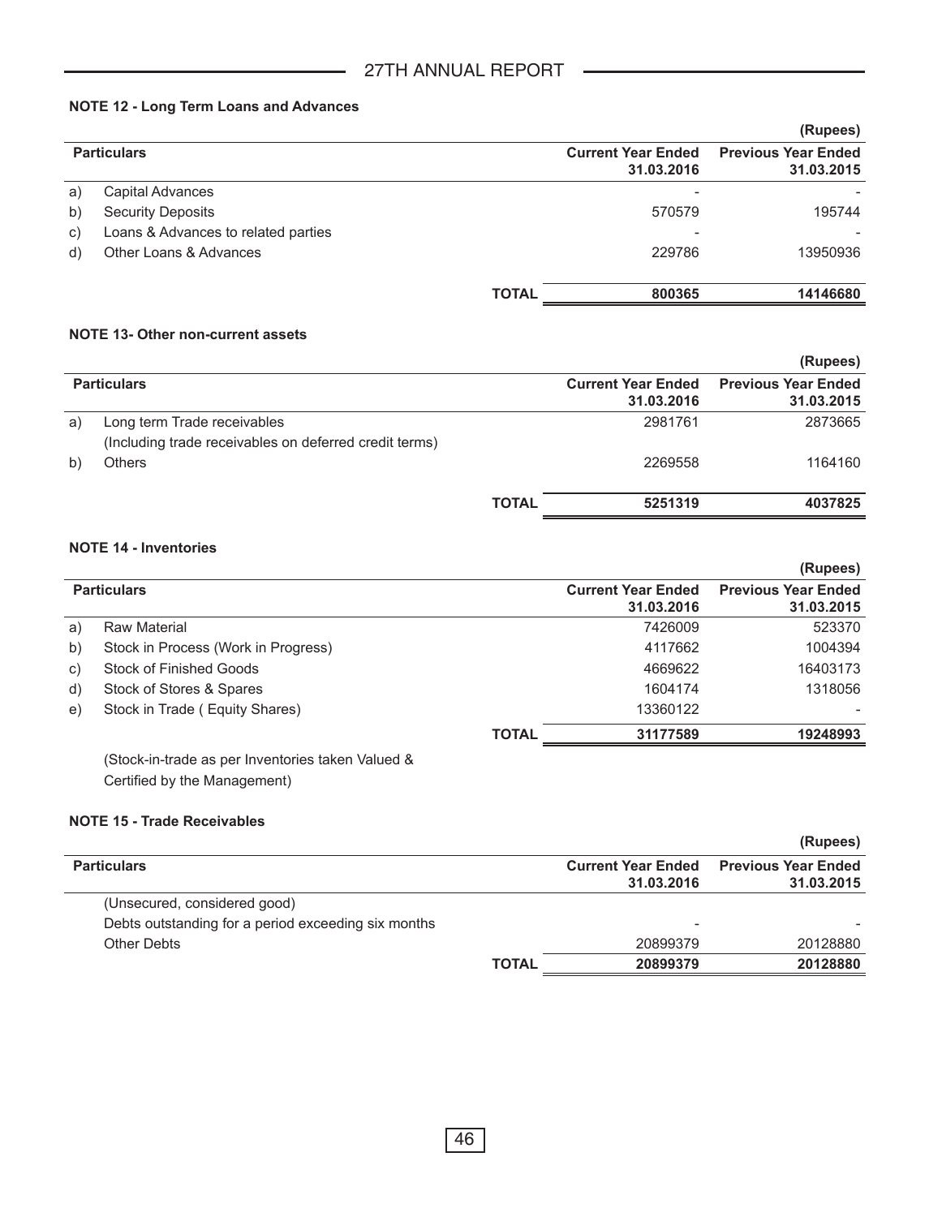### NOTE 12 - Long Term Loans and Advances

(Rupees)

| | Particulars | Current Year Ended 31.03.2016 | Previous Year Ended 31.03.2015 |
|---|---|---|---|
| a) | Capital Advances | - | - |
| b) | Security Deposits | 570579 | 195744 |
| c) | Loans & Advances to related parties | - | - |
| d) | Other Loans & Advances | 229786 | 13950936 |
| | **TOTAL** | **800365** | **14146680** |

### NOTE 13- Other non-current assets

(Rupees)

| | Particulars | Current Year Ended 31.03.2016 | Previous Year Ended 31.03.2015 |
|---|---|---|---|
| a) | Long term Trade receivables (Including trade receivables on deferred credit terms) | 2981761 | 2873665 |
| b) | Others | 2269558 | 1164160 |
| | **TOTAL** | **5251319** | **4037825** |

### NOTE 14 - Inventories

(Rupees)

| | Particulars | Current Year Ended 31.03.2016 | Previous Year Ended 31.03.2015 |
|---|---|---|---|
| a) | Raw Material | 7426009 | 523370 |
| b) | Stock in Process (Work in Progress) | 4117662 | 1004394 |
| c) | Stock of Finished Goods | 4669622 | 16403173 |
| d) | Stock of Stores & Spares | 1604174 | 1318056 |
| e) | Stock in Trade ( Equity Shares) | 13360122 | - |
| | **TOTAL** | **31177589** | **19248993** |

(Stock-in-trade as per Inventories taken Valued & Certified by the Management)

### NOTE 15 - Trade Receivables

(Rupees)

| Particulars | Current Year Ended 31.03.2016 | Previous Year Ended 31.03.2015 |
|---|---|---|
| (Unsecured, considered good) | | |
| Debts outstanding for a period exceeding six months | - | - |
| Other Debts | 20899379 | 20128880 |
| **TOTAL** | **20899379** | **20128880** |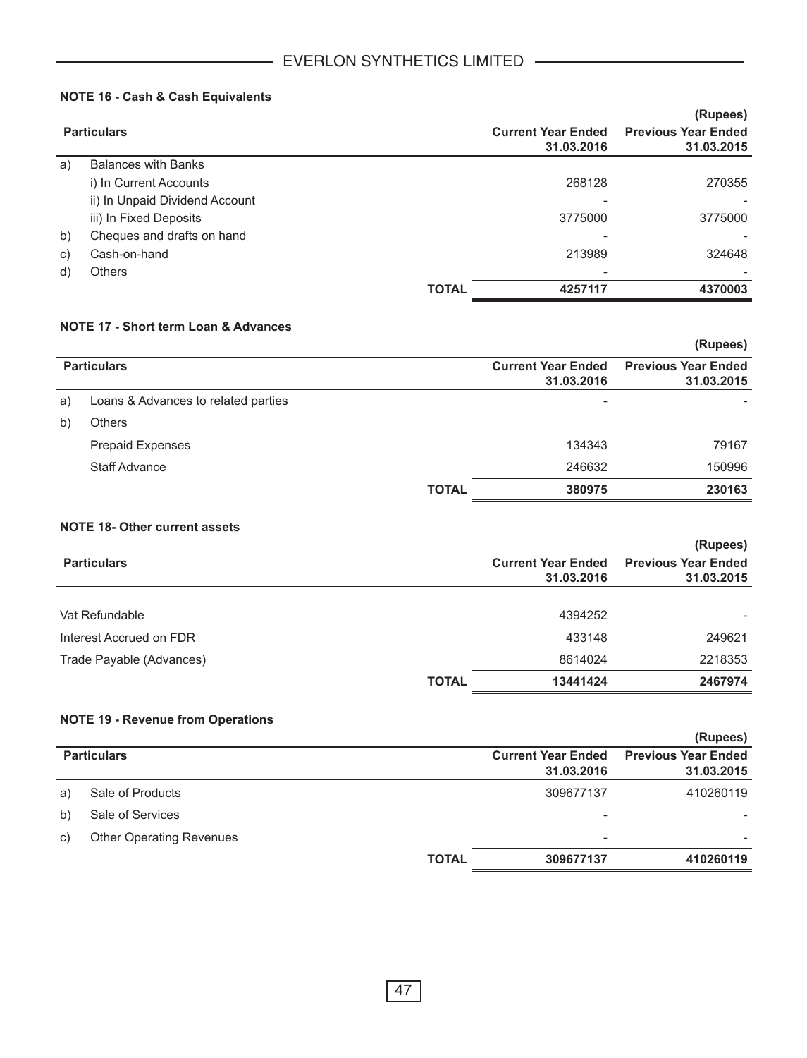### NOTE 16 - Cash & Cash Equivalents

(Rupees)

| | Particulars | | Current Year Ended 31.03.2016 | Previous Year Ended 31.03.2015 |
|---|---|---|---|---|
| a) | Balances with Banks | | | |
| | i) In Current Accounts | | 268128 | 270355 |
| | ii) In Unpaid Dividend Account | | - | - |
| | iii) In Fixed Deposits | | 3775000 | 3775000 |
| b) | Cheques and drafts on hand | | - | - |
| c) | Cash-on-hand | | 213989 | 324648 |
| d) | Others | | - | - |
| | | **TOTAL** | **4257117** | **4370003** |

### NOTE 17 - Short term Loan & Advances

(Rupees)

| | Particulars | | Current Year Ended 31.03.2016 | Previous Year Ended 31.03.2015 |
|---|---|---|---|---|
| a) | Loans & Advances to related parties | | - | - |
| b) | Others | | | |
| | Prepaid Expenses | | 134343 | 79167 |
| | Staff Advance | | 246632 | 150996 |
| | | **TOTAL** | **380975** | **230163** |

### NOTE 18- Other current assets

(Rupees)

| Particulars | | Current Year Ended 31.03.2016 | Previous Year Ended 31.03.2015 |
|---|---|---|---|
| Vat Refundable | | 4394252 | - |
| Interest Accrued on FDR | | 433148 | 249621 |
| Trade Payable (Advances) | | 8614024 | 2218353 |
| | **TOTAL** | **13441424** | **2467974** |

### NOTE 19 - Revenue from Operations

(Rupees)

| | Particulars | | Current Year Ended 31.03.2016 | Previous Year Ended 31.03.2015 |
|---|---|---|---|---|
| a) | Sale of Products | | 309677137 | 410260119 |
| b) | Sale of Services | | - | - |
| c) | Other Operating Revenues | | - | - |
| | | **TOTAL** | **309677137** | **410260119** |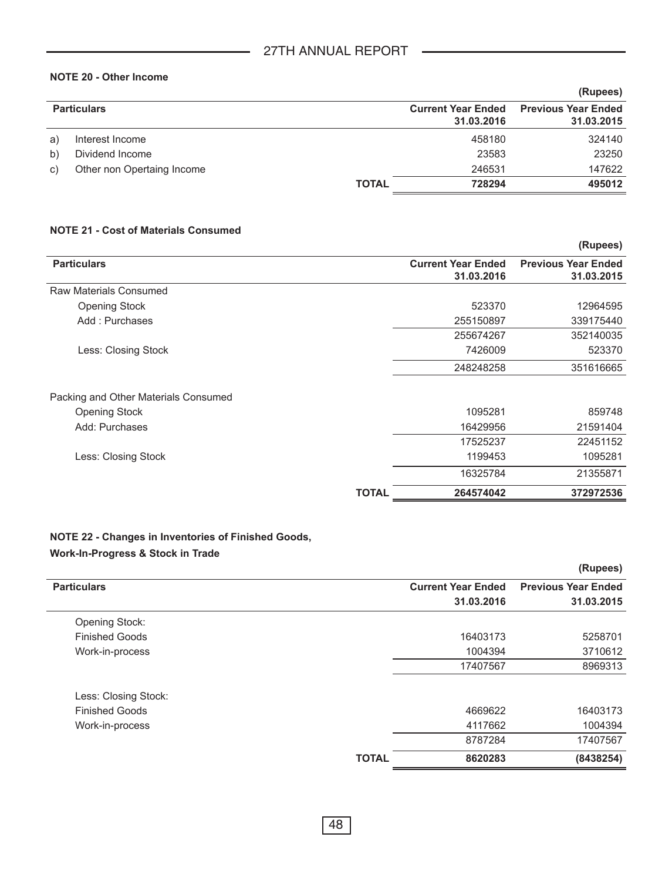**NOTE 20 - Other Income**

(Rupees)

| | Particulars | Current Year Ended 31.03.2016 | Previous Year Ended 31.03.2015 |
|---|---|---|---|
| a) | Interest Income | 458180 | 324140 |
| b) | Dividend Income | 23583 | 23250 |
| c) | Other non Opertaing Income | 246531 | 147622 |
| | **TOTAL** | **728294** | **495012** |

**NOTE 21 - Cost of Materials Consumed**

(Rupees)

| Particulars | Current Year Ended 31.03.2016 | Previous Year Ended 31.03.2015 |
|---|---|---|
| Raw Materials Consumed | | |
| Opening Stock | 523370 | 12964595 |
| Add : Purchases | 255150897 | 339175440 |
| | 255674267 | 352140035 |
| Less: Closing Stock | 7426009 | 523370 |
| | 248248258 | 351616665 |
| Packing and Other Materials Consumed | | |
| Opening Stock | 1095281 | 859748 |
| Add: Purchases | 16429956 | 21591404 |
| | 17525237 | 22451152 |
| Less: Closing Stock | 1199453 | 1095281 |
| | 16325784 | 21355871 |
| **TOTAL** | **264574042** | **372972536** |

**NOTE 22 - Changes in Inventories of Finished Goods, Work-In-Progress & Stock in Trade**

(Rupees)

| Particulars | Current Year Ended 31.03.2016 | Previous Year Ended 31.03.2015 |
|---|---|---|
| Opening Stock: | | |
| Finished Goods | 16403173 | 5258701 |
| Work-in-process | 1004394 | 3710612 |
| | 17407567 | 8969313 |
| Less: Closing Stock: | | |
| Finished Goods | 4669622 | 16403173 |
| Work-in-process | 4117662 | 1004394 |
| | 8787284 | 17407567 |
| **TOTAL** | **8620283** | **(8438254)** |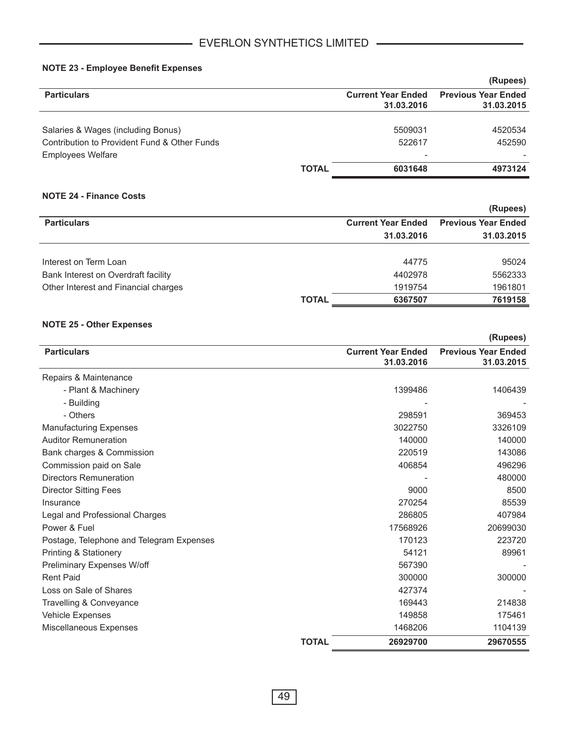### NOTE 23 - Employee Benefit Expenses

(Rupees)

| Particulars | | Current Year Ended 31.03.2016 | Previous Year Ended 31.03.2015 |
|---|---|---|---|
| Salaries & Wages (including Bonus) | | 5509031 | 4520534 |
| Contribution to Provident Fund & Other Funds | | 522617 | 452590 |
| Employees Welfare | | - | - |
| | **TOTAL** | **6031648** | **4973124** |

### NOTE 24 - Finance Costs

(Rupees)

| Particulars | | Current Year Ended 31.03.2016 | Previous Year Ended 31.03.2015 |
|---|---|---|---|
| Interest on Term Loan | | 44775 | 95024 |
| Bank Interest on Overdraft facility | | 4402978 | 5562333 |
| Other Interest and Financial charges | | 1919754 | 1961801 |
| | **TOTAL** | **6367507** | **7619158** |

### NOTE 25 - Other Expenses

(Rupees)

| Particulars | | Current Year Ended 31.03.2016 | Previous Year Ended 31.03.2015 |
|---|---|---|---|
| Repairs & Maintenance | | | |
| - Plant & Machinery | | 1399486 | 1406439 |
| - Building | | - | - |
| - Others | | 298591 | 369453 |
| Manufacturing Expenses | | 3022750 | 3326109 |
| Auditor Remuneration | | 140000 | 140000 |
| Bank charges & Commission | | 220519 | 143086 |
| Commission paid on Sale | | 406854 | 496296 |
| Directors Remuneration | | - | 480000 |
| Director Sitting Fees | | 9000 | 8500 |
| Insurance | | 270254 | 85539 |
| Legal and Professional Charges | | 286805 | 407984 |
| Power & Fuel | | 17568926 | 20699030 |
| Postage, Telephone and Telegram Expenses | | 170123 | 223720 |
| Printing & Stationery | | 54121 | 89961 |
| Preliminary Expenses W/off | | 567390 | - |
| Rent Paid | | 300000 | 300000 |
| Loss on Sale of Shares | | 427374 | - |
| Travelling & Conveyance | | 169443 | 214838 |
| Vehicle Expenses | | 149858 | 175461 |
| Miscellaneous Expenses | | 1468206 | 1104139 |
| | **TOTAL** | **26929700** | **29670555** |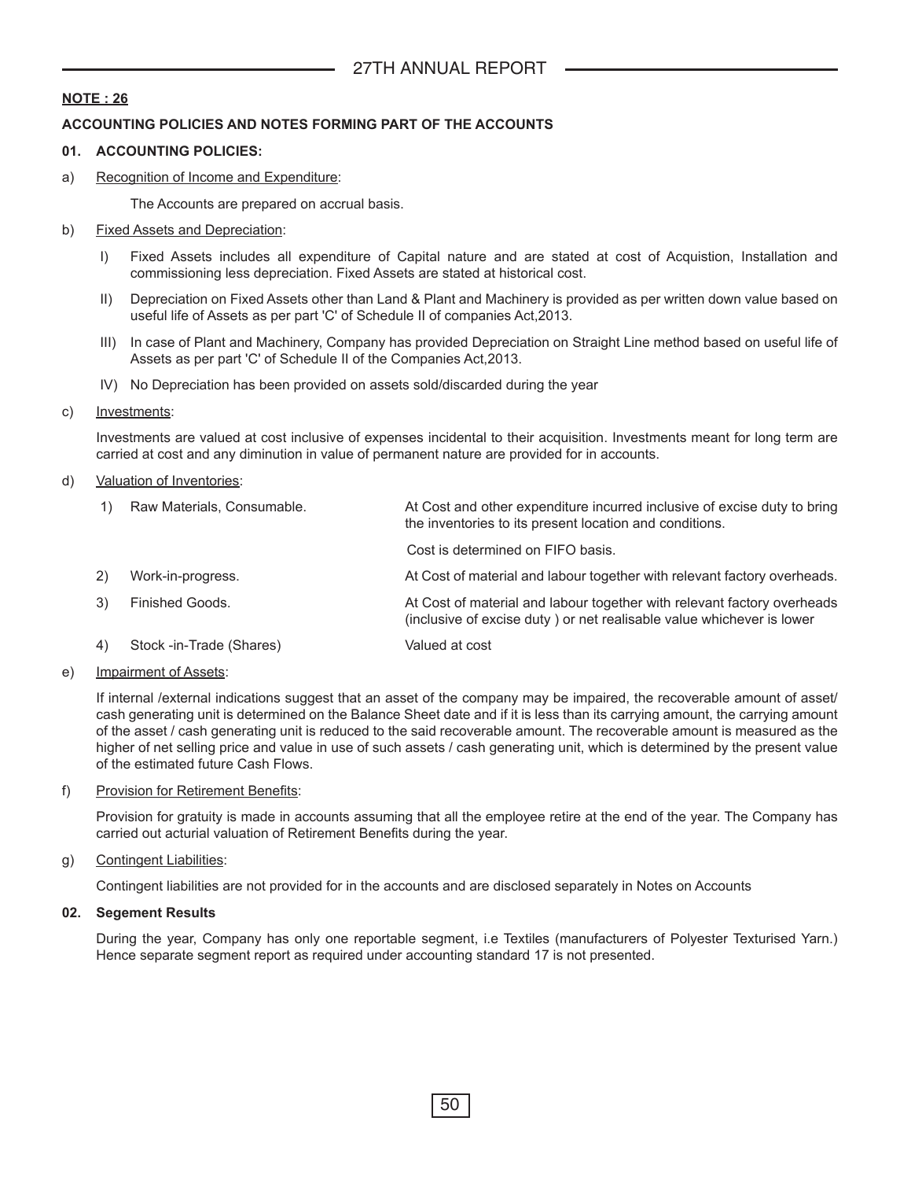**NOTE : 26**

**ACCOUNTING POLICIES AND NOTES FORMING PART OF THE ACCOUNTS**

**01. ACCOUNTING POLICIES:**

a) Recognition of Income and Expenditure:

The Accounts are prepared on accrual basis.

b) Fixed Assets and Depreciation:

I) Fixed Assets includes all expenditure of Capital nature and are stated at cost of Acquistion, Installation and commissioning less depreciation. Fixed Assets are stated at historical cost.

II) Depreciation on Fixed Assets other than Land & Plant and Machinery is provided as per written down value based on useful life of Assets as per part 'C' of Schedule II of companies Act,2013.

III) In case of Plant and Machinery, Company has provided Depreciation on Straight Line method based on useful life of Assets as per part 'C' of Schedule II of the Companies Act,2013.

IV) No Depreciation has been provided on assets sold/discarded during the year

c) Investments:

Investments are valued at cost inclusive of expenses incidental to their acquisition. Investments meant for long term are carried at cost and any diminution in value of permanent nature are provided for in accounts.

d) Valuation of Inventories:

| | | |
|---|---|---|
| 1) | Raw Materials, Consumable. | At Cost and other expenditure incurred inclusive of excise duty to bring the inventories to its present location and conditions. Cost is determined on FIFO basis. |
| 2) | Work-in-progress. | At Cost of material and labour together with relevant factory overheads. |
| 3) | Finished Goods. | At Cost of material and labour together with relevant factory overheads (inclusive of excise duty ) or net realisable value whichever is lower |
| 4) | Stock -in-Trade (Shares) | Valued at cost |

e) Impairment of Assets:

If internal /external indications suggest that an asset of the company may be impaired, the recoverable amount of asset/ cash generating unit is determined on the Balance Sheet date and if it is less than its carrying amount, the carrying amount of the asset / cash generating unit is reduced to the said recoverable amount. The recoverable amount is measured as the higher of net selling price and value in use of such assets / cash generating unit, which is determined by the present value of the estimated future Cash Flows.

f) Provision for Retirement Benefits:

Provision for gratuity is made in accounts assuming that all the employee retire at the end of the year. The Company has carried out acturial valuation of Retirement Benefits during the year.

g) Contingent Liabilities:

Contingent liabilities are not provided for in the accounts and are disclosed separately in Notes on Accounts

**02. Segement Results**

During the year, Company has only one reportable segment, i.e Textiles (manufacturers of Polyester Texturised Yarn.) Hence separate segment report as required under accounting standard 17 is not presented.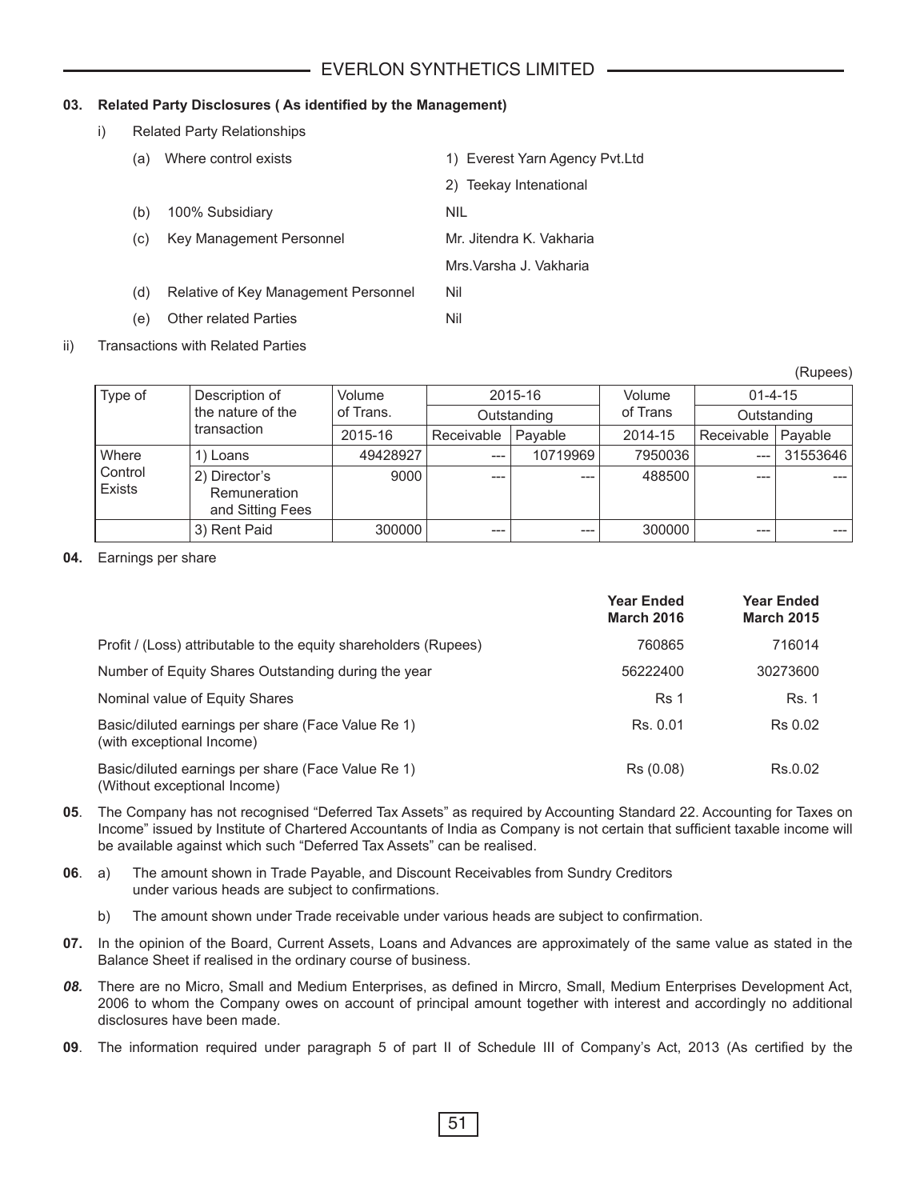**03. Related Party Disclosures ( As identified by the Management)**

i) Related Party Relationships

| | | |
|---|---|---|
| (a) | Where control exists | 1) Everest Yarn Agency Pvt.Ltd |
| | | 2) Teekay Intenational |
| (b) | 100% Subsidiary | NIL |
| (c) | Key Management Personnel | Mr. Jitendra K. Vakharia |
| | | Mrs.Varsha J. Vakharia |
| (d) | Relative of Key Management Personnel | Nil |
| (e) | Other related Parties | Nil |

ii) Transactions with Related Parties

(Rupees)

| Type of | Description of the nature of the transaction | Volume of Trans. | 2015-16 Outstanding | | Volume of Trans | 01-4-15 Outstanding | |
|---|---|---|---|---|---|---|---|
| | | 2015-16 | Receivable | Payable | 2014-15 | Receivable | Payable |
| Where Control Exists | 1) Loans | 49428927 | --- | 10719969 | 7950036 | --- | 31553646 |
| | 2) Director's Remuneration and Sitting Fees | 9000 | --- | --- | 488500 | --- | --- |
| | 3) Rent Paid | 300000 | --- | --- | 300000 | --- | --- |

**04.** Earnings per share

| | Year Ended March 2016 | Year Ended March 2015 |
|---|---|---|
| Profit / (Loss) attributable to the equity shareholders (Rupees) | 760865 | 716014 |
| Number of Equity Shares Outstanding during the year | 56222400 | 30273600 |
| Nominal value of Equity Shares | Rs 1 | Rs. 1 |
| Basic/diluted earnings per share (Face Value Re 1) (with exceptional Income) | Rs. 0.01 | Rs 0.02 |
| Basic/diluted earnings per share (Face Value Re 1) (Without exceptional Income) | Rs (0.08) | Rs.0.02 |

**05**. The Company has not recognised "Deferred Tax Assets" as required by Accounting Standard 22. Accounting for Taxes on Income" issued by Institute of Chartered Accountants of India as Company is not certain that sufficient taxable income will be available against which such "Deferred Tax Assets" can be realised.

**06**. a) The amount shown in Trade Payable, and Discount Receivables from Sundry Creditors under various heads are subject to confirmations.

b) The amount shown under Trade receivable under various heads are subject to confirmation.

**07.** In the opinion of the Board, Current Assets, Loans and Advances are approximately of the same value as stated in the Balance Sheet if realised in the ordinary course of business.

***08.*** There are no Micro, Small and Medium Enterprises, as defined in Mircro, Small, Medium Enterprises Development Act, 2006 to whom the Company owes on account of principal amount together with interest and accordingly no additional disclosures have been made.

**09**. The information required under paragraph 5 of part II of Schedule III of Company's Act, 2013 (As certified by the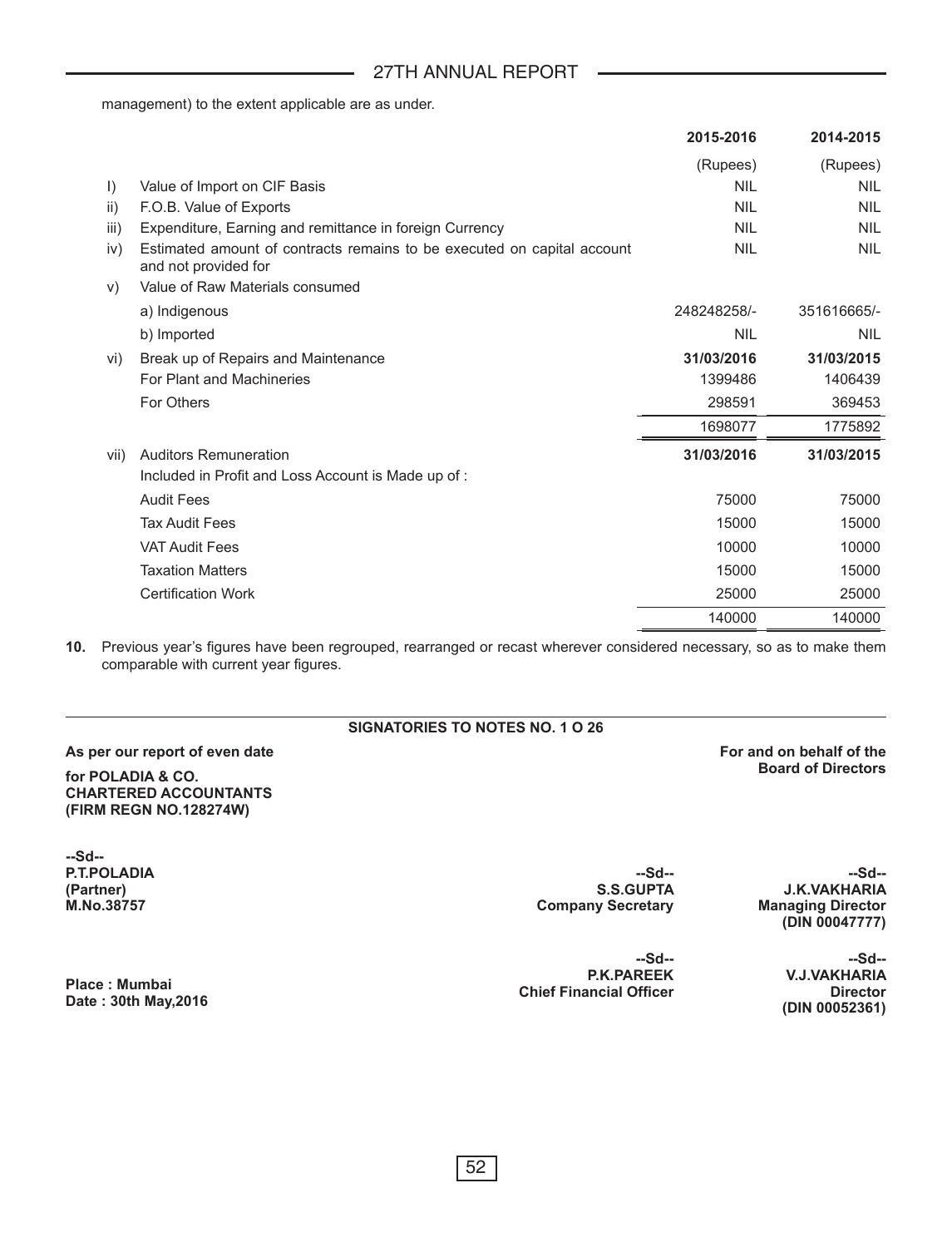management) to the extent applicable are as under.

| | | 2015-2016 | 2014-2015 |
|---|---|---|---|
| | | (Rupees) | (Rupees) |
| I) | Value of Import on CIF Basis | NIL | NIL |
| ii) | F.O.B. Value of Exports | NIL | NIL |
| iii) | Expenditure, Earning and remittance in foreign Currency | NIL | NIL |
| iv) | Estimated amount of contracts remains to be executed on capital account and not provided for | NIL | NIL |
| v) | Value of Raw Materials consumed | | |
| | a) Indigenous | 248248258/- | 351616665/- |
| | b) Imported | NIL | NIL |
| vi) | Break up of Repairs and Maintenance | **31/03/2016** | **31/03/2015** |
| | For Plant and Machineries | 1399486 | 1406439 |
| | For Others | 298591 | 369453 |
| | | 1698077 | 1775892 |
| vii) | Auditors Remuneration | **31/03/2016** | **31/03/2015** |
| | Included in Profit and Loss Account is Made up of : | | |
| | Audit Fees | 75000 | 75000 |
| | Tax Audit Fees | 15000 | 15000 |
| | VAT Audit Fees | 10000 | 10000 |
| | Taxation Matters | 15000 | 15000 |
| | Certification Work | 25000 | 25000 |
| | | 140000 | 140000 |

**10.** Previous year's figures have been regrouped, rearranged or recast wherever considered necessary, so as to make them comparable with current year figures.

**SIGNATORIES TO NOTES NO. 1 O 26**

**As per our report of even date**

**for POLADIA & CO.**
**CHARTERED ACCOUNTANTS**
**(FIRM REGN NO.128274W)**

**For and on behalf of the Board of Directors**

**--Sd--**
**P.T.POLADIA**
**(Partner)**
**M.No.38757**

**--Sd--**
**S.S.GUPTA**
**Company Secretary**

**--Sd--**
**J.K.VAKHARIA**
**Managing Director**
**(DIN 00047777)**

**Place : Mumbai**
**Date : 30th May,2016**

**--Sd--**
**P.K.PAREEK**
**Chief Financial Officer**

**--Sd--**
**V.J.VAKHARIA**
**Director**
**(DIN 00052361)**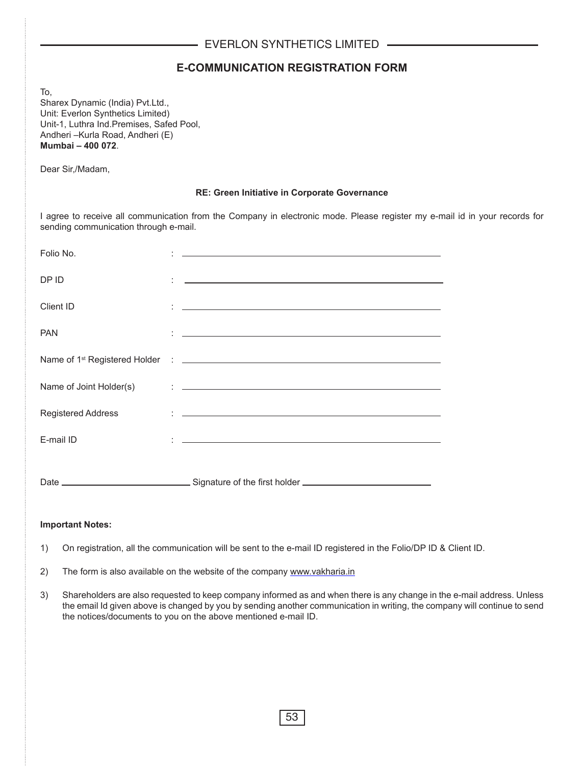EVERLON SYNTHETICS LIMITED

## E-COMMUNICATION REGISTRATION FORM

To,
Sharex Dynamic (India) Pvt.Ltd.,
Unit: Everlon Synthetics Limited)
Unit-1, Luthra Ind.Premises, Safed Pool,
Andheri –Kurla Road, Andheri (E)
**Mumbai – 400 072**.

Dear Sir,/Madam,

**RE: Green Initiative in Corporate Governance**

I agree to receive all communication from the Company in electronic mode. Please register my e-mail id in your records for sending communication through e-mail.

Folio No. : ____________________________________________

DP ID : ____________________________________________

Client ID : ____________________________________________

PAN : ____________________________________________

Name of 1st Registered Holder : ____________________________________________

Name of Joint Holder(s) : ____________________________________________

Registered Address : ____________________________________________

E-mail ID : ____________________________________________

Date ______________________ Signature of the first holder ______________________

**Important Notes:**

1) On registration, all the communication will be sent to the e-mail ID registered in the Folio/DP ID & Client ID.

2) The form is also available on the website of the company www.vakharia.in

3) Shareholders are also requested to keep company informed as and when there is any change in the e-mail address. Unless the email Id given above is changed by you by sending another communication in writing, the company will continue to send the notices/documents to you on the above mentioned e-mail ID.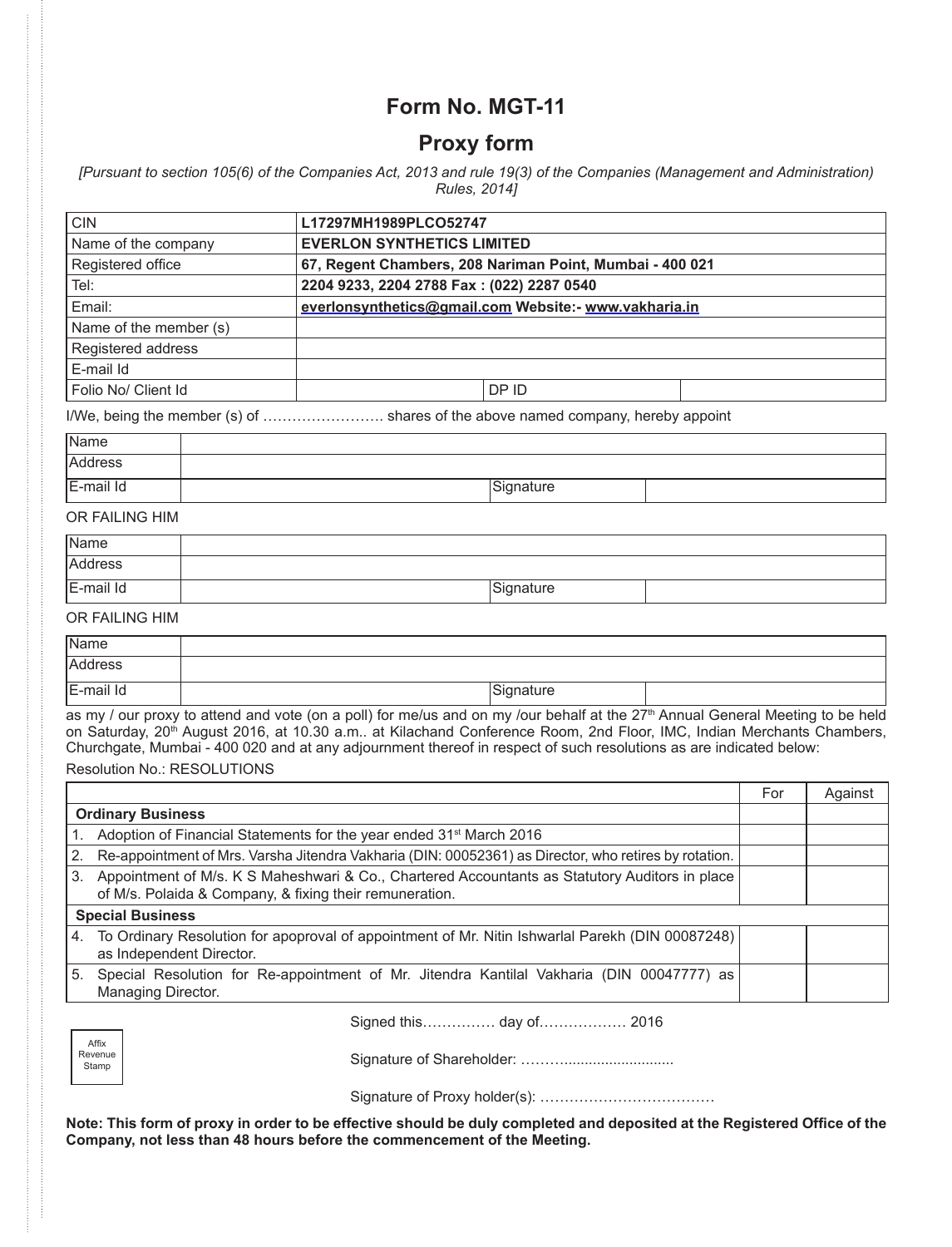# Form No. MGT-11

## Proxy form

*[Pursuant to section 105(6) of the Companies Act, 2013 and rule 19(3) of the Companies (Management and Administration) Rules, 2014]*

| CIN | L17297MH1989PLCO52747 | | |
|---|---|---|---|
| Name of the company | **EVERLON SYNTHETICS LIMITED** | | |
| Registered office | **67, Regent Chambers, 208 Nariman Point, Mumbai - 400 021** | | |
| Tel: | **2204 9233, 2204 2788 Fax : (022) 2287 0540** | | |
| Email: | **everlonsynthetics@gmail.com Website:- www.vakharia.in** | | |
| Name of the member (s) | | | |
| Registered address | | | |
| E-mail Id | | | |
| Folio No/ Client Id | | DP ID | |

I/We, being the member (s) of ……………………. shares of the above named company, hereby appoint

| Name | | | |
|---|---|---|---|
| Address | | | |
| E-mail Id | | Signature | |

OR FAILING HIM

| Name | | | |
|---|---|---|---|
| Address | | | |
| E-mail Id | | Signature | |

OR FAILING HIM

| Name | | | |
|---|---|---|---|
| Address | | | |
| E-mail Id | | Signature | |

as my / our proxy to attend and vote (on a poll) for me/us and on my /our behalf at the 27th Annual General Meeting to be held on Saturday, 20th August 2016, at 10.30 a.m.. at Kilachand Conference Room, 2nd Floor, IMC, Indian Merchants Chambers, Churchgate, Mumbai - 400 020 and at any adjournment thereof in respect of such resolutions as are indicated below:

Resolution No.: RESOLUTIONS

| | For | Against |
|---|---|---|
| **Ordinary Business** | | |
| 1. Adoption of Financial Statements for the year ended 31st March 2016 | | |
| 2. Re-appointment of Mrs. Varsha Jitendra Vakharia (DIN: 00052361) as Director, who retires by rotation. | | |
| 3. Appointment of M/s. K S Maheshwari & Co., Chartered Accountants as Statutory Auditors in place of M/s. Polaida & Company, & fixing their remuneration. | | |
| **Special Business** | | |
| 4. To Ordinary Resolution for apoproval of appointment of Mr. Nitin Ishwarlal Parekh (DIN 00087248) as Independent Director. | | |
| 5. Special Resolution for Re-appointment of Mr. Jitendra Kantilal Vakharia (DIN 00047777) as Managing Director. | | |

Signed this…………… day of……………… 2016

Affix Revenue Stamp

Signature of Shareholder: ……….........................

Signature of Proxy holder(s): ………………………………

**Note: This form of proxy in order to be effective should be duly completed and deposited at the Registered Office of the Company, not less than 48 hours before the commencement of the Meeting.**